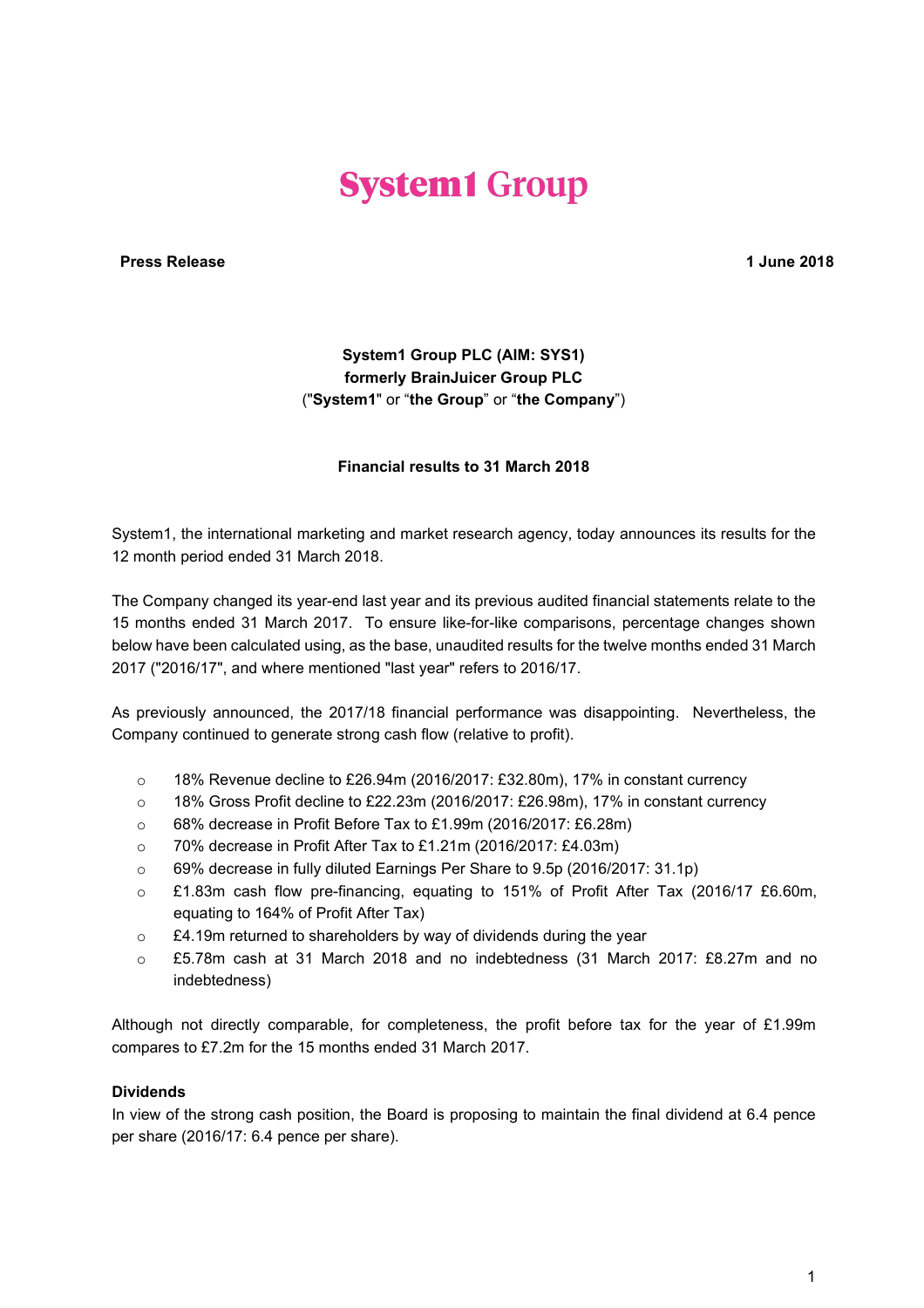# System1 Group

**Press Release** **1 June 2018**

**System1 Group PLC (AIM: SYS1)**
**formerly BrainJuicer Group PLC**
("**System1**" or "**the Group**" or "**the Company**")

**Financial results to 31 March 2018**

System1, the international marketing and market research agency, today announces its results for the 12 month period ended 31 March 2018.

The Company changed its year-end last year and its previous audited financial statements relate to the 15 months ended 31 March 2017. To ensure like-for-like comparisons, percentage changes shown below have been calculated using, as the base, unaudited results for the twelve months ended 31 March 2017 ("2016/17", and where mentioned "last year" refers to 2016/17.

As previously announced, the 2017/18 financial performance was disappointing. Nevertheless, the Company continued to generate strong cash flow (relative to profit).

- 18% Revenue decline to £26.94m (2016/2017: £32.80m), 17% in constant currency
- 18% Gross Profit decline to £22.23m (2016/2017: £26.98m), 17% in constant currency
- 68% decrease in Profit Before Tax to £1.99m (2016/2017: £6.28m)
- 70% decrease in Profit After Tax to £1.21m (2016/2017: £4.03m)
- 69% decrease in fully diluted Earnings Per Share to 9.5p (2016/2017: 31.1p)
- £1.83m cash flow pre-financing, equating to 151% of Profit After Tax (2016/17 £6.60m, equating to 164% of Profit After Tax)
- £4.19m returned to shareholders by way of dividends during the year
- £5.78m cash at 31 March 2018 and no indebtedness (31 March 2017: £8.27m and no indebtedness)

Although not directly comparable, for completeness, the profit before tax for the year of £1.99m compares to £7.2m for the 15 months ended 31 March 2017.

### Dividends

In view of the strong cash position, the Board is proposing to maintain the final dividend at 6.4 pence per share (2016/17: 6.4 pence per share).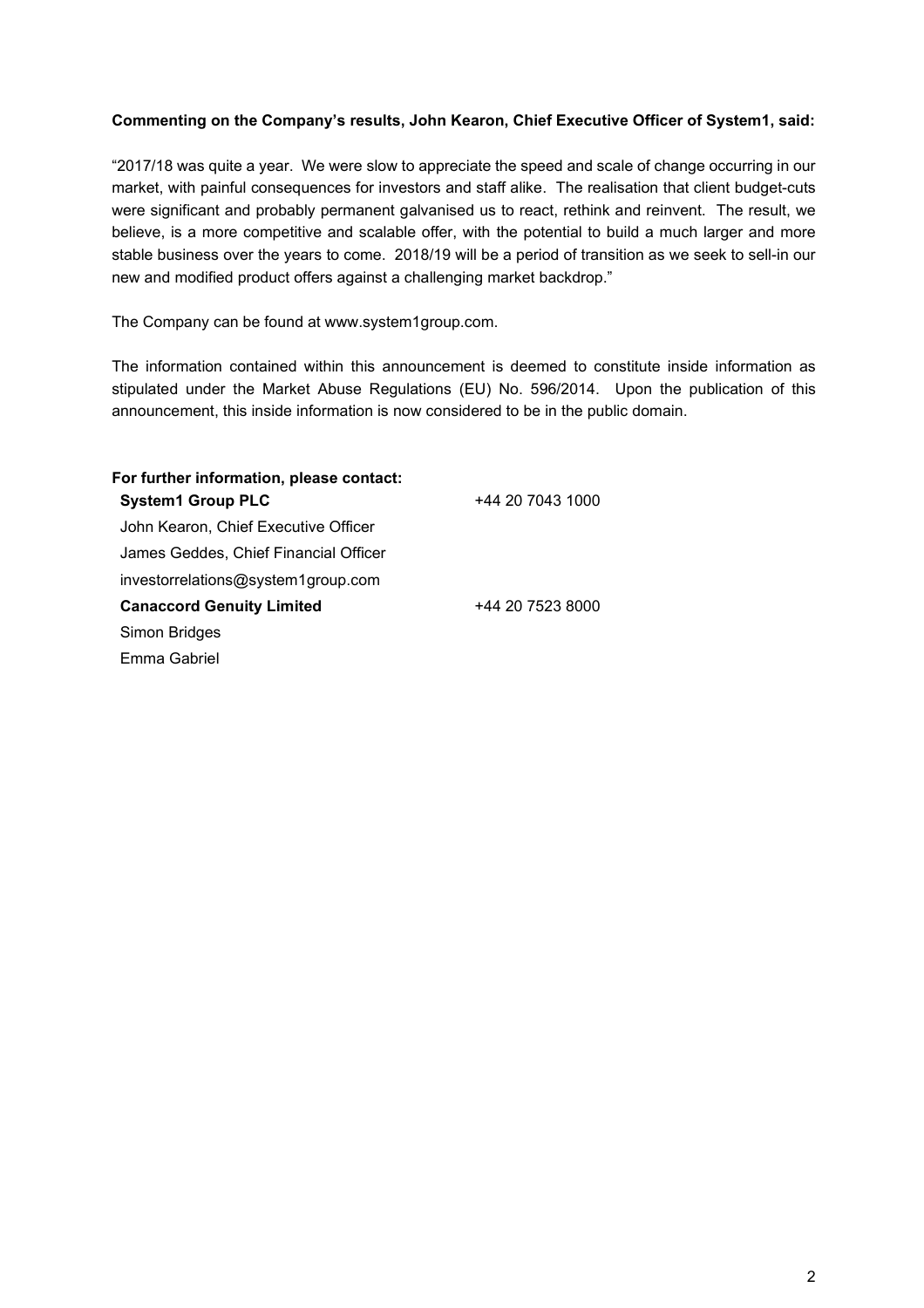**Commenting on the Company's results, John Kearon, Chief Executive Officer of System1, said:**

"2017/18 was quite a year. We were slow to appreciate the speed and scale of change occurring in our market, with painful consequences for investors and staff alike. The realisation that client budget-cuts were significant and probably permanent galvanised us to react, rethink and reinvent. The result, we believe, is a more competitive and scalable offer, with the potential to build a much larger and more stable business over the years to come. 2018/19 will be a period of transition as we seek to sell-in our new and modified product offers against a challenging market backdrop."

The Company can be found at www.system1group.com.

The information contained within this announcement is deemed to constitute inside information as stipulated under the Market Abuse Regulations (EU) No. 596/2014. Upon the publication of this announcement, this inside information is now considered to be in the public domain.

**For further information, please contact:**

| | |
|---|---|
| **System1 Group PLC** | +44 20 7043 1000 |
| John Kearon, Chief Executive Officer | |
| James Geddes, Chief Financial Officer | |
| investorrelations@system1group.com | |
| **Canaccord Genuity Limited** | +44 20 7523 8000 |
| Simon Bridges | |
| Emma Gabriel | |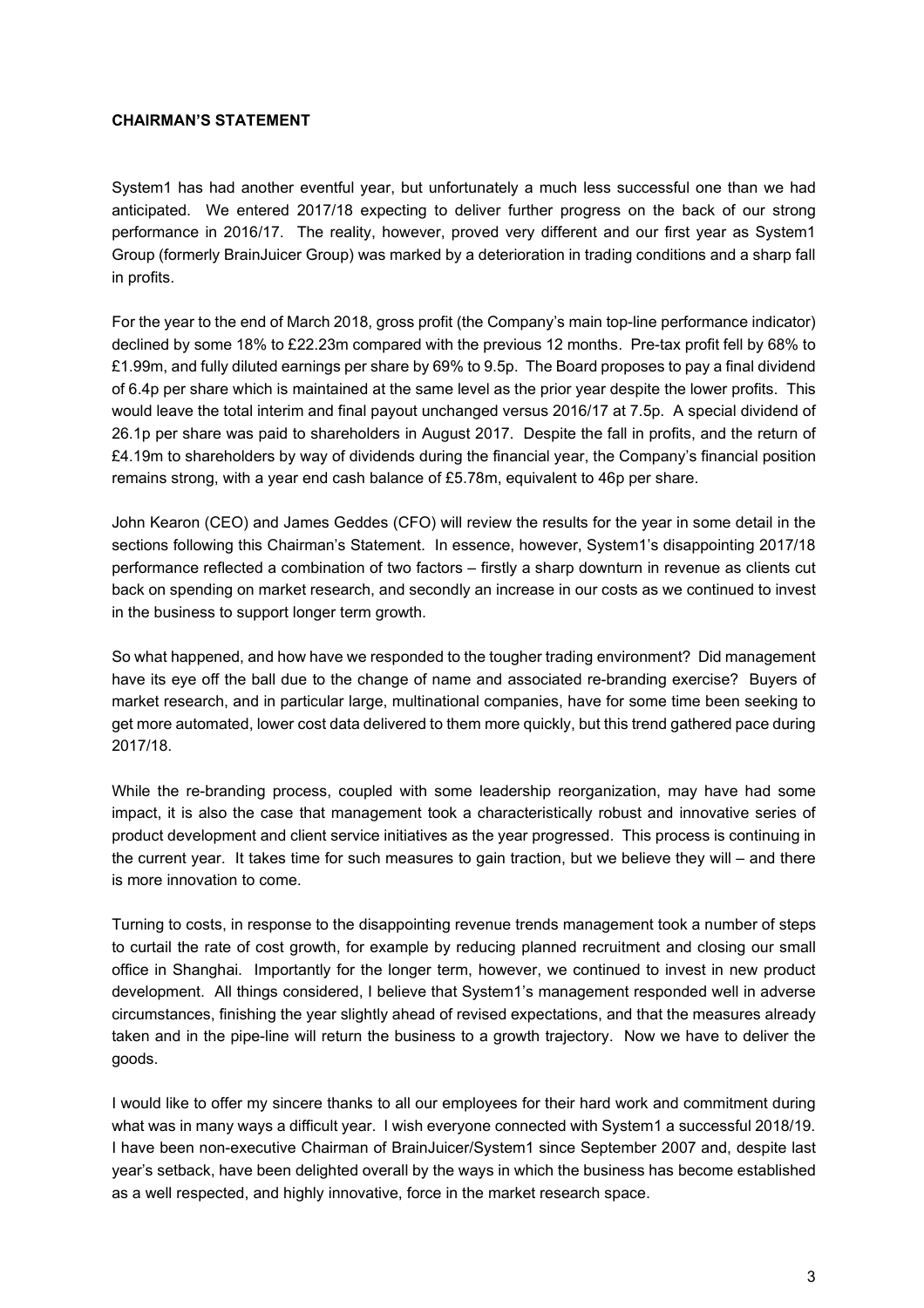**CHAIRMAN'S STATEMENT**

System1 has had another eventful year, but unfortunately a much less successful one than we had anticipated. We entered 2017/18 expecting to deliver further progress on the back of our strong performance in 2016/17. The reality, however, proved very different and our first year as System1 Group (formerly BrainJuicer Group) was marked by a deterioration in trading conditions and a sharp fall in profits.

For the year to the end of March 2018, gross profit (the Company's main top-line performance indicator) declined by some 18% to £22.23m compared with the previous 12 months. Pre-tax profit fell by 68% to £1.99m, and fully diluted earnings per share by 69% to 9.5p. The Board proposes to pay a final dividend of 6.4p per share which is maintained at the same level as the prior year despite the lower profits. This would leave the total interim and final payout unchanged versus 2016/17 at 7.5p. A special dividend of 26.1p per share was paid to shareholders in August 2017. Despite the fall in profits, and the return of £4.19m to shareholders by way of dividends during the financial year, the Company's financial position remains strong, with a year end cash balance of £5.78m, equivalent to 46p per share.

John Kearon (CEO) and James Geddes (CFO) will review the results for the year in some detail in the sections following this Chairman's Statement. In essence, however, System1's disappointing 2017/18 performance reflected a combination of two factors – firstly a sharp downturn in revenue as clients cut back on spending on market research, and secondly an increase in our costs as we continued to invest in the business to support longer term growth.

So what happened, and how have we responded to the tougher trading environment? Did management have its eye off the ball due to the change of name and associated re-branding exercise? Buyers of market research, and in particular large, multinational companies, have for some time been seeking to get more automated, lower cost data delivered to them more quickly, but this trend gathered pace during 2017/18.

While the re-branding process, coupled with some leadership reorganization, may have had some impact, it is also the case that management took a characteristically robust and innovative series of product development and client service initiatives as the year progressed. This process is continuing in the current year. It takes time for such measures to gain traction, but we believe they will – and there is more innovation to come.

Turning to costs, in response to the disappointing revenue trends management took a number of steps to curtail the rate of cost growth, for example by reducing planned recruitment and closing our small office in Shanghai. Importantly for the longer term, however, we continued to invest in new product development. All things considered, I believe that System1's management responded well in adverse circumstances, finishing the year slightly ahead of revised expectations, and that the measures already taken and in the pipe-line will return the business to a growth trajectory. Now we have to deliver the goods.

I would like to offer my sincere thanks to all our employees for their hard work and commitment during what was in many ways a difficult year. I wish everyone connected with System1 a successful 2018/19. I have been non-executive Chairman of BrainJuicer/System1 since September 2007 and, despite last year's setback, have been delighted overall by the ways in which the business has become established as a well respected, and highly innovative, force in the market research space.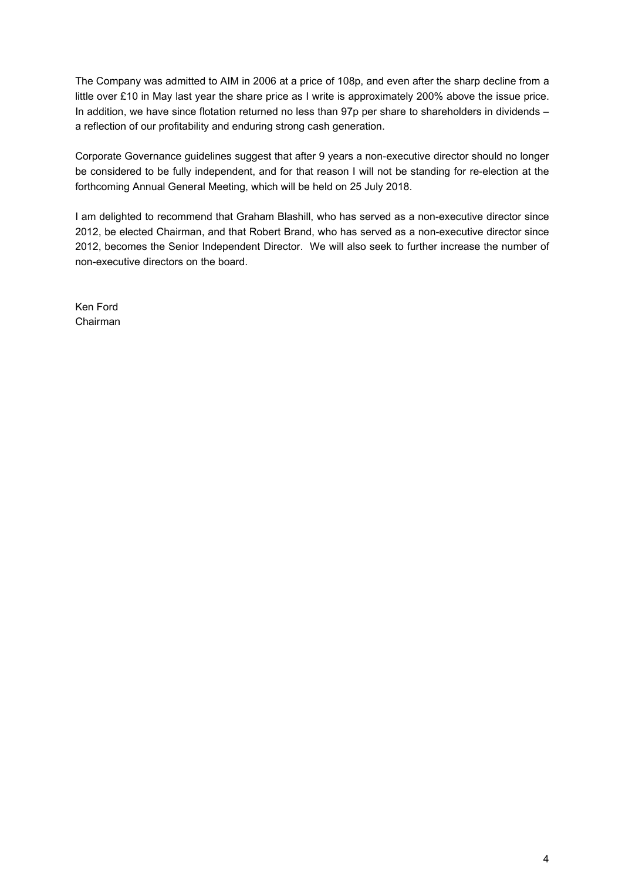The Company was admitted to AIM in 2006 at a price of 108p, and even after the sharp decline from a little over £10 in May last year the share price as I write is approximately 200% above the issue price. In addition, we have since flotation returned no less than 97p per share to shareholders in dividends – a reflection of our profitability and enduring strong cash generation.

Corporate Governance guidelines suggest that after 9 years a non-executive director should no longer be considered to be fully independent, and for that reason I will not be standing for re-election at the forthcoming Annual General Meeting, which will be held on 25 July 2018.

I am delighted to recommend that Graham Blashill, who has served as a non-executive director since 2012, be elected Chairman, and that Robert Brand, who has served as a non-executive director since 2012, becomes the Senior Independent Director. We will also seek to further increase the number of non-executive directors on the board.

Ken Ford
Chairman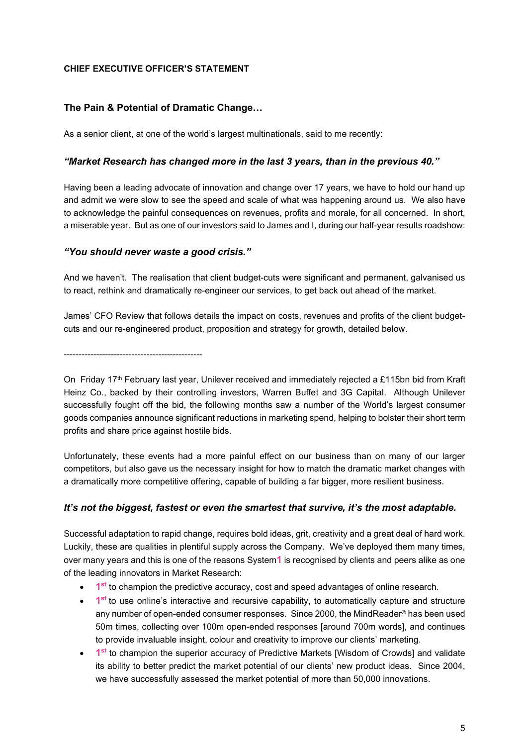**CHIEF EXECUTIVE OFFICER'S STATEMENT**

## The Pain & Potential of Dramatic Change…

As a senior client, at one of the world's largest multinationals, said to me recently:

### *"Market Research has changed more in the last 3 years, than in the previous 40."*

Having been a leading advocate of innovation and change over 17 years, we have to hold our hand up and admit we were slow to see the speed and scale of what was happening around us. We also have to acknowledge the painful consequences on revenues, profits and morale, for all concerned. In short, a miserable year. But as one of our investors said to James and I, during our half-year results roadshow:

### *"You should never waste a good crisis."*

And we haven't. The realisation that client budget-cuts were significant and permanent, galvanised us to react, rethink and dramatically re-engineer our services, to get back out ahead of the market.

James' CFO Review that follows details the impact on costs, revenues and profits of the client budget-cuts and our re-engineered product, proposition and strategy for growth, detailed below.

-----------------------------------------------

On Friday 17th February last year, Unilever received and immediately rejected a £115bn bid from Kraft Heinz Co., backed by their controlling investors, Warren Buffet and 3G Capital. Although Unilever successfully fought off the bid, the following months saw a number of the World's largest consumer goods companies announce significant reductions in marketing spend, helping to bolster their short term profits and share price against hostile bids.

Unfortunately, these events had a more painful effect on our business than on many of our larger competitors, but also gave us the necessary insight for how to match the dramatic market changes with a dramatically more competitive offering, capable of building a far bigger, more resilient business.

### *It's not the biggest, fastest or even the smartest that survive, it's the most adaptable.*

Successful adaptation to rapid change, requires bold ideas, grit, creativity and a great deal of hard work. Luckily, these are qualities in plentiful supply across the Company. We've deployed them many times, over many years and this is one of the reasons System**1** is recognised by clients and peers alike as one of the leading innovators in Market Research:

- **1st** to champion the predictive accuracy, cost and speed advantages of online research.
- **1st** to use online's interactive and recursive capability, to automatically capture and structure any number of open-ended consumer responses. Since 2000, the MindReader® has been used 50m times, collecting over 100m open-ended responses [around 700m words], and continues to provide invaluable insight, colour and creativity to improve our clients' marketing.
- **1st** to champion the superior accuracy of Predictive Markets [Wisdom of Crowds] and validate its ability to better predict the market potential of our clients' new product ideas. Since 2004, we have successfully assessed the market potential of more than 50,000 innovations.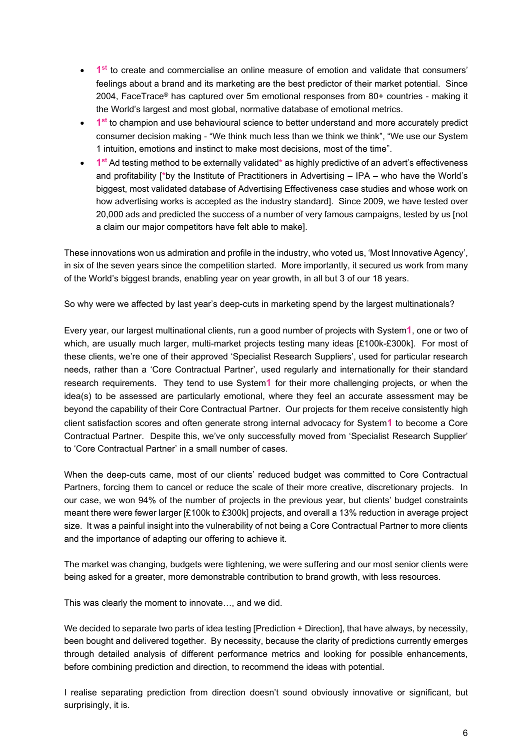- **1st** to create and commercialise an online measure of emotion and validate that consumers' feelings about a brand and its marketing are the best predictor of their market potential. Since 2004, FaceTrace® has captured over 5m emotional responses from 80+ countries - making it the World's largest and most global, normative database of emotional metrics.
- **1st** to champion and use behavioural science to better understand and more accurately predict consumer decision making - "We think much less than we think we think", "We use our System 1 intuition, emotions and instinct to make most decisions, most of the time".
- **1st** Ad testing method to be externally validated* as highly predictive of an advert's effectiveness and profitability [*by the Institute of Practitioners in Advertising – IPA – who have the World's biggest, most validated database of Advertising Effectiveness case studies and whose work on how advertising works is accepted as the industry standard]. Since 2009, we have tested over 20,000 ads and predicted the success of a number of very famous campaigns, tested by us [not a claim our major competitors have felt able to make].

These innovations won us admiration and profile in the industry, who voted us, 'Most Innovative Agency', in six of the seven years since the competition started. More importantly, it secured us work from many of the World's biggest brands, enabling year on year growth, in all but 3 of our 18 years.

So why were we affected by last year's deep-cuts in marketing spend by the largest multinationals?

Every year, our largest multinational clients, run a good number of projects with System**1**, one or two of which, are usually much larger, multi-market projects testing many ideas [£100k-£300k]. For most of these clients, we're one of their approved 'Specialist Research Suppliers', used for particular research needs, rather than a 'Core Contractual Partner', used regularly and internationally for their standard research requirements. They tend to use System**1** for their more challenging projects, or when the idea(s) to be assessed are particularly emotional, where they feel an accurate assessment may be beyond the capability of their Core Contractual Partner. Our projects for them receive consistently high client satisfaction scores and often generate strong internal advocacy for System**1** to become a Core Contractual Partner. Despite this, we've only successfully moved from 'Specialist Research Supplier' to 'Core Contractual Partner' in a small number of cases.

When the deep-cuts came, most of our clients' reduced budget was committed to Core Contractual Partners, forcing them to cancel or reduce the scale of their more creative, discretionary projects. In our case, we won 94% of the number of projects in the previous year, but clients' budget constraints meant there were fewer larger [£100k to £300k] projects, and overall a 13% reduction in average project size. It was a painful insight into the vulnerability of not being a Core Contractual Partner to more clients and the importance of adapting our offering to achieve it.

The market was changing, budgets were tightening, we were suffering and our most senior clients were being asked for a greater, more demonstrable contribution to brand growth, with less resources.

This was clearly the moment to innovate…, and we did.

We decided to separate two parts of idea testing [Prediction + Direction], that have always, by necessity, been bought and delivered together. By necessity, because the clarity of predictions currently emerges through detailed analysis of different performance metrics and looking for possible enhancements, before combining prediction and direction, to recommend the ideas with potential.

I realise separating prediction from direction doesn't sound obviously innovative or significant, but surprisingly, it is.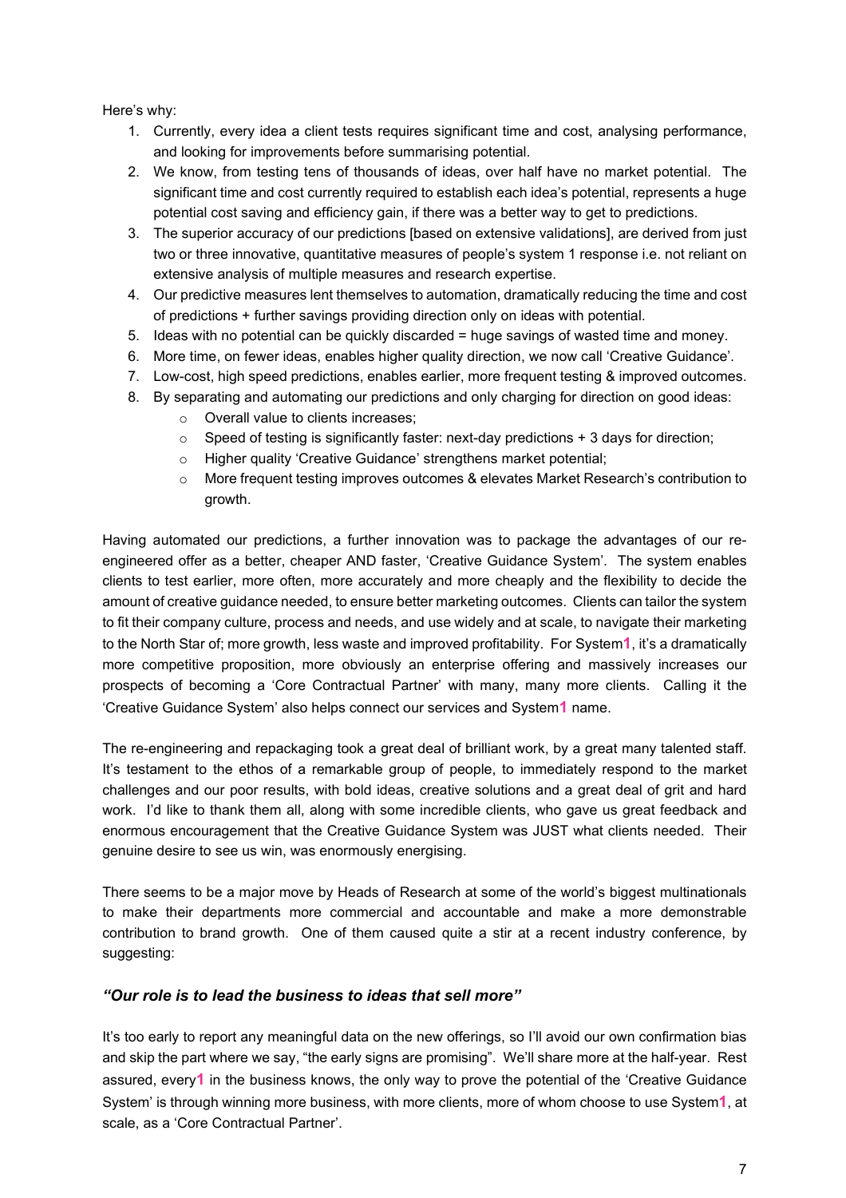Here's why:

1. Currently, every idea a client tests requires significant time and cost, analysing performance, and looking for improvements before summarising potential.
2. We know, from testing tens of thousands of ideas, over half have no market potential. The significant time and cost currently required to establish each idea's potential, represents a huge potential cost saving and efficiency gain, if there was a better way to get to predictions.
3. The superior accuracy of our predictions [based on extensive validations], are derived from just two or three innovative, quantitative measures of people's system 1 response i.e. not reliant on extensive analysis of multiple measures and research expertise.
4. Our predictive measures lent themselves to automation, dramatically reducing the time and cost of predictions + further savings providing direction only on ideas with potential.
5. Ideas with no potential can be quickly discarded = huge savings of wasted time and money.
6. More time, on fewer ideas, enables higher quality direction, we now call 'Creative Guidance'.
7. Low-cost, high speed predictions, enables earlier, more frequent testing & improved outcomes.
8. By separating and automating our predictions and only charging for direction on good ideas:
   - Overall value to clients increases;
   - Speed of testing is significantly faster: next-day predictions + 3 days for direction;
   - Higher quality 'Creative Guidance' strengthens market potential;
   - More frequent testing improves outcomes & elevates Market Research's contribution to growth.

Having automated our predictions, a further innovation was to package the advantages of our re-engineered offer as a better, cheaper AND faster, 'Creative Guidance System'. The system enables clients to test earlier, more often, more accurately and more cheaply and the flexibility to decide the amount of creative guidance needed, to ensure better marketing outcomes. Clients can tailor the system to fit their company culture, process and needs, and use widely and at scale, to navigate their marketing to the North Star of; more growth, less waste and improved profitability. For System**1**, it's a dramatically more competitive proposition, more obviously an enterprise offering and massively increases our prospects of becoming a 'Core Contractual Partner' with many, many more clients. Calling it the 'Creative Guidance System' also helps connect our services and System**1** name.

The re-engineering and repackaging took a great deal of brilliant work, by a great many talented staff. It's testament to the ethos of a remarkable group of people, to immediately respond to the market challenges and our poor results, with bold ideas, creative solutions and a great deal of grit and hard work. I'd like to thank them all, along with some incredible clients, who gave us great feedback and enormous encouragement that the Creative Guidance System was JUST what clients needed. Their genuine desire to see us win, was enormously energising.

There seems to be a major move by Heads of Research at some of the world's biggest multinationals to make their departments more commercial and accountable and make a more demonstrable contribution to brand growth. One of them caused quite a stir at a recent industry conference, by suggesting:

### *"Our role is to lead the business to ideas that sell more"*

It's too early to report any meaningful data on the new offerings, so I'll avoid our own confirmation bias and skip the part where we say, "the early signs are promising". We'll share more at the half-year. Rest assured, every**1** in the business knows, the only way to prove the potential of the 'Creative Guidance System' is through winning more business, with more clients, more of whom choose to use System**1**, at scale, as a 'Core Contractual Partner'.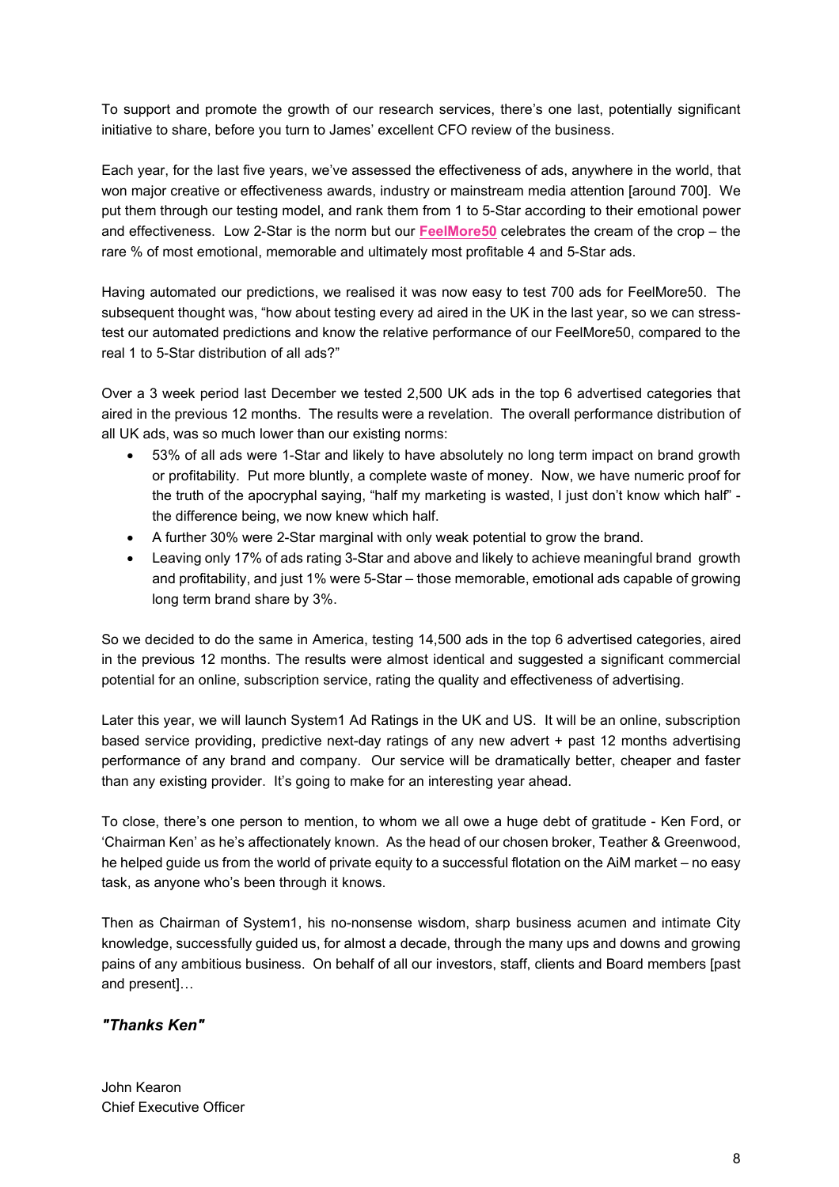To support and promote the growth of our research services, there's one last, potentially significant initiative to share, before you turn to James' excellent CFO review of the business.

Each year, for the last five years, we've assessed the effectiveness of ads, anywhere in the world, that won major creative or effectiveness awards, industry or mainstream media attention [around 700]. We put them through our testing model, and rank them from 1 to 5-Star according to their emotional power and effectiveness. Low 2-Star is the norm but our **FeelMore50** celebrates the cream of the crop – the rare % of most emotional, memorable and ultimately most profitable 4 and 5-Star ads.

Having automated our predictions, we realised it was now easy to test 700 ads for FeelMore50. The subsequent thought was, "how about testing every ad aired in the UK in the last year, so we can stress-test our automated predictions and know the relative performance of our FeelMore50, compared to the real 1 to 5-Star distribution of all ads?"

Over a 3 week period last December we tested 2,500 UK ads in the top 6 advertised categories that aired in the previous 12 months. The results were a revelation. The overall performance distribution of all UK ads, was so much lower than our existing norms:

- 53% of all ads were 1-Star and likely to have absolutely no long term impact on brand growth or profitability. Put more bluntly, a complete waste of money. Now, we have numeric proof for the truth of the apocryphal saying, "half my marketing is wasted, I just don't know which half" - the difference being, we now knew which half.
- A further 30% were 2-Star marginal with only weak potential to grow the brand.
- Leaving only 17% of ads rating 3-Star and above and likely to achieve meaningful brand growth and profitability, and just 1% were 5-Star – those memorable, emotional ads capable of growing long term brand share by 3%.

So we decided to do the same in America, testing 14,500 ads in the top 6 advertised categories, aired in the previous 12 months. The results were almost identical and suggested a significant commercial potential for an online, subscription service, rating the quality and effectiveness of advertising.

Later this year, we will launch System1 Ad Ratings in the UK and US. It will be an online, subscription based service providing, predictive next-day ratings of any new advert + past 12 months advertising performance of any brand and company. Our service will be dramatically better, cheaper and faster than any existing provider. It's going to make for an interesting year ahead.

To close, there's one person to mention, to whom we all owe a huge debt of gratitude - Ken Ford, or 'Chairman Ken' as he's affectionately known. As the head of our chosen broker, Teather & Greenwood, he helped guide us from the world of private equity to a successful flotation on the AiM market – no easy task, as anyone who's been through it knows.

Then as Chairman of System1, his no-nonsense wisdom, sharp business acumen and intimate City knowledge, successfully guided us, for almost a decade, through the many ups and downs and growing pains of any ambitious business. On behalf of all our investors, staff, clients and Board members [past and present]…

***"Thanks Ken"***

John Kearon
Chief Executive Officer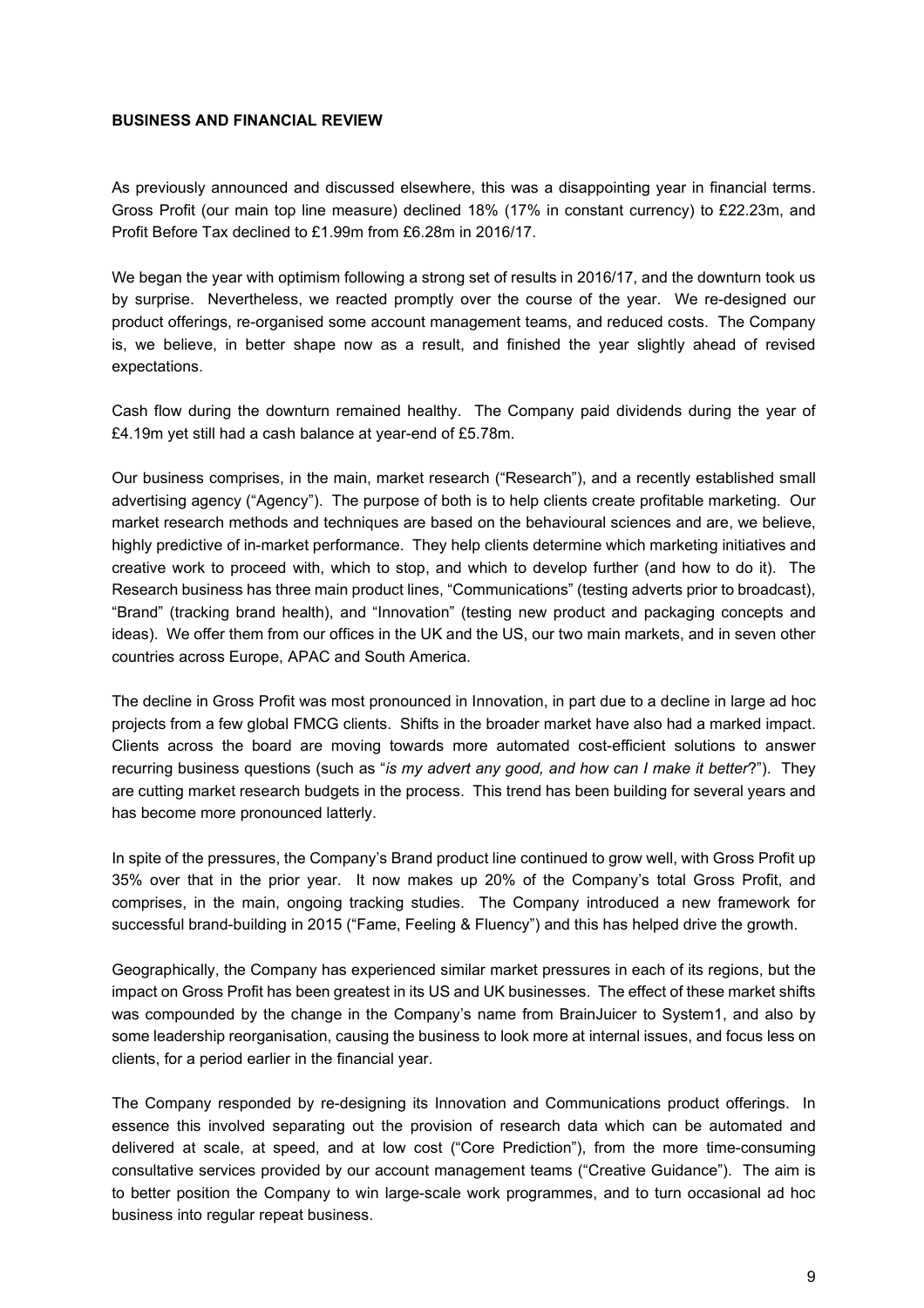**BUSINESS AND FINANCIAL REVIEW**

As previously announced and discussed elsewhere, this was a disappointing year in financial terms. Gross Profit (our main top line measure) declined 18% (17% in constant currency) to £22.23m, and Profit Before Tax declined to £1.99m from £6.28m in 2016/17.

We began the year with optimism following a strong set of results in 2016/17, and the downturn took us by surprise. Nevertheless, we reacted promptly over the course of the year. We re-designed our product offerings, re-organised some account management teams, and reduced costs. The Company is, we believe, in better shape now as a result, and finished the year slightly ahead of revised expectations.

Cash flow during the downturn remained healthy. The Company paid dividends during the year of £4.19m yet still had a cash balance at year-end of £5.78m.

Our business comprises, in the main, market research ("Research"), and a recently established small advertising agency ("Agency"). The purpose of both is to help clients create profitable marketing. Our market research methods and techniques are based on the behavioural sciences and are, we believe, highly predictive of in-market performance. They help clients determine which marketing initiatives and creative work to proceed with, which to stop, and which to develop further (and how to do it). The Research business has three main product lines, "Communications" (testing adverts prior to broadcast), "Brand" (tracking brand health), and "Innovation" (testing new product and packaging concepts and ideas). We offer them from our offices in the UK and the US, our two main markets, and in seven other countries across Europe, APAC and South America.

The decline in Gross Profit was most pronounced in Innovation, in part due to a decline in large ad hoc projects from a few global FMCG clients. Shifts in the broader market have also had a marked impact. Clients across the board are moving towards more automated cost-efficient solutions to answer recurring business questions (such as "*is my advert any good, and how can I make it better*?"). They are cutting market research budgets in the process. This trend has been building for several years and has become more pronounced latterly.

In spite of the pressures, the Company's Brand product line continued to grow well, with Gross Profit up 35% over that in the prior year. It now makes up 20% of the Company's total Gross Profit, and comprises, in the main, ongoing tracking studies. The Company introduced a new framework for successful brand-building in 2015 ("Fame, Feeling & Fluency") and this has helped drive the growth.

Geographically, the Company has experienced similar market pressures in each of its regions, but the impact on Gross Profit has been greatest in its US and UK businesses. The effect of these market shifts was compounded by the change in the Company's name from BrainJuicer to System1, and also by some leadership reorganisation, causing the business to look more at internal issues, and focus less on clients, for a period earlier in the financial year.

The Company responded by re-designing its Innovation and Communications product offerings. In essence this involved separating out the provision of research data which can be automated and delivered at scale, at speed, and at low cost ("Core Prediction"), from the more time-consuming consultative services provided by our account management teams ("Creative Guidance"). The aim is to better position the Company to win large-scale work programmes, and to turn occasional ad hoc business into regular repeat business.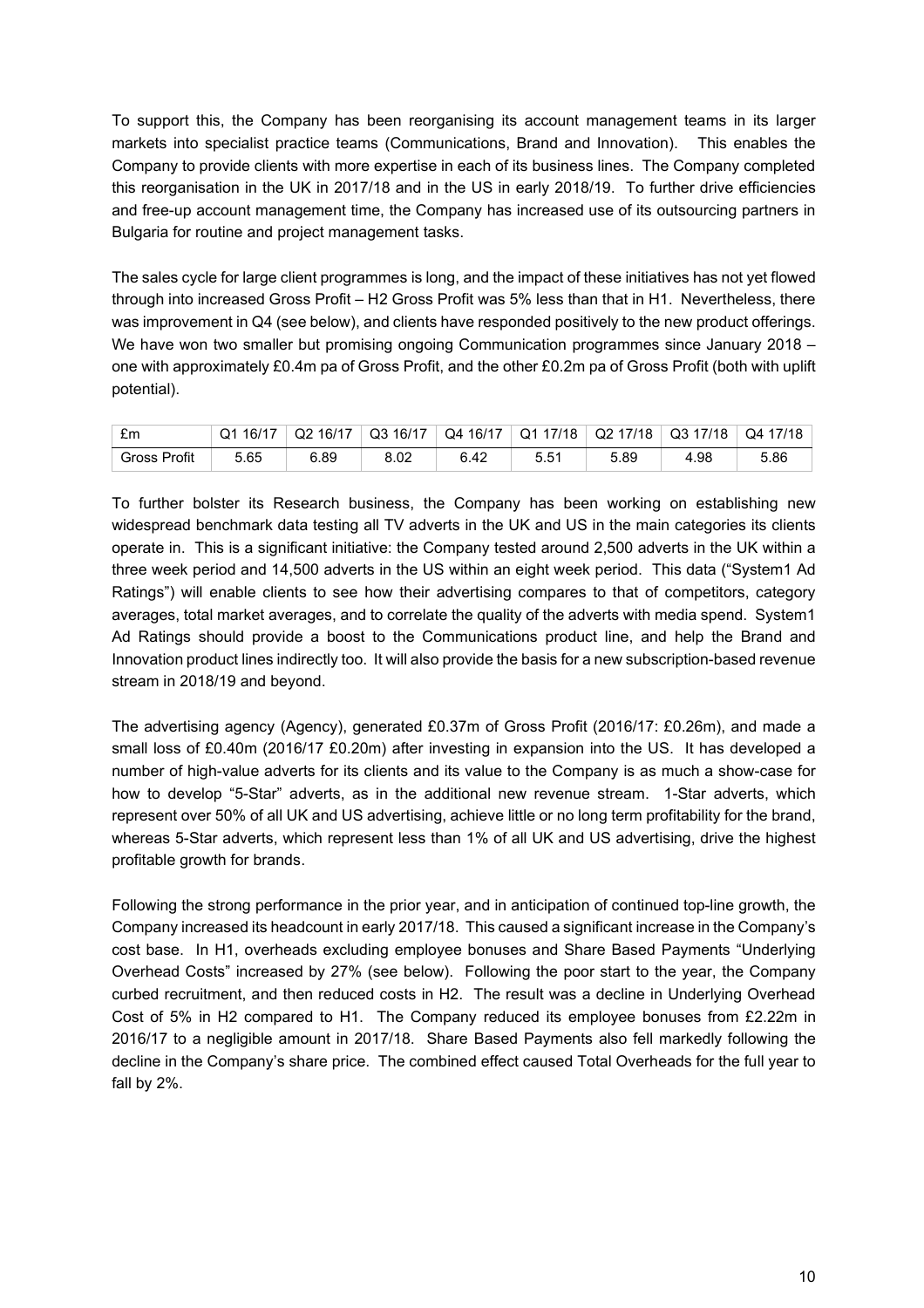To support this, the Company has been reorganising its account management teams in its larger markets into specialist practice teams (Communications, Brand and Innovation). This enables the Company to provide clients with more expertise in each of its business lines. The Company completed this reorganisation in the UK in 2017/18 and in the US in early 2018/19. To further drive efficiencies and free-up account management time, the Company has increased use of its outsourcing partners in Bulgaria for routine and project management tasks.

The sales cycle for large client programmes is long, and the impact of these initiatives has not yet flowed through into increased Gross Profit – H2 Gross Profit was 5% less than that in H1. Nevertheless, there was improvement in Q4 (see below), and clients have responded positively to the new product offerings. We have won two smaller but promising ongoing Communication programmes since January 2018 – one with approximately £0.4m pa of Gross Profit, and the other £0.2m pa of Gross Profit (both with uplift potential).

| £m | Q1 16/17 | Q2 16/17 | Q3 16/17 | Q4 16/17 | Q1 17/18 | Q2 17/18 | Q3 17/18 | Q4 17/18 |
|---|---|---|---|---|---|---|---|---|
| Gross Profit | 5.65 | 6.89 | 8.02 | 6.42 | 5.51 | 5.89 | 4.98 | 5.86 |

To further bolster its Research business, the Company has been working on establishing new widespread benchmark data testing all TV adverts in the UK and US in the main categories its clients operate in. This is a significant initiative: the Company tested around 2,500 adverts in the UK within a three week period and 14,500 adverts in the US within an eight week period. This data ("System1 Ad Ratings") will enable clients to see how their advertising compares to that of competitors, category averages, total market averages, and to correlate the quality of the adverts with media spend. System1 Ad Ratings should provide a boost to the Communications product line, and help the Brand and Innovation product lines indirectly too. It will also provide the basis for a new subscription-based revenue stream in 2018/19 and beyond.

The advertising agency (Agency), generated £0.37m of Gross Profit (2016/17: £0.26m), and made a small loss of £0.40m (2016/17 £0.20m) after investing in expansion into the US. It has developed a number of high-value adverts for its clients and its value to the Company is as much a show-case for how to develop "5-Star" adverts, as in the additional new revenue stream. 1-Star adverts, which represent over 50% of all UK and US advertising, achieve little or no long term profitability for the brand, whereas 5-Star adverts, which represent less than 1% of all UK and US advertising, drive the highest profitable growth for brands.

Following the strong performance in the prior year, and in anticipation of continued top-line growth, the Company increased its headcount in early 2017/18. This caused a significant increase in the Company's cost base. In H1, overheads excluding employee bonuses and Share Based Payments "Underlying Overhead Costs" increased by 27% (see below). Following the poor start to the year, the Company curbed recruitment, and then reduced costs in H2. The result was a decline in Underlying Overhead Cost of 5% in H2 compared to H1. The Company reduced its employee bonuses from £2.22m in 2016/17 to a negligible amount in 2017/18. Share Based Payments also fell markedly following the decline in the Company's share price. The combined effect caused Total Overheads for the full year to fall by 2%.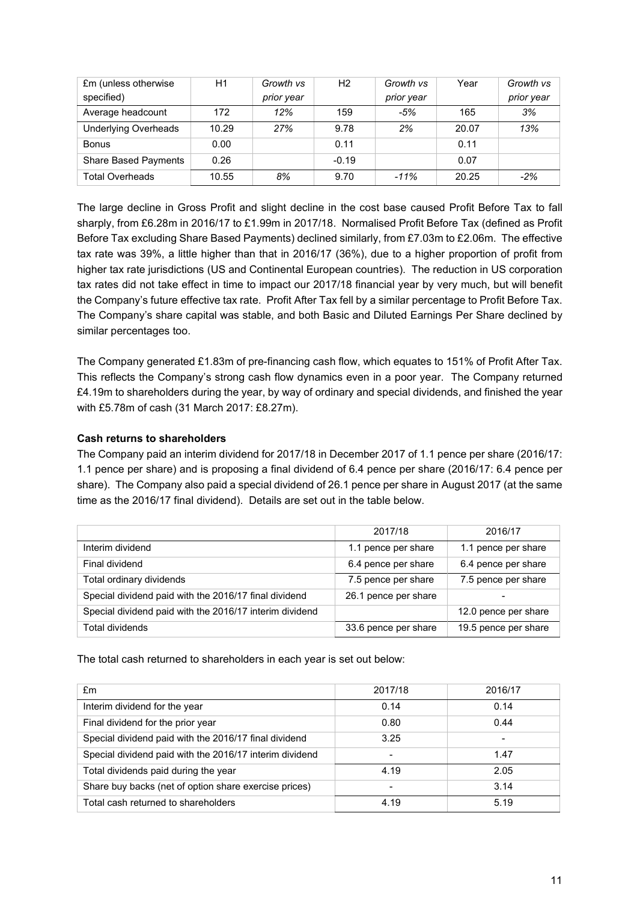| £m (unless otherwise specified) | H1 | *Growth vs prior year* | H2 | *Growth vs prior year* | Year | *Growth vs prior year* |
|---|---|---|---|---|---|---|
| Average headcount | 172 | *12%* | 159 | *-5%* | 165 | *3%* |
| Underlying Overheads | 10.29 | *27%* | 9.78 | *2%* | 20.07 | *13%* |
| Bonus | 0.00 | | 0.11 | | 0.11 | |
| Share Based Payments | 0.26 | | -0.19 | | 0.07 | |
| Total Overheads | 10.55 | *8%* | 9.70 | *-11%* | 20.25 | *-2%* |

The large decline in Gross Profit and slight decline in the cost base caused Profit Before Tax to fall sharply, from £6.28m in 2016/17 to £1.99m in 2017/18. Normalised Profit Before Tax (defined as Profit Before Tax excluding Share Based Payments) declined similarly, from £7.03m to £2.06m. The effective tax rate was 39%, a little higher than that in 2016/17 (36%), due to a higher proportion of profit from higher tax rate jurisdictions (US and Continental European countries). The reduction in US corporation tax rates did not take effect in time to impact our 2017/18 financial year by very much, but will benefit the Company's future effective tax rate. Profit After Tax fell by a similar percentage to Profit Before Tax. The Company's share capital was stable, and both Basic and Diluted Earnings Per Share declined by similar percentages too.

The Company generated £1.83m of pre-financing cash flow, which equates to 151% of Profit After Tax. This reflects the Company's strong cash flow dynamics even in a poor year. The Company returned £4.19m to shareholders during the year, by way of ordinary and special dividends, and finished the year with £5.78m of cash (31 March 2017: £8.27m).

**Cash returns to shareholders**

The Company paid an interim dividend for 2017/18 in December 2017 of 1.1 pence per share (2016/17: 1.1 pence per share) and is proposing a final dividend of 6.4 pence per share (2016/17: 6.4 pence per share). The Company also paid a special dividend of 26.1 pence per share in August 2017 (at the same time as the 2016/17 final dividend). Details are set out in the table below.

| | 2017/18 | 2016/17 |
|---|---|---|
| Interim dividend | 1.1 pence per share | 1.1 pence per share |
| Final dividend | 6.4 pence per share | 6.4 pence per share |
| Total ordinary dividends | 7.5 pence per share | 7.5 pence per share |
| Special dividend paid with the 2016/17 final dividend | 26.1 pence per share | - |
| Special dividend paid with the 2016/17 interim dividend | | 12.0 pence per share |
| Total dividends | 33.6 pence per share | 19.5 pence per share |

The total cash returned to shareholders in each year is set out below:

| £m | 2017/18 | 2016/17 |
|---|---|---|
| Interim dividend for the year | 0.14 | 0.14 |
| Final dividend for the prior year | 0.80 | 0.44 |
| Special dividend paid with the 2016/17 final dividend | 3.25 | - |
| Special dividend paid with the 2016/17 interim dividend | - | 1.47 |
| Total dividends paid during the year | 4.19 | 2.05 |
| Share buy backs (net of option share exercise prices) | - | 3.14 |
| Total cash returned to shareholders | 4.19 | 5.19 |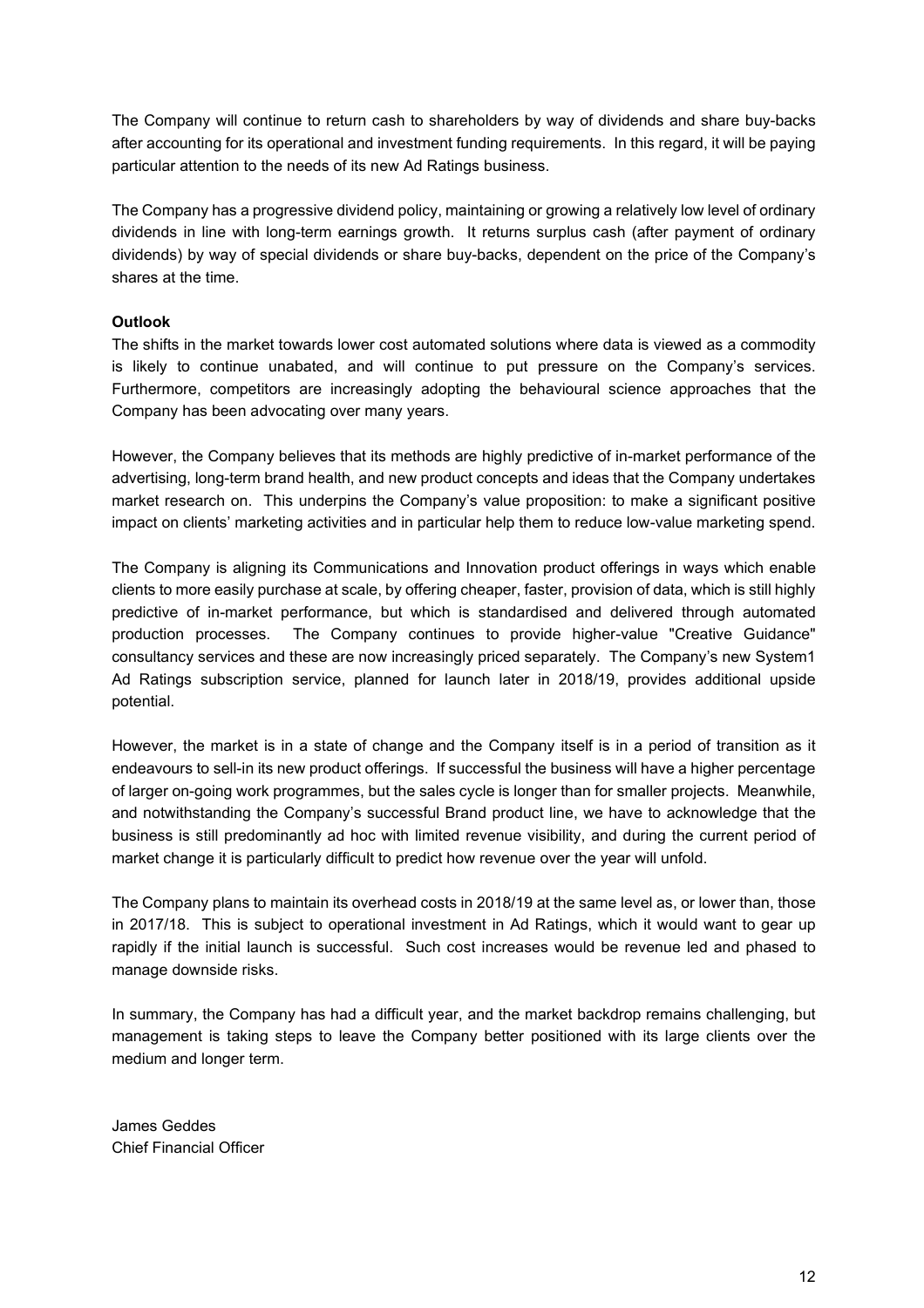The Company will continue to return cash to shareholders by way of dividends and share buy-backs after accounting for its operational and investment funding requirements. In this regard, it will be paying particular attention to the needs of its new Ad Ratings business.

The Company has a progressive dividend policy, maintaining or growing a relatively low level of ordinary dividends in line with long-term earnings growth. It returns surplus cash (after payment of ordinary dividends) by way of special dividends or share buy-backs, dependent on the price of the Company's shares at the time.

**Outlook**

The shifts in the market towards lower cost automated solutions where data is viewed as a commodity is likely to continue unabated, and will continue to put pressure on the Company's services. Furthermore, competitors are increasingly adopting the behavioural science approaches that the Company has been advocating over many years.

However, the Company believes that its methods are highly predictive of in-market performance of the advertising, long-term brand health, and new product concepts and ideas that the Company undertakes market research on. This underpins the Company's value proposition: to make a significant positive impact on clients' marketing activities and in particular help them to reduce low-value marketing spend.

The Company is aligning its Communications and Innovation product offerings in ways which enable clients to more easily purchase at scale, by offering cheaper, faster, provision of data, which is still highly predictive of in-market performance, but which is standardised and delivered through automated production processes. The Company continues to provide higher-value "Creative Guidance" consultancy services and these are now increasingly priced separately. The Company's new System1 Ad Ratings subscription service, planned for launch later in 2018/19, provides additional upside potential.

However, the market is in a state of change and the Company itself is in a period of transition as it endeavours to sell-in its new product offerings. If successful the business will have a higher percentage of larger on-going work programmes, but the sales cycle is longer than for smaller projects. Meanwhile, and notwithstanding the Company's successful Brand product line, we have to acknowledge that the business is still predominantly ad hoc with limited revenue visibility, and during the current period of market change it is particularly difficult to predict how revenue over the year will unfold.

The Company plans to maintain its overhead costs in 2018/19 at the same level as, or lower than, those in 2017/18. This is subject to operational investment in Ad Ratings, which it would want to gear up rapidly if the initial launch is successful. Such cost increases would be revenue led and phased to manage downside risks.

In summary, the Company has had a difficult year, and the market backdrop remains challenging, but management is taking steps to leave the Company better positioned with its large clients over the medium and longer term.

James Geddes
Chief Financial Officer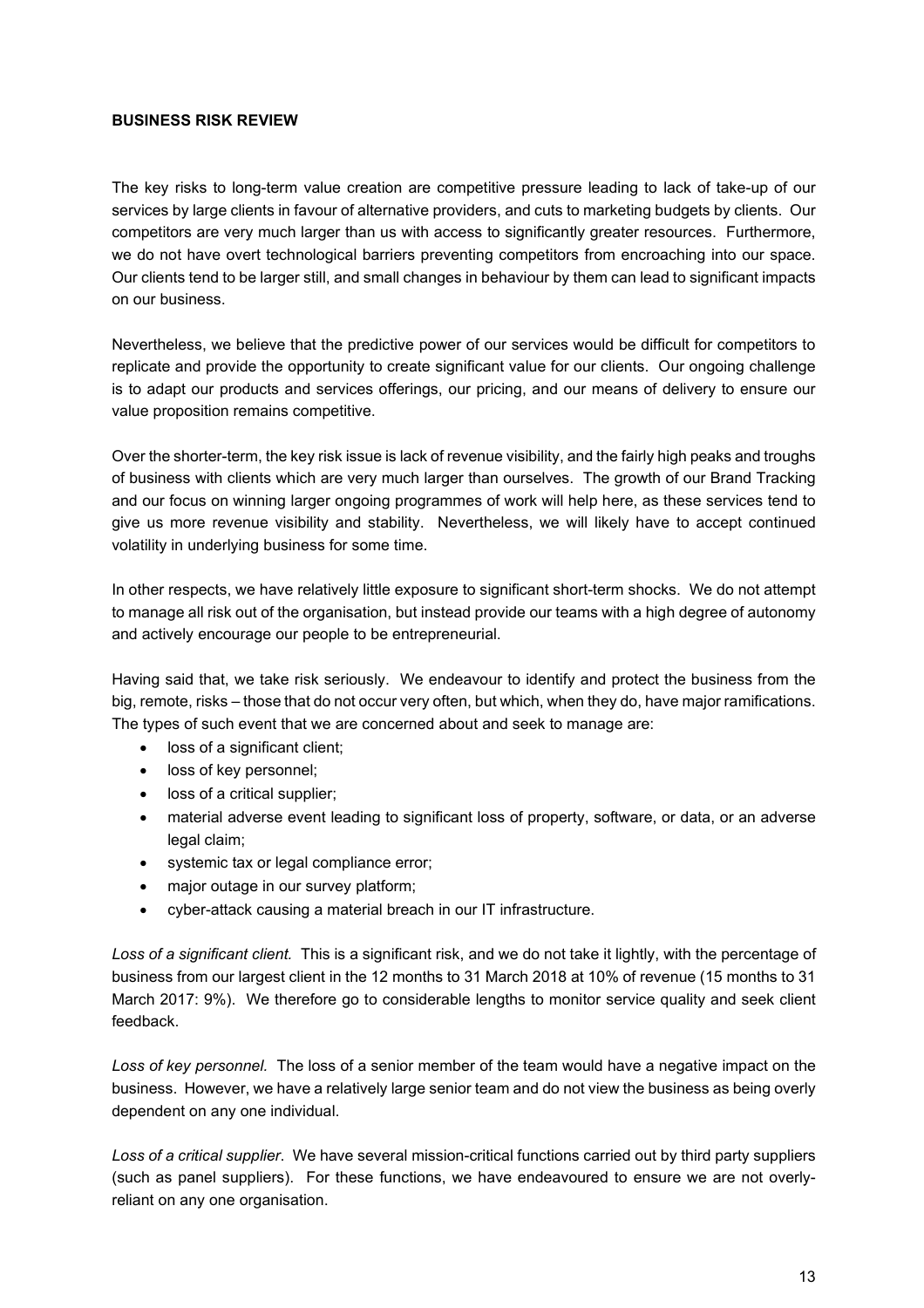**BUSINESS RISK REVIEW**

The key risks to long-term value creation are competitive pressure leading to lack of take-up of our services by large clients in favour of alternative providers, and cuts to marketing budgets by clients. Our competitors are very much larger than us with access to significantly greater resources. Furthermore, we do not have overt technological barriers preventing competitors from encroaching into our space. Our clients tend to be larger still, and small changes in behaviour by them can lead to significant impacts on our business.

Nevertheless, we believe that the predictive power of our services would be difficult for competitors to replicate and provide the opportunity to create significant value for our clients. Our ongoing challenge is to adapt our products and services offerings, our pricing, and our means of delivery to ensure our value proposition remains competitive.

Over the shorter-term, the key risk issue is lack of revenue visibility, and the fairly high peaks and troughs of business with clients which are very much larger than ourselves. The growth of our Brand Tracking and our focus on winning larger ongoing programmes of work will help here, as these services tend to give us more revenue visibility and stability. Nevertheless, we will likely have to accept continued volatility in underlying business for some time.

In other respects, we have relatively little exposure to significant short-term shocks. We do not attempt to manage all risk out of the organisation, but instead provide our teams with a high degree of autonomy and actively encourage our people to be entrepreneurial.

Having said that, we take risk seriously. We endeavour to identify and protect the business from the big, remote, risks – those that do not occur very often, but which, when they do, have major ramifications. The types of such event that we are concerned about and seek to manage are:

- loss of a significant client;
- loss of key personnel;
- loss of a critical supplier;
- material adverse event leading to significant loss of property, software, or data, or an adverse legal claim;
- systemic tax or legal compliance error;
- major outage in our survey platform;
- cyber-attack causing a material breach in our IT infrastructure.

*Loss of a significant client.* This is a significant risk, and we do not take it lightly, with the percentage of business from our largest client in the 12 months to 31 March 2018 at 10% of revenue (15 months to 31 March 2017: 9%). We therefore go to considerable lengths to monitor service quality and seek client feedback.

*Loss of key personnel.* The loss of a senior member of the team would have a negative impact on the business. However, we have a relatively large senior team and do not view the business as being overly dependent on any one individual.

*Loss of a critical supplier*. We have several mission-critical functions carried out by third party suppliers (such as panel suppliers). For these functions, we have endeavoured to ensure we are not overly-reliant on any one organisation.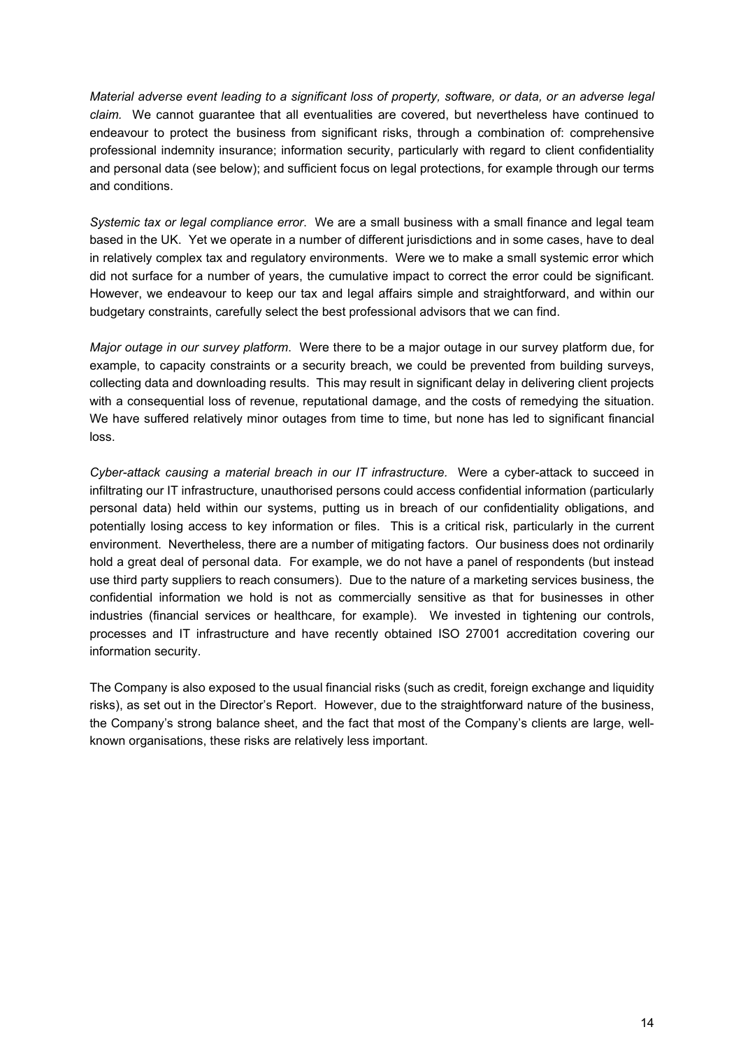*Material adverse event leading to a significant loss of property, software, or data, or an adverse legal claim.* We cannot guarantee that all eventualities are covered, but nevertheless have continued to endeavour to protect the business from significant risks, through a combination of: comprehensive professional indemnity insurance; information security, particularly with regard to client confidentiality and personal data (see below); and sufficient focus on legal protections, for example through our terms and conditions.

*Systemic tax or legal compliance error*. We are a small business with a small finance and legal team based in the UK. Yet we operate in a number of different jurisdictions and in some cases, have to deal in relatively complex tax and regulatory environments. Were we to make a small systemic error which did not surface for a number of years, the cumulative impact to correct the error could be significant. However, we endeavour to keep our tax and legal affairs simple and straightforward, and within our budgetary constraints, carefully select the best professional advisors that we can find.

*Major outage in our survey platform*. Were there to be a major outage in our survey platform due, for example, to capacity constraints or a security breach, we could be prevented from building surveys, collecting data and downloading results. This may result in significant delay in delivering client projects with a consequential loss of revenue, reputational damage, and the costs of remedying the situation. We have suffered relatively minor outages from time to time, but none has led to significant financial loss.

*Cyber-attack causing a material breach in our IT infrastructure.* Were a cyber-attack to succeed in infiltrating our IT infrastructure, unauthorised persons could access confidential information (particularly personal data) held within our systems, putting us in breach of our confidentiality obligations, and potentially losing access to key information or files. This is a critical risk, particularly in the current environment. Nevertheless, there are a number of mitigating factors. Our business does not ordinarily hold a great deal of personal data. For example, we do not have a panel of respondents (but instead use third party suppliers to reach consumers). Due to the nature of a marketing services business, the confidential information we hold is not as commercially sensitive as that for businesses in other industries (financial services or healthcare, for example). We invested in tightening our controls, processes and IT infrastructure and have recently obtained ISO 27001 accreditation covering our information security.

The Company is also exposed to the usual financial risks (such as credit, foreign exchange and liquidity risks), as set out in the Director's Report. However, due to the straightforward nature of the business, the Company's strong balance sheet, and the fact that most of the Company's clients are large, well-known organisations, these risks are relatively less important.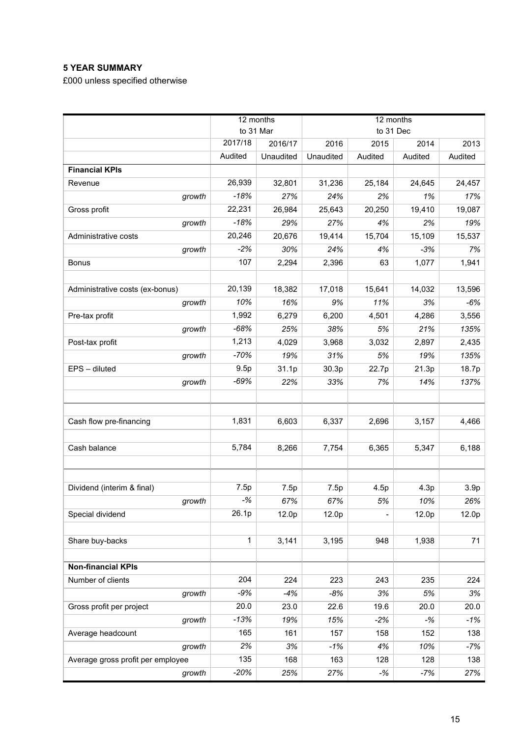**5 YEAR SUMMARY**

£000 unless specified otherwise

| | 12 months to 31 Mar | | 12 months to 31 Dec | | | |
|---|---|---|---|---|---|---|
| | 2017/18 | 2016/17 | 2016 | 2015 | 2014 | 2013 |
| | Audited | Unaudited | Unaudited | Audited | Audited | Audited |
| **Financial KPIs** | | | | | | |
| Revenue | 26,939 | 32,801 | 31,236 | 25,184 | 24,645 | 24,457 |
| *growth* | *-18%* | *27%* | *24%* | *2%* | *1%* | *17%* |
| Gross profit | 22,231 | 26,984 | 25,643 | 20,250 | 19,410 | 19,087 |
| *growth* | *-18%* | *29%* | *27%* | *4%* | *2%* | *19%* |
| Administrative costs | 20,246 | 20,676 | 19,414 | 15,704 | 15,109 | 15,537 |
| *growth* | *-2%* | *30%* | *24%* | *4%* | *-3%* | *7%* |
| Bonus | 107 | 2,294 | 2,396 | 63 | 1,077 | 1,941 |
| | | | | | | |
| Administrative costs (ex-bonus) | 20,139 | 18,382 | 17,018 | 15,641 | 14,032 | 13,596 |
| *growth* | *10%* | *16%* | *9%* | *11%* | *3%* | *-6%* |
| Pre-tax profit | 1,992 | 6,279 | 6,200 | 4,501 | 4,286 | 3,556 |
| *growth* | *-68%* | *25%* | *38%* | *5%* | *21%* | *135%* |
| Post-tax profit | 1,213 | 4,029 | 3,968 | 3,032 | 2,897 | 2,435 |
| *growth* | *-70%* | *19%* | *31%* | *5%* | *19%* | *135%* |
| EPS – diluted | 9.5p | 31.1p | 30.3p | 22.7p | 21.3p | 18.7p |
| *growth* | *-69%* | *22%* | *33%* | *7%* | *14%* | *137%* |
| | | | | | | |
| | | | | | | |
| Cash flow pre-financing | 1,831 | 6,603 | 6,337 | 2,696 | 3,157 | 4,466 |
| | | | | | | |
| Cash balance | 5,784 | 8,266 | 7,754 | 6,365 | 5,347 | 6,188 |
| | | | | | | |
| | | | | | | |
| Dividend (interim & final) | 7.5p | 7.5p | 7.5p | 4.5p | 4.3p | 3.9p |
| *growth* | *-%* | *67%* | *67%* | *5%* | *10%* | *26%* |
| Special dividend | 26.1p | 12.0p | 12.0p | - | 12.0p | 12.0p |
| | | | | | | |
| Share buy-backs | 1 | 3,141 | 3,195 | 948 | 1,938 | 71 |
| | | | | | | |
| **Non-financial KPIs** | | | | | | |
| Number of clients | 204 | 224 | 223 | 243 | 235 | 224 |
| *growth* | *-9%* | *-4%* | *-8%* | *3%* | *5%* | *3%* |
| Gross profit per project | 20.0 | 23.0 | 22.6 | 19.6 | 20.0 | 20.0 |
| *growth* | *-13%* | *19%* | *15%* | *-2%* | *-%* | *-1%* |
| Average headcount | 165 | 161 | 157 | 158 | 152 | 138 |
| *growth* | *2%* | *3%* | *-1%* | *4%* | *10%* | *-7%* |
| Average gross profit per employee | 135 | 168 | 163 | 128 | 128 | 138 |
| *growth* | *-20%* | *25%* | *27%* | *-%* | *-7%* | *27%* |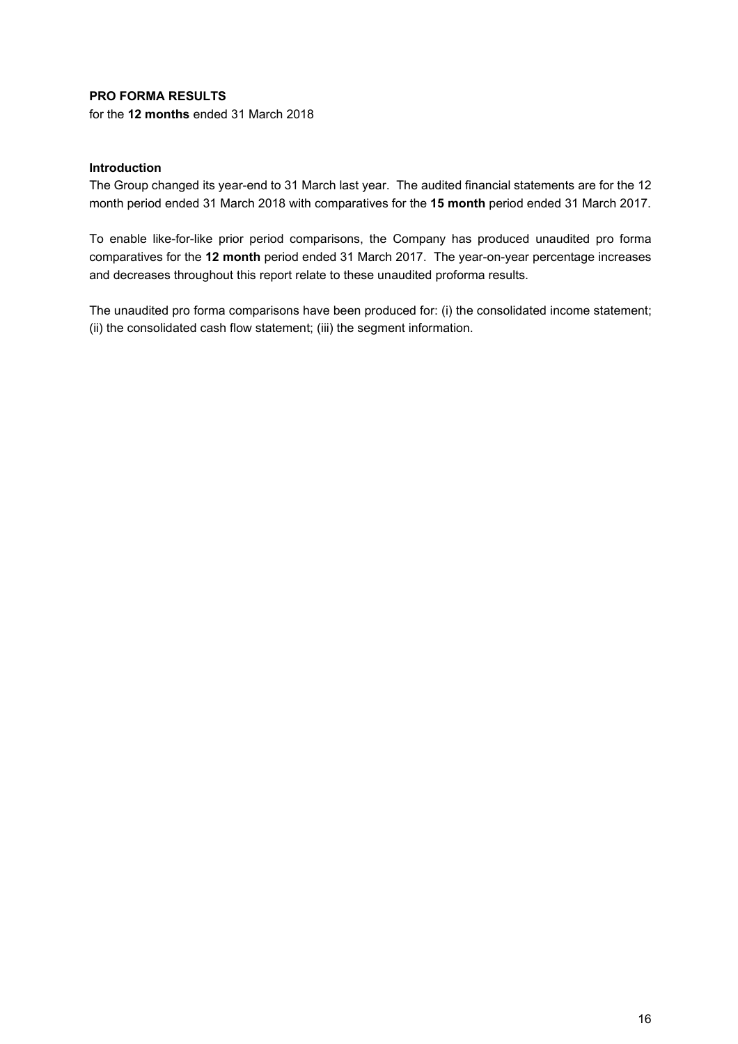**PRO FORMA RESULTS**

for the **12 months** ended 31 March 2018

**Introduction**

The Group changed its year-end to 31 March last year. The audited financial statements are for the 12 month period ended 31 March 2018 with comparatives for the **15 month** period ended 31 March 2017.

To enable like-for-like prior period comparisons, the Company has produced unaudited pro forma comparatives for the **12 month** period ended 31 March 2017. The year-on-year percentage increases and decreases throughout this report relate to these unaudited proforma results.

The unaudited pro forma comparisons have been produced for: (i) the consolidated income statement; (ii) the consolidated cash flow statement; (iii) the segment information.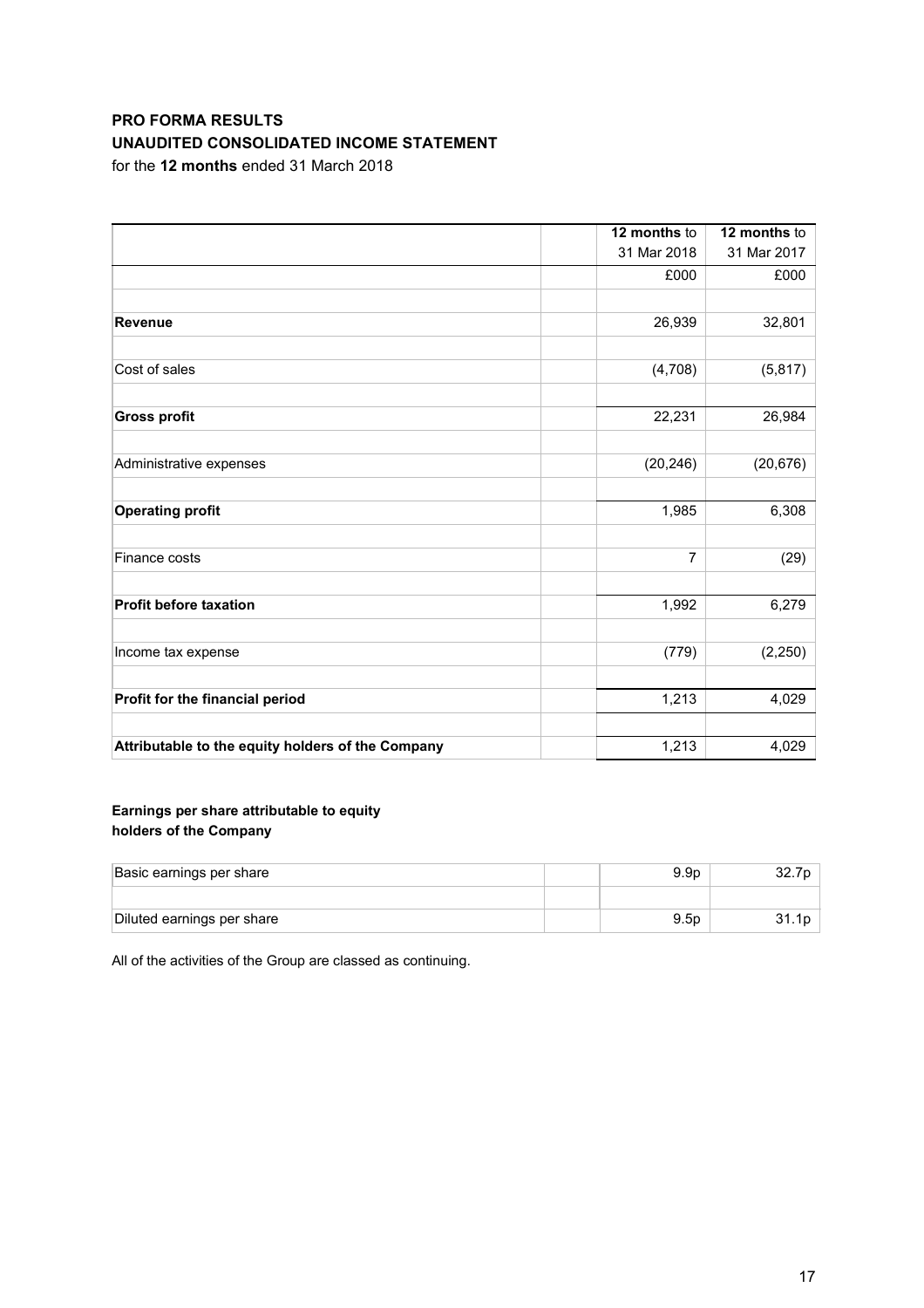**PRO FORMA RESULTS**
**UNAUDITED CONSOLIDATED INCOME STATEMENT**

for the **12 months** ended 31 March 2018

| | | **12 months** to 31 Mar 2018 | **12 months** to 31 Mar 2017 |
|---|---|---|---|
| | | £000 | £000 |
| **Revenue** | | 26,939 | 32,801 |
| Cost of sales | | (4,708) | (5,817) |
| **Gross profit** | | 22,231 | 26,984 |
| Administrative expenses | | (20,246) | (20,676) |
| **Operating profit** | | 1,985 | 6,308 |
| Finance costs | | 7 | (29) |
| **Profit before taxation** | | 1,992 | 6,279 |
| Income tax expense | | (779) | (2,250) |
| **Profit for the financial period** | | 1,213 | 4,029 |
| **Attributable to the equity holders of the Company** | | 1,213 | 4,029 |

**Earnings per share attributable to equity holders of the Company**

| | | | |
|---|---|---|---|
| Basic earnings per share | | 9.9p | 32.7p |
| Diluted earnings per share | | 9.5p | 31.1p |

All of the activities of the Group are classed as continuing.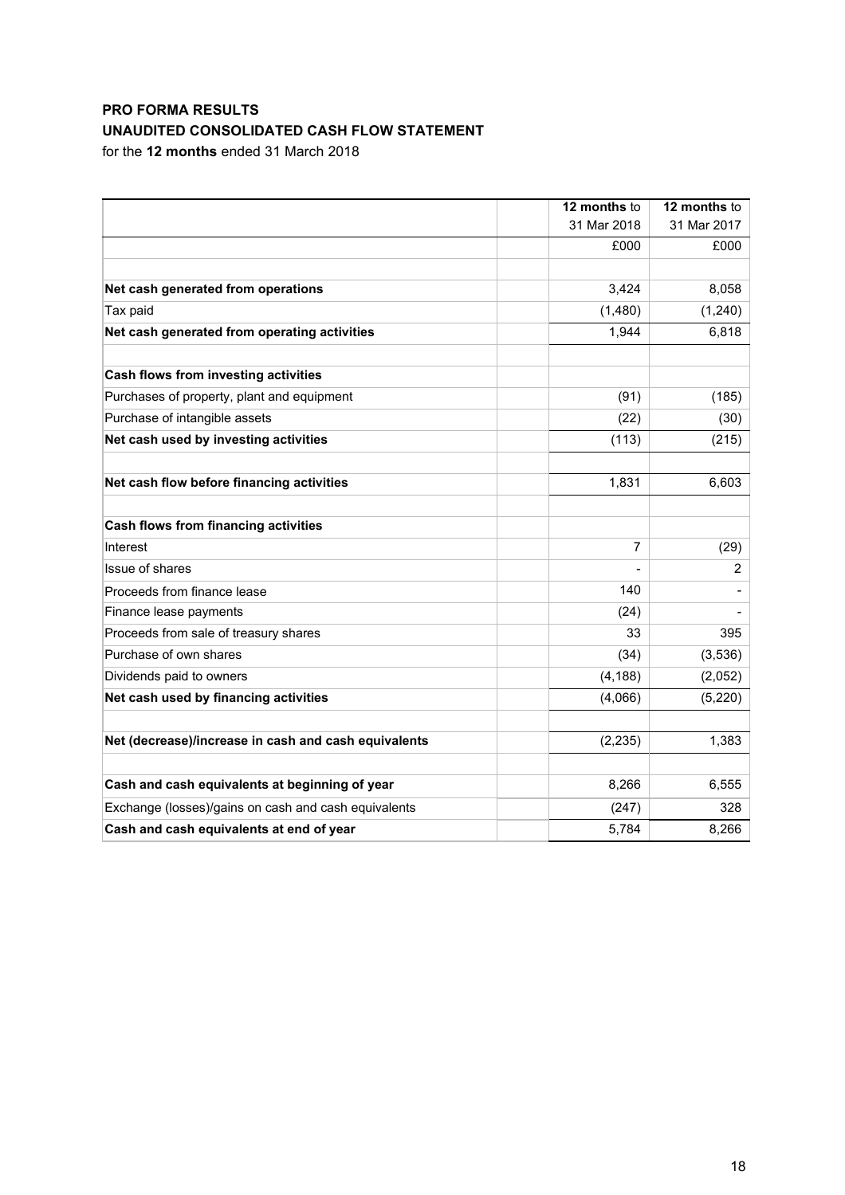**PRO FORMA RESULTS**
**UNAUDITED CONSOLIDATED CASH FLOW STATEMENT**
for the **12 months** ended 31 March 2018

| | **12 months** to 31 Mar 2018 | **12 months** to 31 Mar 2017 |
|---|---|---|
| | £000 | £000 |
| | | |
| **Net cash generated from operations** | 3,424 | 8,058 |
| Tax paid | (1,480) | (1,240) |
| **Net cash generated from operating activities** | 1,944 | 6,818 |
| | | |
| **Cash flows from investing activities** | | |
| Purchases of property, plant and equipment | (91) | (185) |
| Purchase of intangible assets | (22) | (30) |
| **Net cash used by investing activities** | (113) | (215) |
| | | |
| **Net cash flow before financing activities** | 1,831 | 6,603 |
| | | |
| **Cash flows from financing activities** | | |
| Interest | 7 | (29) |
| Issue of shares | - | 2 |
| Proceeds from finance lease | 140 | - |
| Finance lease payments | (24) | - |
| Proceeds from sale of treasury shares | 33 | 395 |
| Purchase of own shares | (34) | (3,536) |
| Dividends paid to owners | (4,188) | (2,052) |
| **Net cash used by financing activities** | (4,066) | (5,220) |
| | | |
| **Net (decrease)/increase in cash and cash equivalents** | (2,235) | 1,383 |
| | | |
| **Cash and cash equivalents at beginning of year** | 8,266 | 6,555 |
| Exchange (losses)/gains on cash and cash equivalents | (247) | 328 |
| **Cash and cash equivalents at end of year** | 5,784 | 8,266 |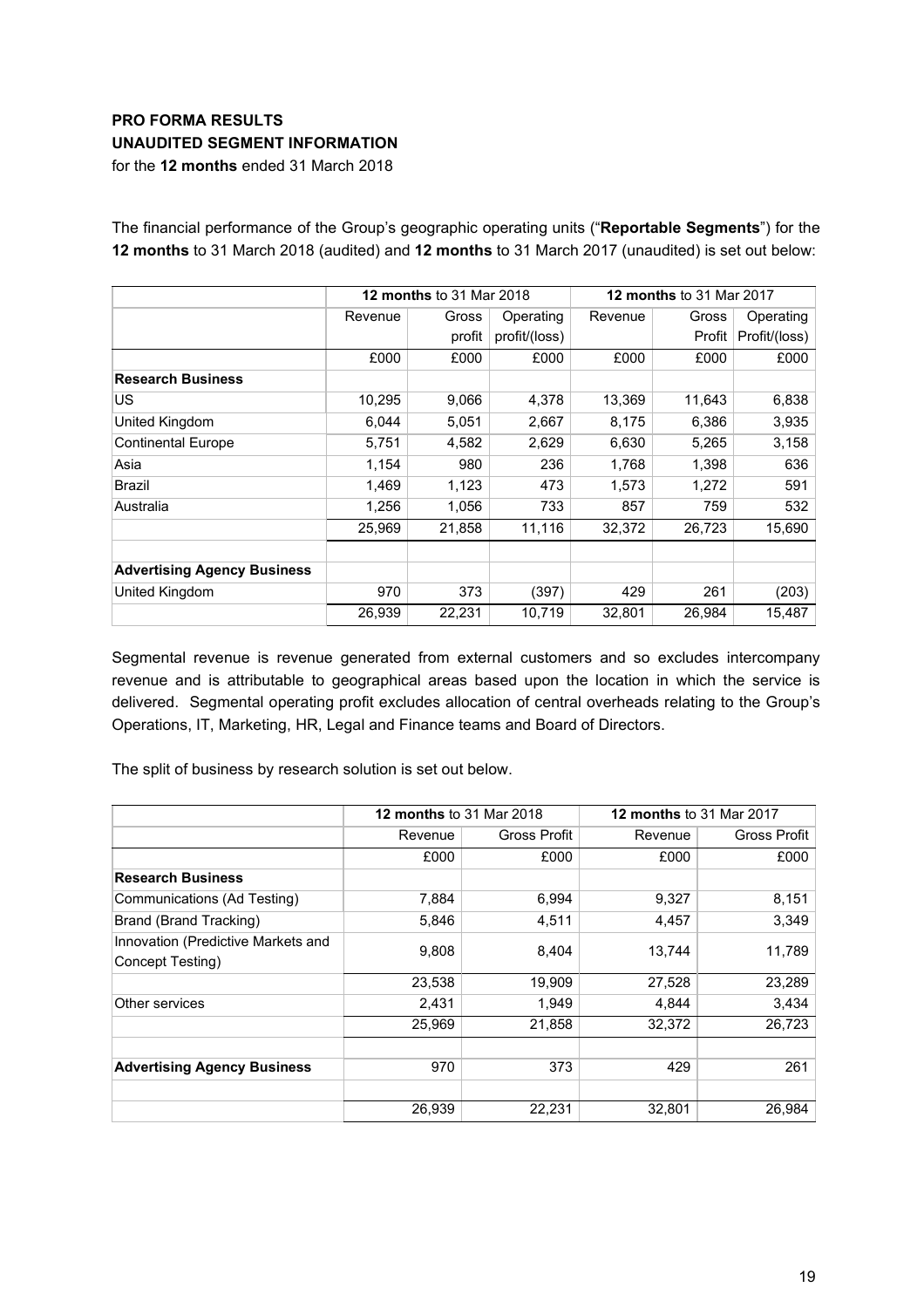**PRO FORMA RESULTS**
**UNAUDITED SEGMENT INFORMATION**
for the **12 months** ended 31 March 2018

The financial performance of the Group's geographic operating units ("**Reportable Segments**") for the **12 months** to 31 March 2018 (audited) and **12 months** to 31 March 2017 (unaudited) is set out below:

| | **12 months** to 31 Mar 2018 | | | **12 months** to 31 Mar 2017 | | |
|---|---|---|---|---|---|---|
| | Revenue | Gross profit | Operating profit/(loss) | Revenue | Gross Profit | Operating Profit/(loss) |
| | £000 | £000 | £000 | £000 | £000 | £000 |
| **Research Business** | | | | | | |
| US | 10,295 | 9,066 | 4,378 | 13,369 | 11,643 | 6,838 |
| United Kingdom | 6,044 | 5,051 | 2,667 | 8,175 | 6,386 | 3,935 |
| Continental Europe | 5,751 | 4,582 | 2,629 | 6,630 | 5,265 | 3,158 |
| Asia | 1,154 | 980 | 236 | 1,768 | 1,398 | 636 |
| Brazil | 1,469 | 1,123 | 473 | 1,573 | 1,272 | 591 |
| Australia | 1,256 | 1,056 | 733 | 857 | 759 | 532 |
| | 25,969 | 21,858 | 11,116 | 32,372 | 26,723 | 15,690 |
| | | | | | | |
| **Advertising Agency Business** | | | | | | |
| United Kingdom | 970 | 373 | (397) | 429 | 261 | (203) |
| | 26,939 | 22,231 | 10,719 | 32,801 | 26,984 | 15,487 |

Segmental revenue is revenue generated from external customers and so excludes intercompany revenue and is attributable to geographical areas based upon the location in which the service is delivered. Segmental operating profit excludes allocation of central overheads relating to the Group's Operations, IT, Marketing, HR, Legal and Finance teams and Board of Directors.

The split of business by research solution is set out below.

| | **12 months** to 31 Mar 2018 | | **12 months** to 31 Mar 2017 | |
|---|---|---|---|---|
| | Revenue | Gross Profit | Revenue | Gross Profit |
| | £000 | £000 | £000 | £000 |
| **Research Business** | | | | |
| Communications (Ad Testing) | 7,884 | 6,994 | 9,327 | 8,151 |
| Brand (Brand Tracking) | 5,846 | 4,511 | 4,457 | 3,349 |
| Innovation (Predictive Markets and Concept Testing) | 9,808 | 8,404 | 13,744 | 11,789 |
| | 23,538 | 19,909 | 27,528 | 23,289 |
| Other services | 2,431 | 1,949 | 4,844 | 3,434 |
| | 25,969 | 21,858 | 32,372 | 26,723 |
| | | | | |
| **Advertising Agency Business** | 970 | 373 | 429 | 261 |
| | | | | |
| | 26,939 | 22,231 | 32,801 | 26,984 |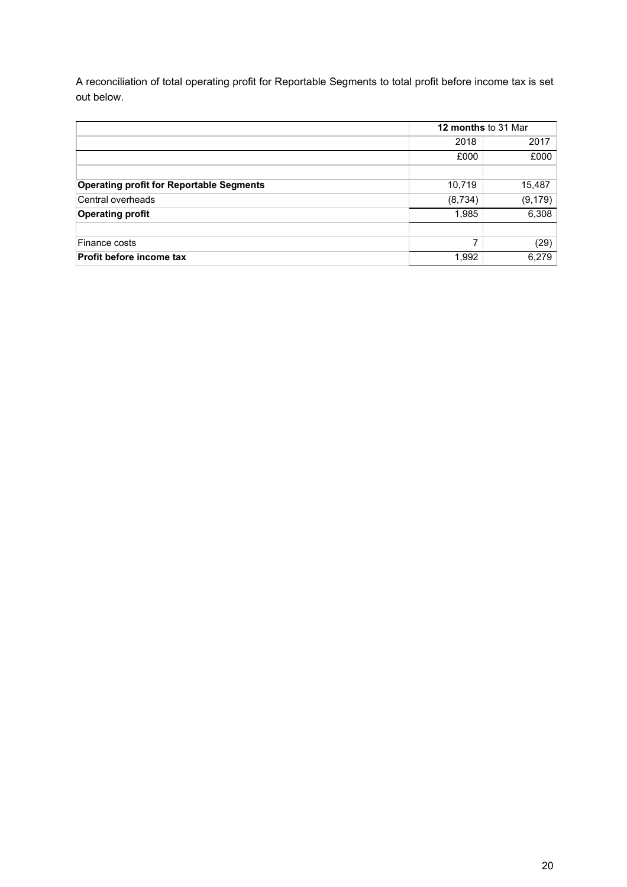A reconciliation of total operating profit for Reportable Segments to total profit before income tax is set out below.

| | **12 months** to 31 Mar | |
|---|---|---|
| | 2018 | 2017 |
| | £000 | £000 |
| | | |
| **Operating profit for Reportable Segments** | 10,719 | 15,487 |
| Central overheads | (8,734) | (9,179) |
| **Operating profit** | 1,985 | 6,308 |
| | | |
| Finance costs | 7 | (29) |
| **Profit before income tax** | 1,992 | 6,279 |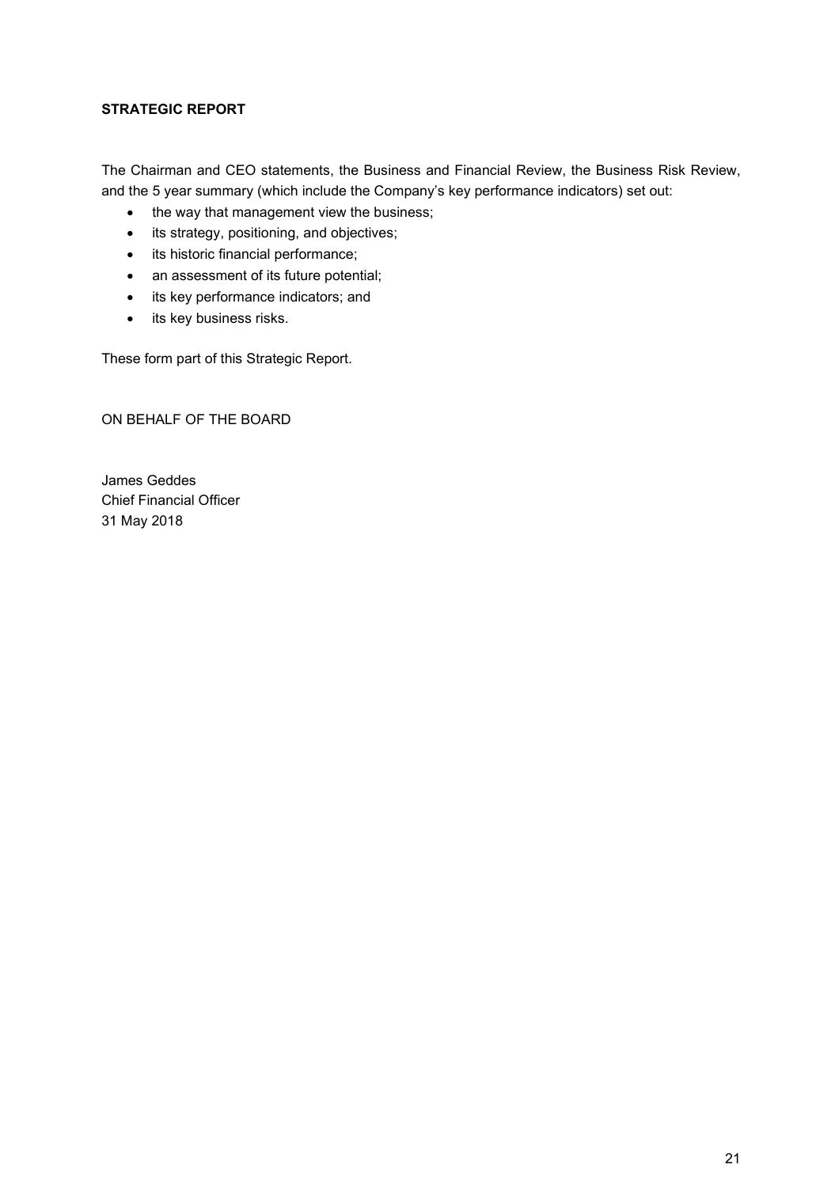**STRATEGIC REPORT**

The Chairman and CEO statements, the Business and Financial Review, the Business Risk Review, and the 5 year summary (which include the Company's key performance indicators) set out:

- the way that management view the business;
- its strategy, positioning, and objectives;
- its historic financial performance;
- an assessment of its future potential;
- its key performance indicators; and
- its key business risks.

These form part of this Strategic Report.

ON BEHALF OF THE BOARD

James Geddes
Chief Financial Officer
31 May 2018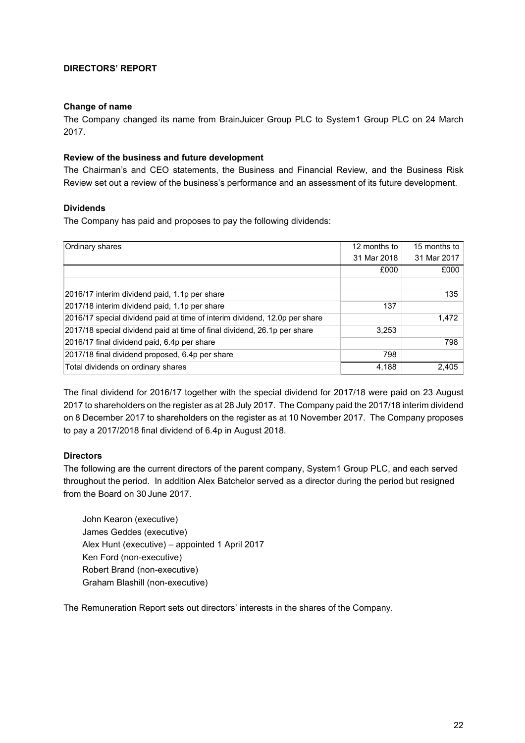## DIRECTORS' REPORT

### Change of name

The Company changed its name from BrainJuicer Group PLC to System1 Group PLC on 24 March 2017.

### Review of the business and future development

The Chairman's and CEO statements, the Business and Financial Review, and the Business Risk Review set out a review of the business's performance and an assessment of its future development.

### Dividends

The Company has paid and proposes to pay the following dividends:

| Ordinary shares | 12 months to 31 Mar 2018 | 15 months to 31 Mar 2017 |
|---|---|---|
| | £000 | £000 |
| | | |
| 2016/17 interim dividend paid, 1.1p per share | | 135 |
| 2017/18 interim dividend paid, 1.1p per share | 137 | |
| 2016/17 special dividend paid at time of interim dividend, 12.0p per share | | 1,472 |
| 2017/18 special dividend paid at time of final dividend, 26.1p per share | 3,253 | |
| 2016/17 final dividend paid, 6.4p per share | | 798 |
| 2017/18 final dividend proposed, 6.4p per share | 798 | |
| Total dividends on ordinary shares | 4,188 | 2,405 |

The final dividend for 2016/17 together with the special dividend for 2017/18 were paid on 23 August 2017 to shareholders on the register as at 28 July 2017. The Company paid the 2017/18 interim dividend on 8 December 2017 to shareholders on the register as at 10 November 2017. The Company proposes to pay a 2017/2018 final dividend of 6.4p in August 2018.

### Directors

The following are the current directors of the parent company, System1 Group PLC, and each served throughout the period. In addition Alex Batchelor served as a director during the period but resigned from the Board on 30 June 2017.

- John Kearon (executive)
- James Geddes (executive)
- Alex Hunt (executive) – appointed 1 April 2017
- Ken Ford (non-executive)
- Robert Brand (non-executive)
- Graham Blashill (non-executive)

The Remuneration Report sets out directors' interests in the shares of the Company.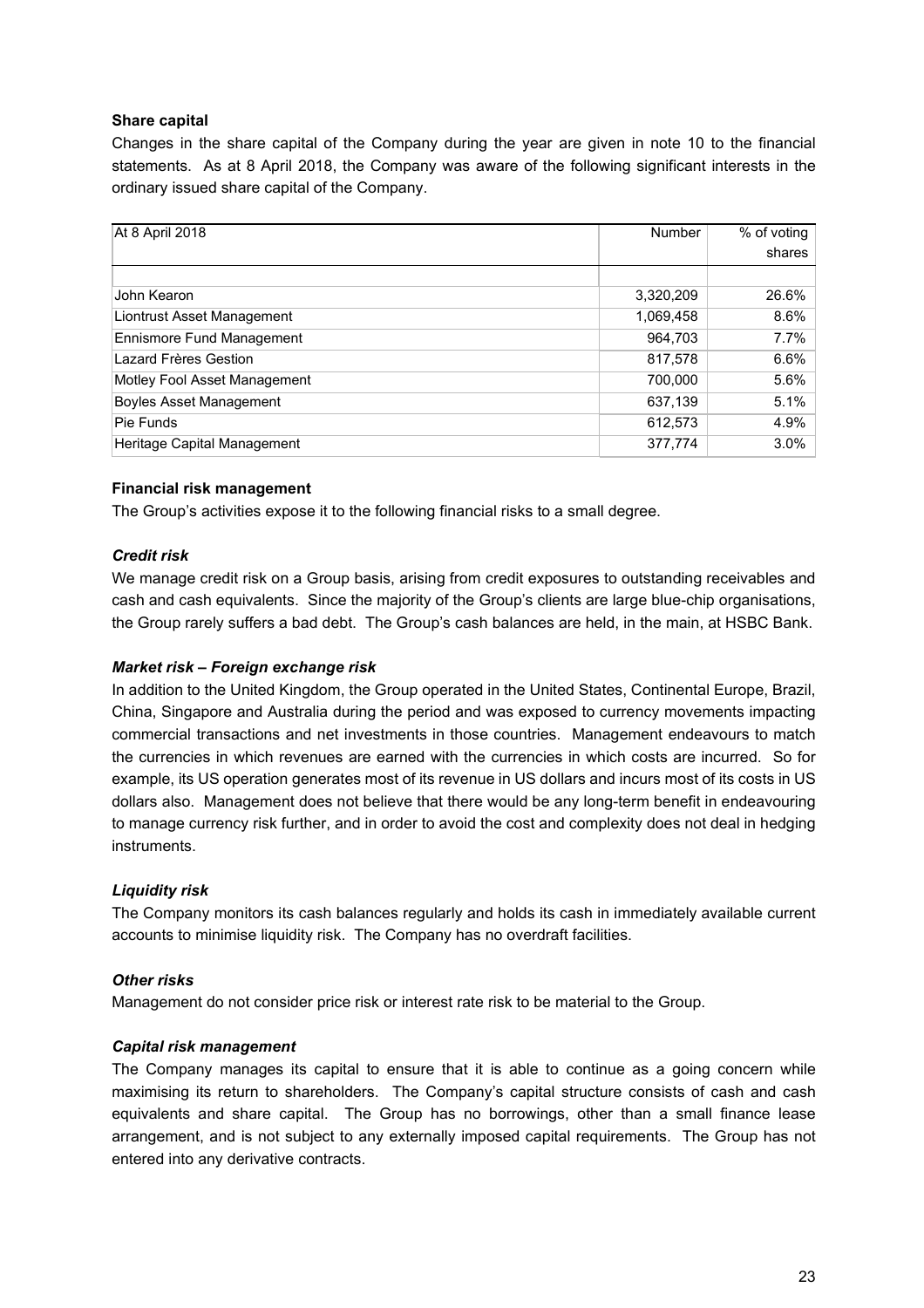**Share capital**

Changes in the share capital of the Company during the year are given in note 10 to the financial statements. As at 8 April 2018, the Company was aware of the following significant interests in the ordinary issued share capital of the Company.

| At 8 April 2018 | Number | % of voting shares |
|---|---|---|
| John Kearon | 3,320,209 | 26.6% |
| Liontrust Asset Management | 1,069,458 | 8.6% |
| Ennismore Fund Management | 964,703 | 7.7% |
| Lazard Frères Gestion | 817,578 | 6.6% |
| Motley Fool Asset Management | 700,000 | 5.6% |
| Boyles Asset Management | 637,139 | 5.1% |
| Pie Funds | 612,573 | 4.9% |
| Heritage Capital Management | 377,774 | 3.0% |

**Financial risk management**

The Group's activities expose it to the following financial risks to a small degree.

***Credit risk***

We manage credit risk on a Group basis, arising from credit exposures to outstanding receivables and cash and cash equivalents. Since the majority of the Group's clients are large blue-chip organisations, the Group rarely suffers a bad debt. The Group's cash balances are held, in the main, at HSBC Bank.

***Market risk – Foreign exchange risk***

In addition to the United Kingdom, the Group operated in the United States, Continental Europe, Brazil, China, Singapore and Australia during the period and was exposed to currency movements impacting commercial transactions and net investments in those countries. Management endeavours to match the currencies in which revenues are earned with the currencies in which costs are incurred. So for example, its US operation generates most of its revenue in US dollars and incurs most of its costs in US dollars also. Management does not believe that there would be any long-term benefit in endeavouring to manage currency risk further, and in order to avoid the cost and complexity does not deal in hedging instruments.

***Liquidity risk***

The Company monitors its cash balances regularly and holds its cash in immediately available current accounts to minimise liquidity risk. The Company has no overdraft facilities.

***Other risks***

Management do not consider price risk or interest rate risk to be material to the Group.

***Capital risk management***

The Company manages its capital to ensure that it is able to continue as a going concern while maximising its return to shareholders. The Company's capital structure consists of cash and cash equivalents and share capital. The Group has no borrowings, other than a small finance lease arrangement, and is not subject to any externally imposed capital requirements. The Group has not entered into any derivative contracts.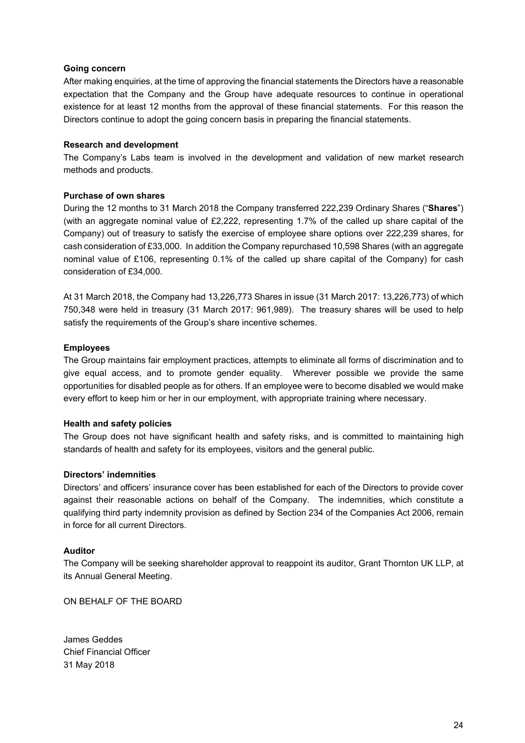**Going concern**

After making enquiries, at the time of approving the financial statements the Directors have a reasonable expectation that the Company and the Group have adequate resources to continue in operational existence for at least 12 months from the approval of these financial statements. For this reason the Directors continue to adopt the going concern basis in preparing the financial statements.

**Research and development**

The Company's Labs team is involved in the development and validation of new market research methods and products.

**Purchase of own shares**

During the 12 months to 31 March 2018 the Company transferred 222,239 Ordinary Shares ("**Shares**") (with an aggregate nominal value of £2,222, representing 1.7% of the called up share capital of the Company) out of treasury to satisfy the exercise of employee share options over 222,239 shares, for cash consideration of £33,000. In addition the Company repurchased 10,598 Shares (with an aggregate nominal value of £106, representing 0.1% of the called up share capital of the Company) for cash consideration of £34,000.

At 31 March 2018, the Company had 13,226,773 Shares in issue (31 March 2017: 13,226,773) of which 750,348 were held in treasury (31 March 2017: 961,989). The treasury shares will be used to help satisfy the requirements of the Group's share incentive schemes.

**Employees**

The Group maintains fair employment practices, attempts to eliminate all forms of discrimination and to give equal access, and to promote gender equality. Wherever possible we provide the same opportunities for disabled people as for others. If an employee were to become disabled we would make every effort to keep him or her in our employment, with appropriate training where necessary.

**Health and safety policies**

The Group does not have significant health and safety risks, and is committed to maintaining high standards of health and safety for its employees, visitors and the general public.

**Directors' indemnities**

Directors' and officers' insurance cover has been established for each of the Directors to provide cover against their reasonable actions on behalf of the Company. The indemnities, which constitute a qualifying third party indemnity provision as defined by Section 234 of the Companies Act 2006, remain in force for all current Directors.

**Auditor**

The Company will be seeking shareholder approval to reappoint its auditor, Grant Thornton UK LLP, at its Annual General Meeting.

ON BEHALF OF THE BOARD

James Geddes
Chief Financial Officer
31 May 2018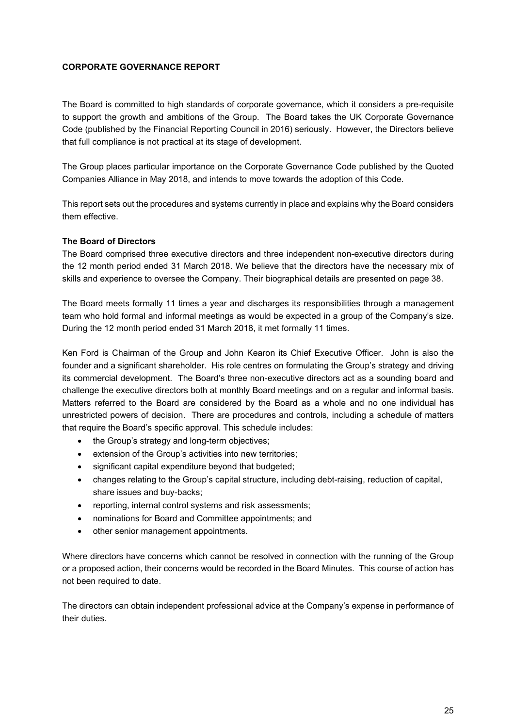## CORPORATE GOVERNANCE REPORT

The Board is committed to high standards of corporate governance, which it considers a pre-requisite to support the growth and ambitions of the Group. The Board takes the UK Corporate Governance Code (published by the Financial Reporting Council in 2016) seriously. However, the Directors believe that full compliance is not practical at its stage of development.

The Group places particular importance on the Corporate Governance Code published by the Quoted Companies Alliance in May 2018, and intends to move towards the adoption of this Code.

This report sets out the procedures and systems currently in place and explains why the Board considers them effective.

### The Board of Directors

The Board comprised three executive directors and three independent non-executive directors during the 12 month period ended 31 March 2018. We believe that the directors have the necessary mix of skills and experience to oversee the Company. Their biographical details are presented on page 38.

The Board meets formally 11 times a year and discharges its responsibilities through a management team who hold formal and informal meetings as would be expected in a group of the Company's size. During the 12 month period ended 31 March 2018, it met formally 11 times.

Ken Ford is Chairman of the Group and John Kearon its Chief Executive Officer. John is also the founder and a significant shareholder. His role centres on formulating the Group's strategy and driving its commercial development. The Board's three non-executive directors act as a sounding board and challenge the executive directors both at monthly Board meetings and on a regular and informal basis. Matters referred to the Board are considered by the Board as a whole and no one individual has unrestricted powers of decision. There are procedures and controls, including a schedule of matters that require the Board's specific approval. This schedule includes:

- the Group's strategy and long-term objectives;
- extension of the Group's activities into new territories;
- significant capital expenditure beyond that budgeted;
- changes relating to the Group's capital structure, including debt-raising, reduction of capital, share issues and buy-backs;
- reporting, internal control systems and risk assessments;
- nominations for Board and Committee appointments; and
- other senior management appointments.

Where directors have concerns which cannot be resolved in connection with the running of the Group or a proposed action, their concerns would be recorded in the Board Minutes. This course of action has not been required to date.

The directors can obtain independent professional advice at the Company's expense in performance of their duties.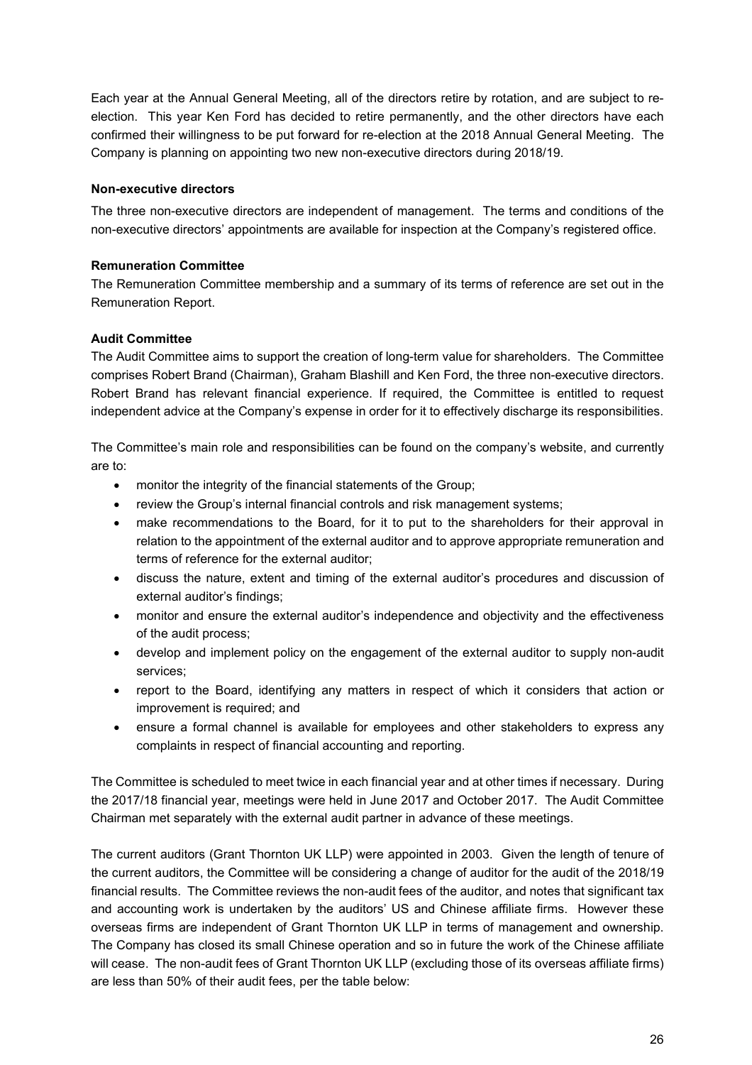Each year at the Annual General Meeting, all of the directors retire by rotation, and are subject to re-election. This year Ken Ford has decided to retire permanently, and the other directors have each confirmed their willingness to be put forward for re-election at the 2018 Annual General Meeting. The Company is planning on appointing two new non-executive directors during 2018/19.

### Non-executive directors

The three non-executive directors are independent of management. The terms and conditions of the non-executive directors' appointments are available for inspection at the Company's registered office.

### Remuneration Committee

The Remuneration Committee membership and a summary of its terms of reference are set out in the Remuneration Report.

### Audit Committee

The Audit Committee aims to support the creation of long-term value for shareholders. The Committee comprises Robert Brand (Chairman), Graham Blashill and Ken Ford, the three non-executive directors. Robert Brand has relevant financial experience. If required, the Committee is entitled to request independent advice at the Company's expense in order for it to effectively discharge its responsibilities.

The Committee's main role and responsibilities can be found on the company's website, and currently are to:

- monitor the integrity of the financial statements of the Group;
- review the Group's internal financial controls and risk management systems;
- make recommendations to the Board, for it to put to the shareholders for their approval in relation to the appointment of the external auditor and to approve appropriate remuneration and terms of reference for the external auditor;
- discuss the nature, extent and timing of the external auditor's procedures and discussion of external auditor's findings;
- monitor and ensure the external auditor's independence and objectivity and the effectiveness of the audit process;
- develop and implement policy on the engagement of the external auditor to supply non-audit services;
- report to the Board, identifying any matters in respect of which it considers that action or improvement is required; and
- ensure a formal channel is available for employees and other stakeholders to express any complaints in respect of financial accounting and reporting.

The Committee is scheduled to meet twice in each financial year and at other times if necessary. During the 2017/18 financial year, meetings were held in June 2017 and October 2017. The Audit Committee Chairman met separately with the external audit partner in advance of these meetings.

The current auditors (Grant Thornton UK LLP) were appointed in 2003. Given the length of tenure of the current auditors, the Committee will be considering a change of auditor for the audit of the 2018/19 financial results. The Committee reviews the non-audit fees of the auditor, and notes that significant tax and accounting work is undertaken by the auditors' US and Chinese affiliate firms. However these overseas firms are independent of Grant Thornton UK LLP in terms of management and ownership. The Company has closed its small Chinese operation and so in future the work of the Chinese affiliate will cease. The non-audit fees of Grant Thornton UK LLP (excluding those of its overseas affiliate firms) are less than 50% of their audit fees, per the table below: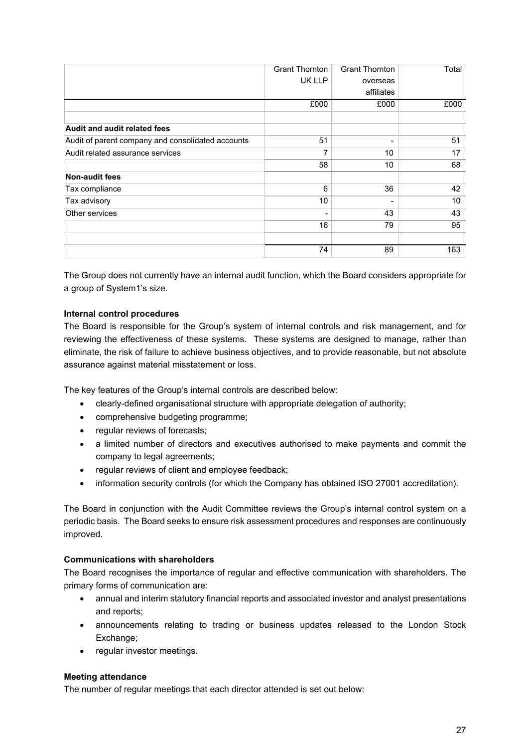| | Grant Thornton UK LLP | Grant Thornton overseas affiliates | Total |
|---|---|---|---|
| | £000 | £000 | £000 |
| | | | |
| **Audit and audit related fees** | | | |
| Audit of parent company and consolidated accounts | 51 | - | 51 |
| Audit related assurance services | 7 | 10 | 17 |
| | 58 | 10 | 68 |
| **Non-audit fees** | | | |
| Tax compliance | 6 | 36 | 42 |
| Tax advisory | 10 | - | 10 |
| Other services | - | 43 | 43 |
| | 16 | 79 | 95 |
| | | | |
| | 74 | 89 | 163 |

The Group does not currently have an internal audit function, which the Board considers appropriate for a group of System1's size.

**Internal control procedures**

The Board is responsible for the Group's system of internal controls and risk management, and for reviewing the effectiveness of these systems. These systems are designed to manage, rather than eliminate, the risk of failure to achieve business objectives, and to provide reasonable, but not absolute assurance against material misstatement or loss.

The key features of the Group's internal controls are described below:

- clearly-defined organisational structure with appropriate delegation of authority;
- comprehensive budgeting programme;
- regular reviews of forecasts;
- a limited number of directors and executives authorised to make payments and commit the company to legal agreements;
- regular reviews of client and employee feedback;
- information security controls (for which the Company has obtained ISO 27001 accreditation).

The Board in conjunction with the Audit Committee reviews the Group's internal control system on a periodic basis. The Board seeks to ensure risk assessment procedures and responses are continuously improved.

**Communications with shareholders**

The Board recognises the importance of regular and effective communication with shareholders. The primary forms of communication are:

- annual and interim statutory financial reports and associated investor and analyst presentations and reports;
- announcements relating to trading or business updates released to the London Stock Exchange;
- regular investor meetings.

**Meeting attendance**

The number of regular meetings that each director attended is set out below: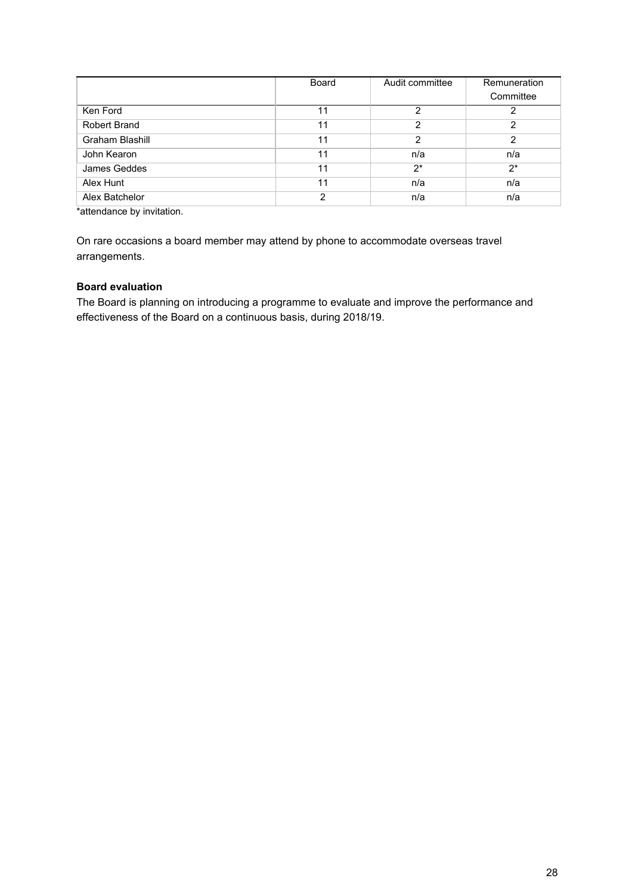| | Board | Audit committee | Remuneration Committee |
|---|---|---|---|
| Ken Ford | 11 | 2 | 2 |
| Robert Brand | 11 | 2 | 2 |
| Graham Blashill | 11 | 2 | 2 |
| John Kearon | 11 | n/a | n/a |
| James Geddes | 11 | 2* | 2* |
| Alex Hunt | 11 | n/a | n/a |
| Alex Batchelor | 2 | n/a | n/a |

*attendance by invitation.

On rare occasions a board member may attend by phone to accommodate overseas travel arrangements.

**Board evaluation**

The Board is planning on introducing a programme to evaluate and improve the performance and effectiveness of the Board on a continuous basis, during 2018/19.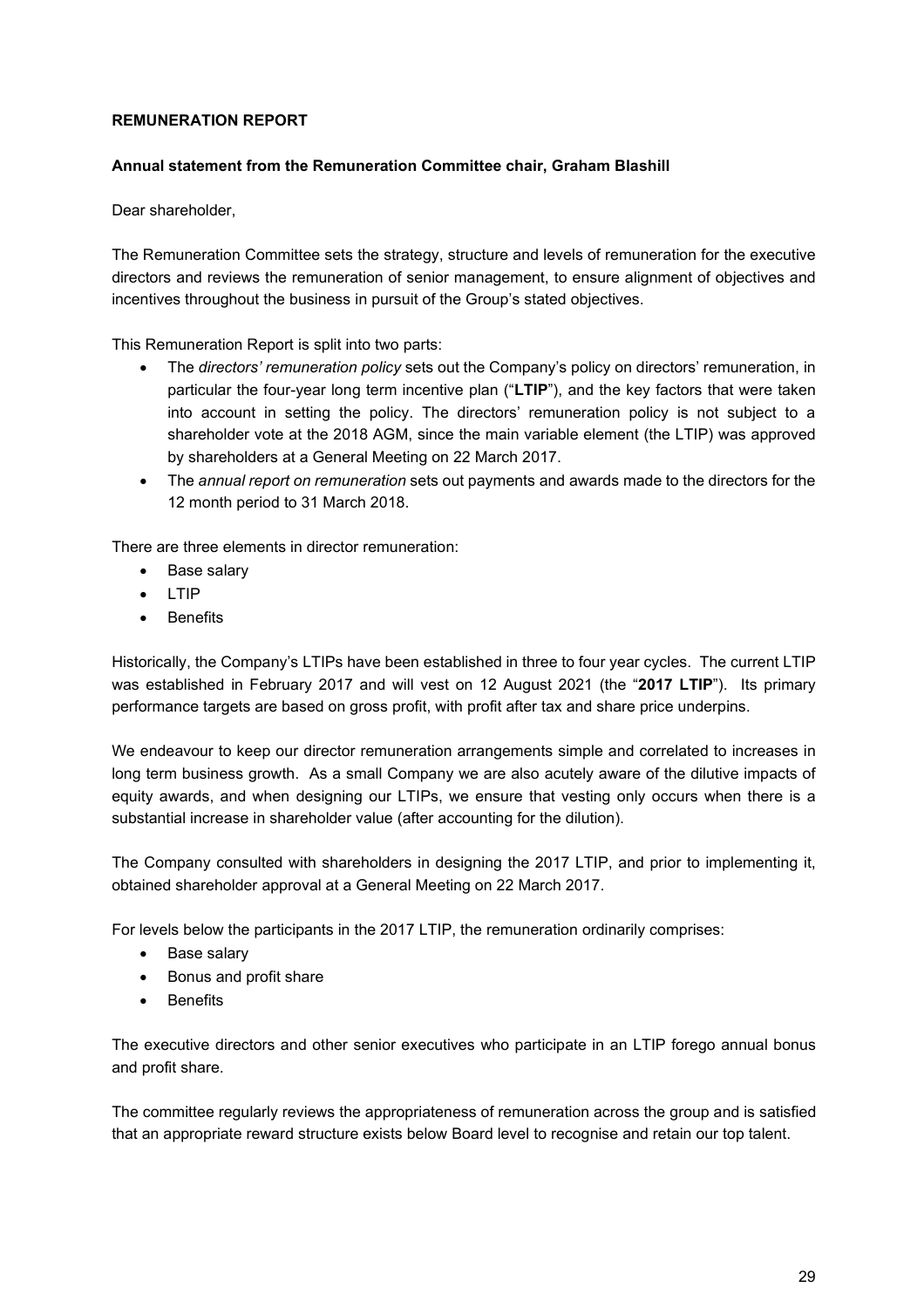# REMUNERATION REPORT

## Annual statement from the Remuneration Committee chair, Graham Blashill

Dear shareholder,

The Remuneration Committee sets the strategy, structure and levels of remuneration for the executive directors and reviews the remuneration of senior management, to ensure alignment of objectives and incentives throughout the business in pursuit of the Group's stated objectives.

This Remuneration Report is split into two parts:

- The *directors' remuneration policy* sets out the Company's policy on directors' remuneration, in particular the four-year long term incentive plan ("**LTIP**"), and the key factors that were taken into account in setting the policy. The directors' remuneration policy is not subject to a shareholder vote at the 2018 AGM, since the main variable element (the LTIP) was approved by shareholders at a General Meeting on 22 March 2017.
- The *annual report on remuneration* sets out payments and awards made to the directors for the 12 month period to 31 March 2018.

There are three elements in director remuneration:

- Base salary
- LTIP
- Benefits

Historically, the Company's LTIPs have been established in three to four year cycles. The current LTIP was established in February 2017 and will vest on 12 August 2021 (the "**2017 LTIP**"). Its primary performance targets are based on gross profit, with profit after tax and share price underpins.

We endeavour to keep our director remuneration arrangements simple and correlated to increases in long term business growth. As a small Company we are also acutely aware of the dilutive impacts of equity awards, and when designing our LTIPs, we ensure that vesting only occurs when there is a substantial increase in shareholder value (after accounting for the dilution).

The Company consulted with shareholders in designing the 2017 LTIP, and prior to implementing it, obtained shareholder approval at a General Meeting on 22 March 2017.

For levels below the participants in the 2017 LTIP, the remuneration ordinarily comprises:

- Base salary
- Bonus and profit share
- Benefits

The executive directors and other senior executives who participate in an LTIP forego annual bonus and profit share.

The committee regularly reviews the appropriateness of remuneration across the group and is satisfied that an appropriate reward structure exists below Board level to recognise and retain our top talent.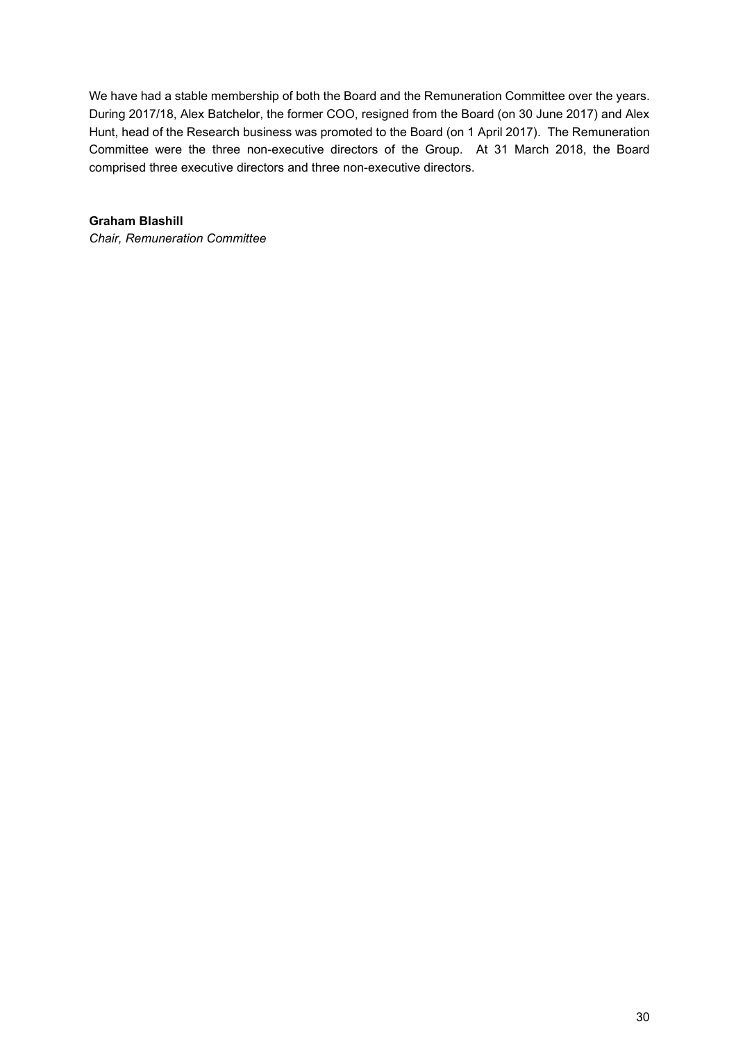We have had a stable membership of both the Board and the Remuneration Committee over the years. During 2017/18, Alex Batchelor, the former COO, resigned from the Board (on 30 June 2017) and Alex Hunt, head of the Research business was promoted to the Board (on 1 April 2017). The Remuneration Committee were the three non-executive directors of the Group. At 31 March 2018, the Board comprised three executive directors and three non-executive directors.

**Graham Blashill**
*Chair, Remuneration Committee*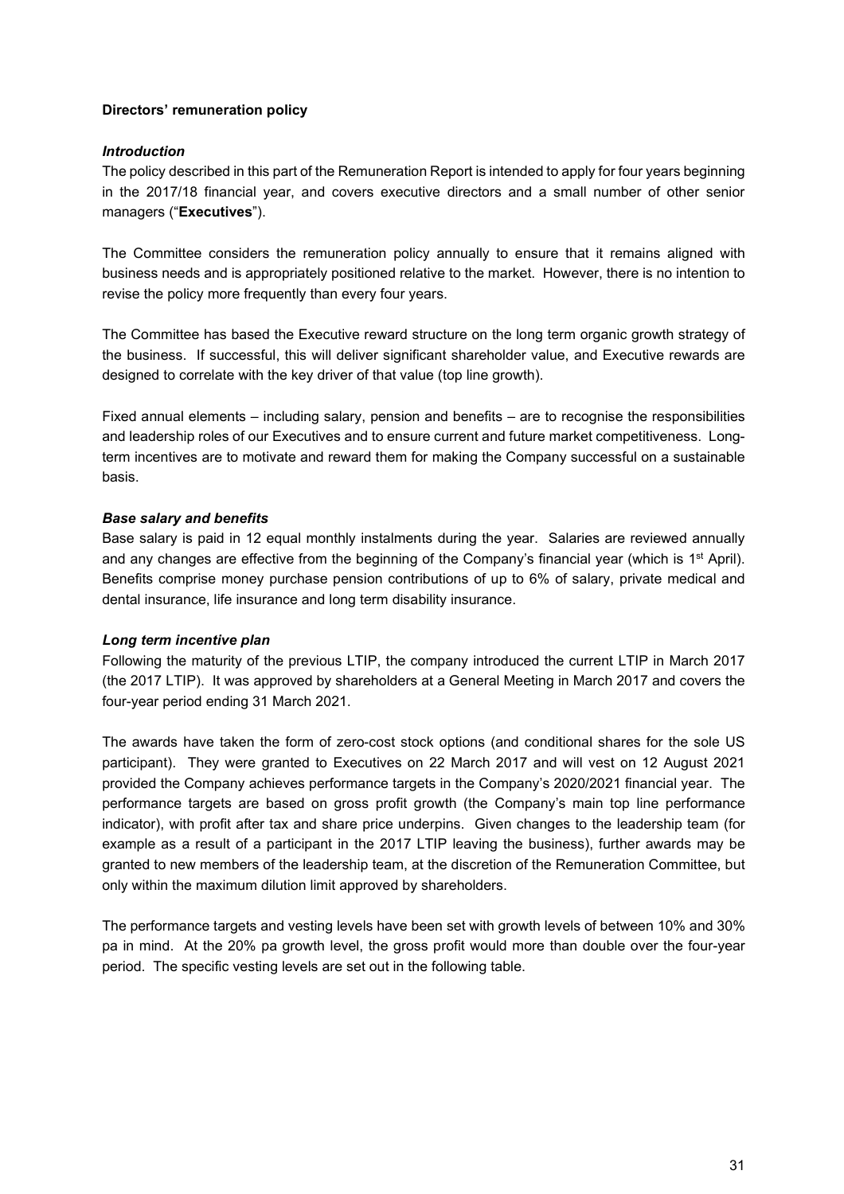**Directors' remuneration policy**

***Introduction***

The policy described in this part of the Remuneration Report is intended to apply for four years beginning in the 2017/18 financial year, and covers executive directors and a small number of other senior managers ("**Executives**").

The Committee considers the remuneration policy annually to ensure that it remains aligned with business needs and is appropriately positioned relative to the market. However, there is no intention to revise the policy more frequently than every four years.

The Committee has based the Executive reward structure on the long term organic growth strategy of the business. If successful, this will deliver significant shareholder value, and Executive rewards are designed to correlate with the key driver of that value (top line growth).

Fixed annual elements – including salary, pension and benefits – are to recognise the responsibilities and leadership roles of our Executives and to ensure current and future market competitiveness. Long-term incentives are to motivate and reward them for making the Company successful on a sustainable basis.

***Base salary and benefits***

Base salary is paid in 12 equal monthly instalments during the year. Salaries are reviewed annually and any changes are effective from the beginning of the Company's financial year (which is 1st April). Benefits comprise money purchase pension contributions of up to 6% of salary, private medical and dental insurance, life insurance and long term disability insurance.

***Long term incentive plan***

Following the maturity of the previous LTIP, the company introduced the current LTIP in March 2017 (the 2017 LTIP). It was approved by shareholders at a General Meeting in March 2017 and covers the four-year period ending 31 March 2021.

The awards have taken the form of zero-cost stock options (and conditional shares for the sole US participant). They were granted to Executives on 22 March 2017 and will vest on 12 August 2021 provided the Company achieves performance targets in the Company's 2020/2021 financial year. The performance targets are based on gross profit growth (the Company's main top line performance indicator), with profit after tax and share price underpins. Given changes to the leadership team (for example as a result of a participant in the 2017 LTIP leaving the business), further awards may be granted to new members of the leadership team, at the discretion of the Remuneration Committee, but only within the maximum dilution limit approved by shareholders.

The performance targets and vesting levels have been set with growth levels of between 10% and 30% pa in mind. At the 20% pa growth level, the gross profit would more than double over the four-year period. The specific vesting levels are set out in the following table.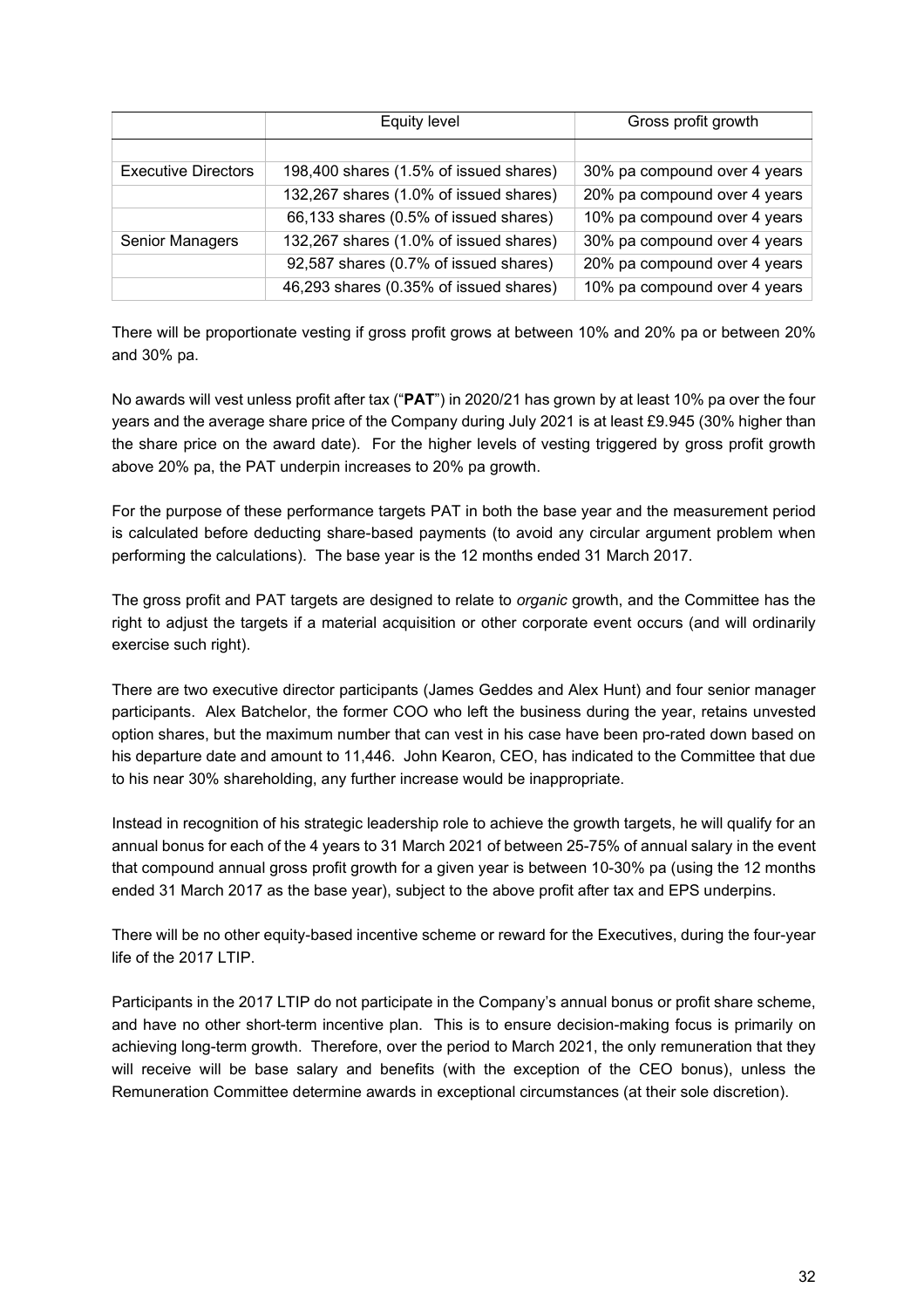| | Equity level | Gross profit growth |
|---|---|---|
| | | |
| Executive Directors | 198,400 shares (1.5% of issued shares) | 30% pa compound over 4 years |
| | 132,267 shares (1.0% of issued shares) | 20% pa compound over 4 years |
| | 66,133 shares (0.5% of issued shares) | 10% pa compound over 4 years |
| Senior Managers | 132,267 shares (1.0% of issued shares) | 30% pa compound over 4 years |
| | 92,587 shares (0.7% of issued shares) | 20% pa compound over 4 years |
| | 46,293 shares (0.35% of issued shares) | 10% pa compound over 4 years |

There will be proportionate vesting if gross profit grows at between 10% and 20% pa or between 20% and 30% pa.

No awards will vest unless profit after tax ("**PAT**") in 2020/21 has grown by at least 10% pa over the four years and the average share price of the Company during July 2021 is at least £9.945 (30% higher than the share price on the award date). For the higher levels of vesting triggered by gross profit growth above 20% pa, the PAT underpin increases to 20% pa growth.

For the purpose of these performance targets PAT in both the base year and the measurement period is calculated before deducting share-based payments (to avoid any circular argument problem when performing the calculations). The base year is the 12 months ended 31 March 2017.

The gross profit and PAT targets are designed to relate to *organic* growth, and the Committee has the right to adjust the targets if a material acquisition or other corporate event occurs (and will ordinarily exercise such right).

There are two executive director participants (James Geddes and Alex Hunt) and four senior manager participants. Alex Batchelor, the former COO who left the business during the year, retains unvested option shares, but the maximum number that can vest in his case have been pro-rated down based on his departure date and amount to 11,446. John Kearon, CEO, has indicated to the Committee that due to his near 30% shareholding, any further increase would be inappropriate.

Instead in recognition of his strategic leadership role to achieve the growth targets, he will qualify for an annual bonus for each of the 4 years to 31 March 2021 of between 25-75% of annual salary in the event that compound annual gross profit growth for a given year is between 10-30% pa (using the 12 months ended 31 March 2017 as the base year), subject to the above profit after tax and EPS underpins.

There will be no other equity-based incentive scheme or reward for the Executives, during the four-year life of the 2017 LTIP.

Participants in the 2017 LTIP do not participate in the Company's annual bonus or profit share scheme, and have no other short-term incentive plan. This is to ensure decision-making focus is primarily on achieving long-term growth. Therefore, over the period to March 2021, the only remuneration that they will receive will be base salary and benefits (with the exception of the CEO bonus), unless the Remuneration Committee determine awards in exceptional circumstances (at their sole discretion).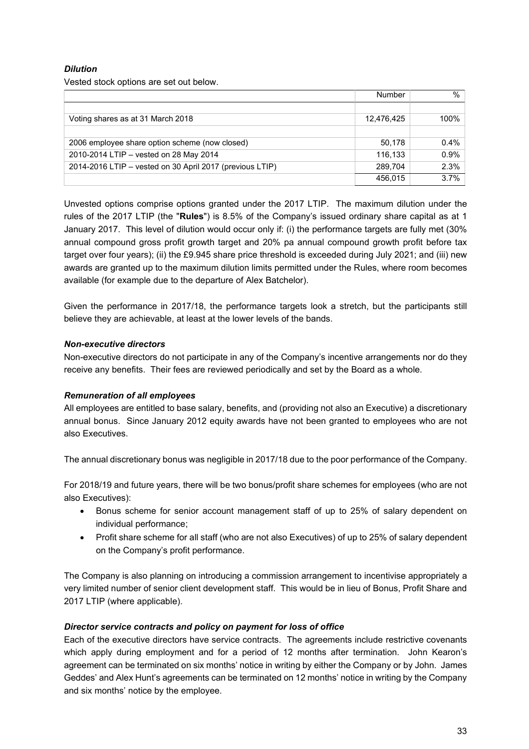### *Dilution*

Vested stock options are set out below.

| | Number | % |
|---|---|---|
| | | |
| Voting shares as at 31 March 2018 | 12,476,425 | 100% |
| | | |
| 2006 employee share option scheme (now closed) | 50,178 | 0.4% |
| 2010-2014 LTIP – vested on 28 May 2014 | 116,133 | 0.9% |
| 2014-2016 LTIP – vested on 30 April 2017 (previous LTIP) | 289,704 | 2.3% |
| | 456,015 | 3.7% |

Unvested options comprise options granted under the 2017 LTIP. The maximum dilution under the rules of the 2017 LTIP (the "**Rules**") is 8.5% of the Company's issued ordinary share capital as at 1 January 2017. This level of dilution would occur only if: (i) the performance targets are fully met (30% annual compound gross profit growth target and 20% pa annual compound growth profit before tax target over four years); (ii) the £9.945 share price threshold is exceeded during July 2021; and (iii) new awards are granted up to the maximum dilution limits permitted under the Rules, where room becomes available (for example due to the departure of Alex Batchelor).

Given the performance in 2017/18, the performance targets look a stretch, but the participants still believe they are achievable, at least at the lower levels of the bands.

### *Non-executive directors*

Non-executive directors do not participate in any of the Company's incentive arrangements nor do they receive any benefits. Their fees are reviewed periodically and set by the Board as a whole.

### *Remuneration of all employees*

All employees are entitled to base salary, benefits, and (providing not also an Executive) a discretionary annual bonus. Since January 2012 equity awards have not been granted to employees who are not also Executives.

The annual discretionary bonus was negligible in 2017/18 due to the poor performance of the Company.

For 2018/19 and future years, there will be two bonus/profit share schemes for employees (who are not also Executives):

- Bonus scheme for senior account management staff of up to 25% of salary dependent on individual performance;
- Profit share scheme for all staff (who are not also Executives) of up to 25% of salary dependent on the Company's profit performance.

The Company is also planning on introducing a commission arrangement to incentivise appropriately a very limited number of senior client development staff. This would be in lieu of Bonus, Profit Share and 2017 LTIP (where applicable).

### *Director service contracts and policy on payment for loss of office*

Each of the executive directors have service contracts. The agreements include restrictive covenants which apply during employment and for a period of 12 months after termination. John Kearon's agreement can be terminated on six months' notice in writing by either the Company or by John. James Geddes' and Alex Hunt's agreements can be terminated on 12 months' notice in writing by the Company and six months' notice by the employee.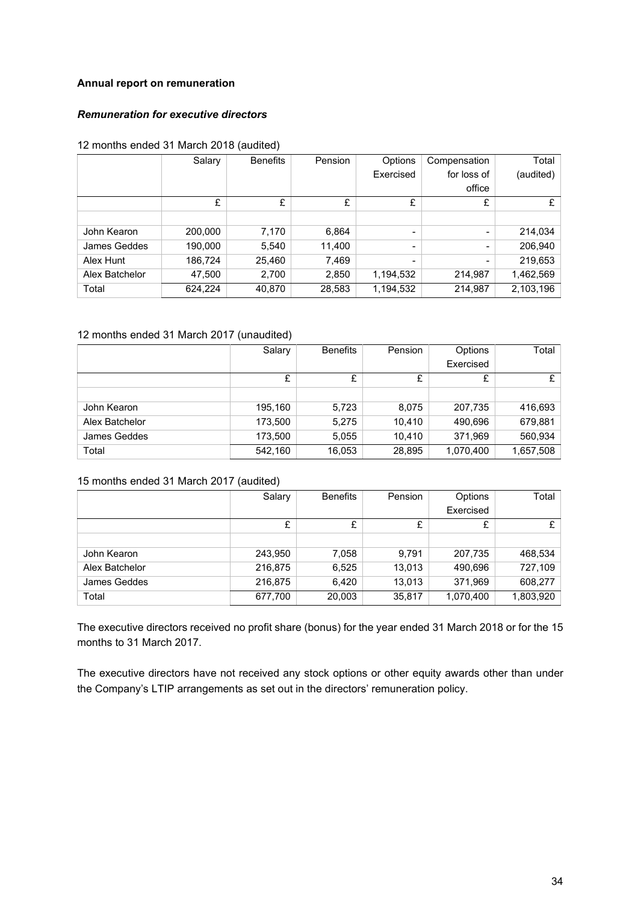**Annual report on remuneration**

***Remuneration for executive directors***

12 months ended 31 March 2018 (audited)

| | Salary | Benefits | Pension | Options Exercised | Compensation for loss of office | Total (audited) |
|---|---|---|---|---|---|---|
| | £ | £ | £ | £ | £ | £ |
| | | | | | | |
| John Kearon | 200,000 | 7,170 | 6,864 | - | - | 214,034 |
| James Geddes | 190,000 | 5,540 | 11,400 | - | - | 206,940 |
| Alex Hunt | 186,724 | 25,460 | 7,469 | - | - | 219,653 |
| Alex Batchelor | 47,500 | 2,700 | 2,850 | 1,194,532 | 214,987 | 1,462,569 |
| Total | 624,224 | 40,870 | 28,583 | 1,194,532 | 214,987 | 2,103,196 |

12 months ended 31 March 2017 (unaudited)

| | Salary | Benefits | Pension | Options Exercised | Total |
|---|---|---|---|---|---|
| | £ | £ | £ | £ | £ |
| | | | | | |
| John Kearon | 195,160 | 5,723 | 8,075 | 207,735 | 416,693 |
| Alex Batchelor | 173,500 | 5,275 | 10,410 | 490,696 | 679,881 |
| James Geddes | 173,500 | 5,055 | 10,410 | 371,969 | 560,934 |
| Total | 542,160 | 16,053 | 28,895 | 1,070,400 | 1,657,508 |

15 months ended 31 March 2017 (audited)

| | Salary | Benefits | Pension | Options Exercised | Total |
|---|---|---|---|---|---|
| | £ | £ | £ | £ | £ |
| | | | | | |
| John Kearon | 243,950 | 7,058 | 9,791 | 207,735 | 468,534 |
| Alex Batchelor | 216,875 | 6,525 | 13,013 | 490,696 | 727,109 |
| James Geddes | 216,875 | 6,420 | 13,013 | 371,969 | 608,277 |
| Total | 677,700 | 20,003 | 35,817 | 1,070,400 | 1,803,920 |

The executive directors received no profit share (bonus) for the year ended 31 March 2018 or for the 15 months to 31 March 2017.

The executive directors have not received any stock options or other equity awards other than under the Company's LTIP arrangements as set out in the directors' remuneration policy.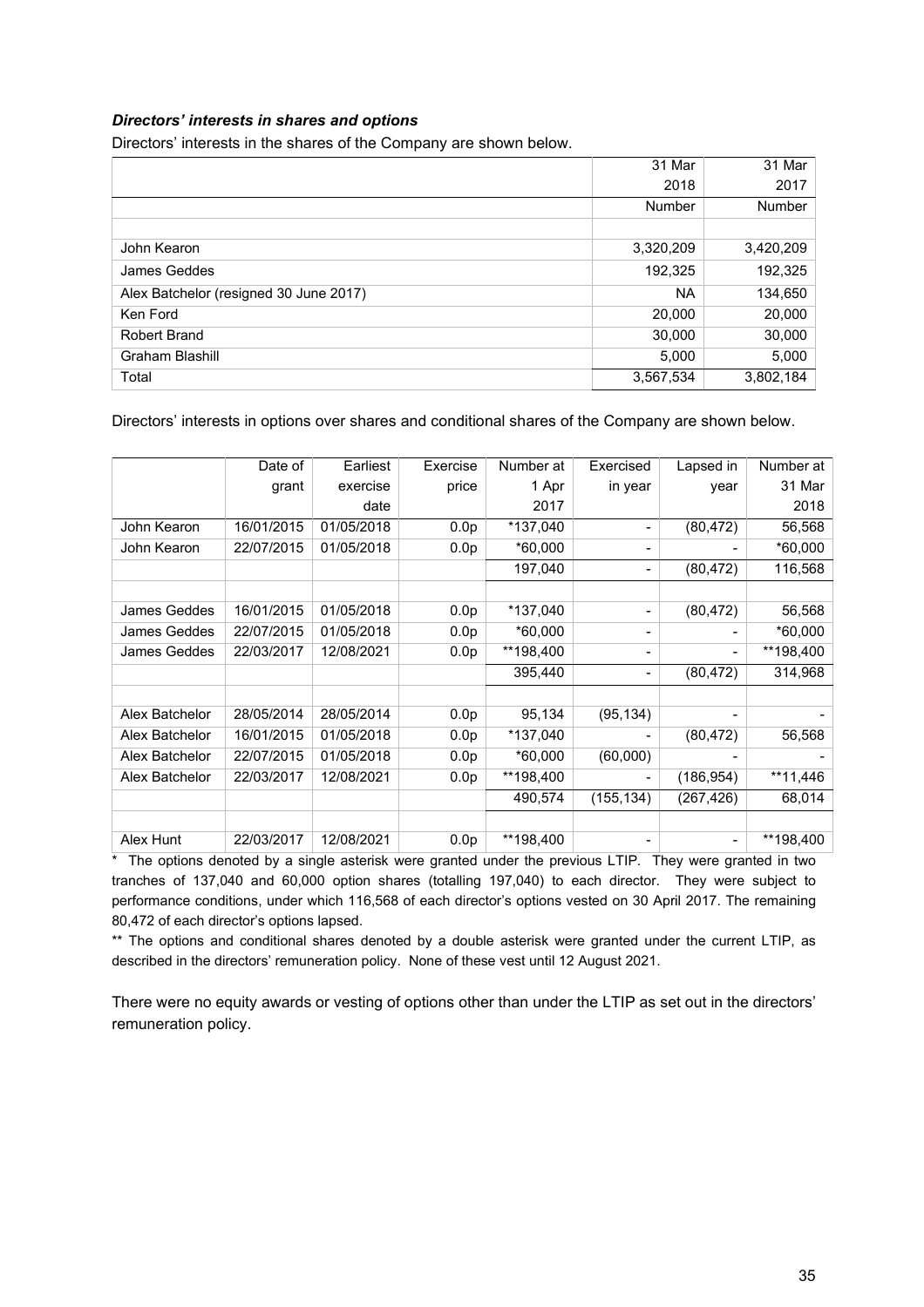***Directors' interests in shares and options***

Directors' interests in the shares of the Company are shown below.

| | 31 Mar 2018 | 31 Mar 2017 |
|---|---|---|
| | Number | Number |
| | | |
| John Kearon | 3,320,209 | 3,420,209 |
| James Geddes | 192,325 | 192,325 |
| Alex Batchelor (resigned 30 June 2017) | NA | 134,650 |
| Ken Ford | 20,000 | 20,000 |
| Robert Brand | 30,000 | 30,000 |
| Graham Blashill | 5,000 | 5,000 |
| Total | 3,567,534 | 3,802,184 |

Directors' interests in options over shares and conditional shares of the Company are shown below.

| | Date of grant | Earliest exercise date | Exercise price | Number at 1 Apr 2017 | Exercised in year | Lapsed in year | Number at 31 Mar 2018 |
|---|---|---|---|---|---|---|---|
| John Kearon | 16/01/2015 | 01/05/2018 | 0.0p | *137,040 | - | (80,472) | 56,568 |
| John Kearon | 22/07/2015 | 01/05/2018 | 0.0p | *60,000 | - | - | *60,000 |
| | | | | 197,040 | - | (80,472) | 116,568 |
| | | | | | | | |
| James Geddes | 16/01/2015 | 01/05/2018 | 0.0p | *137,040 | - | (80,472) | 56,568 |
| James Geddes | 22/07/2015 | 01/05/2018 | 0.0p | *60,000 | - | - | *60,000 |
| James Geddes | 22/03/2017 | 12/08/2021 | 0.0p | **198,400 | - | - | **198,400 |
| | | | | 395,440 | - | (80,472) | 314,968 |
| | | | | | | | |
| Alex Batchelor | 28/05/2014 | 28/05/2014 | 0.0p | 95,134 | (95,134) | - | - |
| Alex Batchelor | 16/01/2015 | 01/05/2018 | 0.0p | *137,040 | - | (80,472) | 56,568 |
| Alex Batchelor | 22/07/2015 | 01/05/2018 | 0.0p | *60,000 | (60,000) | - | - |
| Alex Batchelor | 22/03/2017 | 12/08/2021 | 0.0p | **198,400 | - | (186,954) | **11,446 |
| | | | | 490,574 | (155,134) | (267,426) | 68,014 |
| | | | | | | | |
| Alex Hunt | 22/03/2017 | 12/08/2021 | 0.0p | **198,400 | - | - | **198,400 |

\* The options denoted by a single asterisk were granted under the previous LTIP. They were granted in two tranches of 137,040 and 60,000 option shares (totalling 197,040) to each director. They were subject to performance conditions, under which 116,568 of each director's options vested on 30 April 2017. The remaining 80,472 of each director's options lapsed.

\** The options and conditional shares denoted by a double asterisk were granted under the current LTIP, as described in the directors' remuneration policy. None of these vest until 12 August 2021.

There were no equity awards or vesting of options other than under the LTIP as set out in the directors' remuneration policy.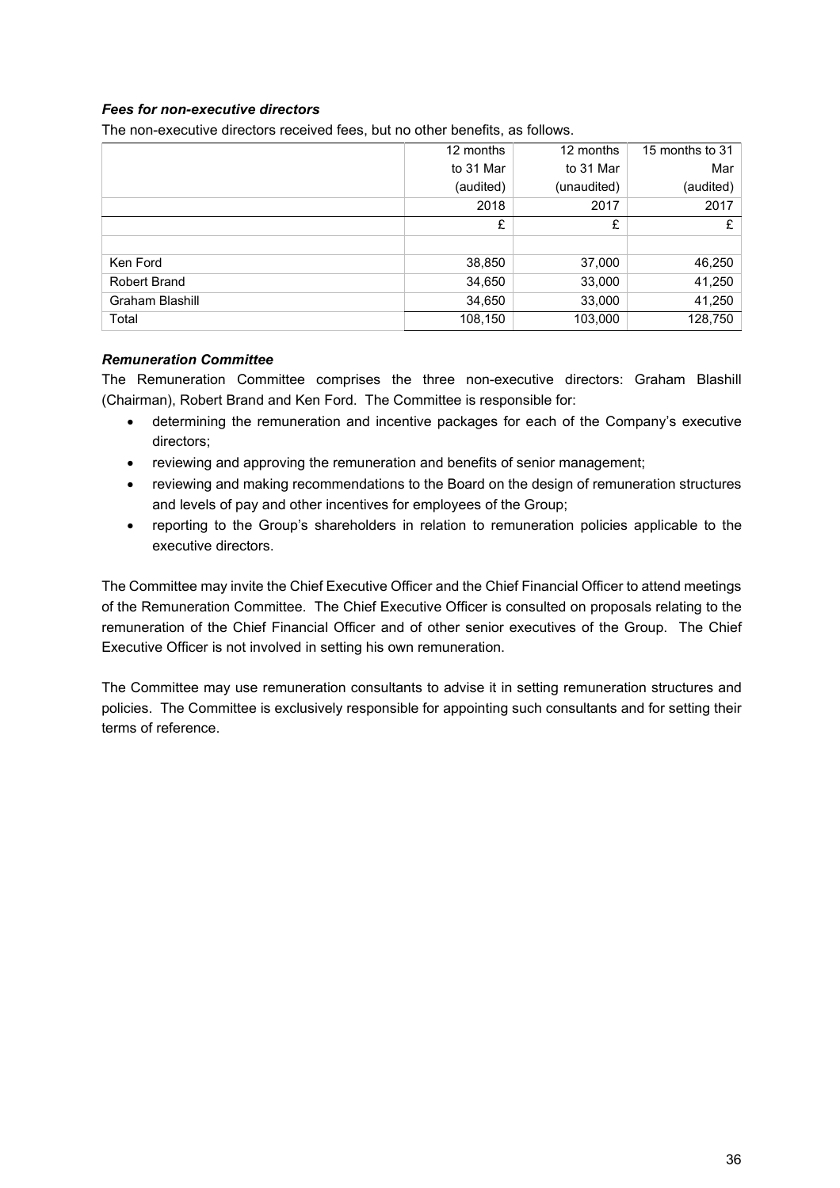### *Fees for non-executive directors*

The non-executive directors received fees, but no other benefits, as follows.

| | 12 months to 31 Mar (audited) | 12 months to 31 Mar (unaudited) | 15 months to 31 Mar (audited) |
|---|---|---|---|
| | 2018 | 2017 | 2017 |
| | £ | £ | £ |
| | | | |
| Ken Ford | 38,850 | 37,000 | 46,250 |
| Robert Brand | 34,650 | 33,000 | 41,250 |
| Graham Blashill | 34,650 | 33,000 | 41,250 |
| Total | 108,150 | 103,000 | 128,750 |

### *Remuneration Committee*

The Remuneration Committee comprises the three non-executive directors: Graham Blashill (Chairman), Robert Brand and Ken Ford. The Committee is responsible for:

- determining the remuneration and incentive packages for each of the Company's executive directors;
- reviewing and approving the remuneration and benefits of senior management;
- reviewing and making recommendations to the Board on the design of remuneration structures and levels of pay and other incentives for employees of the Group;
- reporting to the Group's shareholders in relation to remuneration policies applicable to the executive directors.

The Committee may invite the Chief Executive Officer and the Chief Financial Officer to attend meetings of the Remuneration Committee. The Chief Executive Officer is consulted on proposals relating to the remuneration of the Chief Financial Officer and of other senior executives of the Group. The Chief Executive Officer is not involved in setting his own remuneration.

The Committee may use remuneration consultants to advise it in setting remuneration structures and policies. The Committee is exclusively responsible for appointing such consultants and for setting their terms of reference.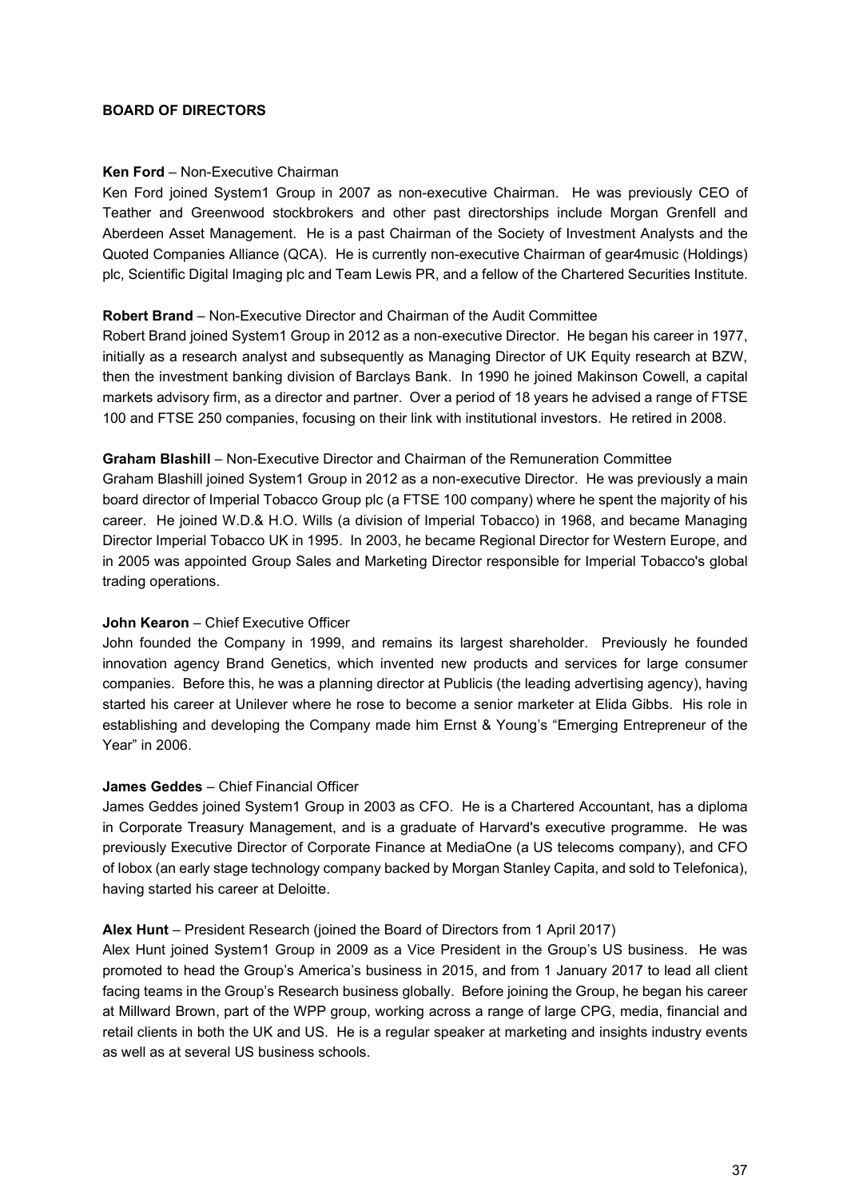## BOARD OF DIRECTORS

**Ken Ford** – Non-Executive Chairman

Ken Ford joined System1 Group in 2007 as non-executive Chairman. He was previously CEO of Teather and Greenwood stockbrokers and other past directorships include Morgan Grenfell and Aberdeen Asset Management. He is a past Chairman of the Society of Investment Analysts and the Quoted Companies Alliance (QCA). He is currently non-executive Chairman of gear4music (Holdings) plc, Scientific Digital Imaging plc and Team Lewis PR, and a fellow of the Chartered Securities Institute.

**Robert Brand** – Non-Executive Director and Chairman of the Audit Committee

Robert Brand joined System1 Group in 2012 as a non-executive Director. He began his career in 1977, initially as a research analyst and subsequently as Managing Director of UK Equity research at BZW, then the investment banking division of Barclays Bank. In 1990 he joined Makinson Cowell, a capital markets advisory firm, as a director and partner. Over a period of 18 years he advised a range of FTSE 100 and FTSE 250 companies, focusing on their link with institutional investors. He retired in 2008.

**Graham Blashill** – Non-Executive Director and Chairman of the Remuneration Committee

Graham Blashill joined System1 Group in 2012 as a non-executive Director. He was previously a main board director of Imperial Tobacco Group plc (a FTSE 100 company) where he spent the majority of his career. He joined W.D.& H.O. Wills (a division of Imperial Tobacco) in 1968, and became Managing Director Imperial Tobacco UK in 1995. In 2003, he became Regional Director for Western Europe, and in 2005 was appointed Group Sales and Marketing Director responsible for Imperial Tobacco's global trading operations.

**John Kearon** – Chief Executive Officer

John founded the Company in 1999, and remains its largest shareholder. Previously he founded innovation agency Brand Genetics, which invented new products and services for large consumer companies. Before this, he was a planning director at Publicis (the leading advertising agency), having started his career at Unilever where he rose to become a senior marketer at Elida Gibbs. His role in establishing and developing the Company made him Ernst & Young's "Emerging Entrepreneur of the Year" in 2006.

**James Geddes** – Chief Financial Officer

James Geddes joined System1 Group in 2003 as CFO. He is a Chartered Accountant, has a diploma in Corporate Treasury Management, and is a graduate of Harvard's executive programme. He was previously Executive Director of Corporate Finance at MediaOne (a US telecoms company), and CFO of Iobox (an early stage technology company backed by Morgan Stanley Capita, and sold to Telefonica), having started his career at Deloitte.

**Alex Hunt** – President Research (joined the Board of Directors from 1 April 2017)

Alex Hunt joined System1 Group in 2009 as a Vice President in the Group's US business. He was promoted to head the Group's America's business in 2015, and from 1 January 2017 to lead all client facing teams in the Group's Research business globally. Before joining the Group, he began his career at Millward Brown, part of the WPP group, working across a range of large CPG, media, financial and retail clients in both the UK and US. He is a regular speaker at marketing and insights industry events as well as at several US business schools.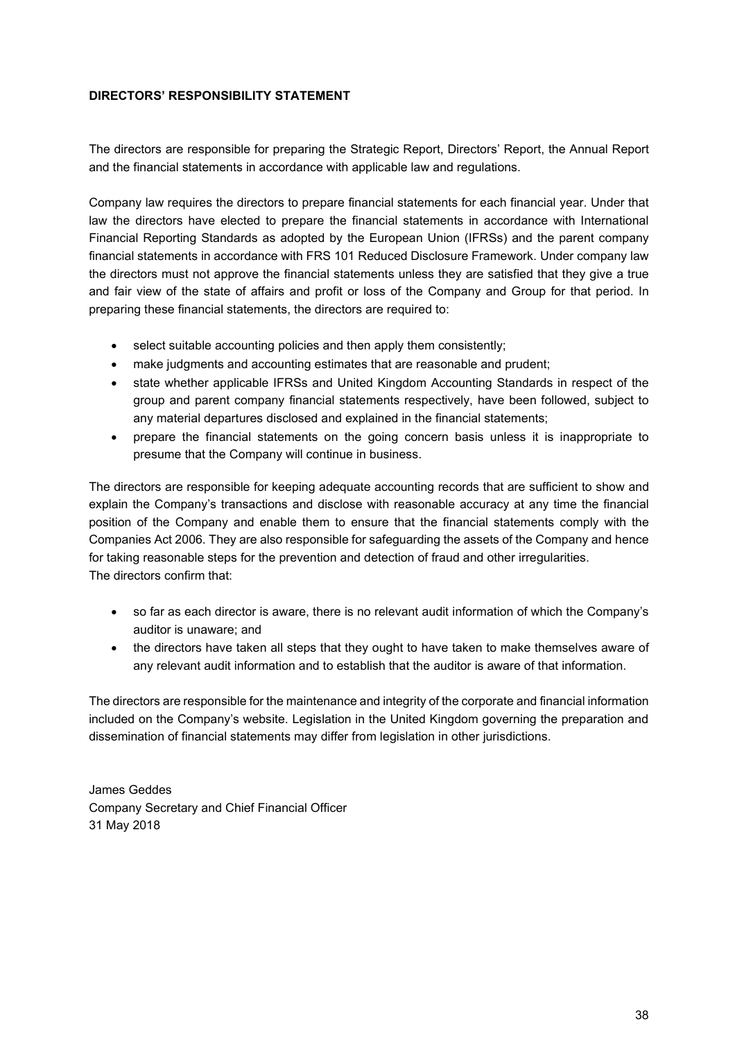**DIRECTORS' RESPONSIBILITY STATEMENT**

The directors are responsible for preparing the Strategic Report, Directors' Report, the Annual Report and the financial statements in accordance with applicable law and regulations.

Company law requires the directors to prepare financial statements for each financial year. Under that law the directors have elected to prepare the financial statements in accordance with International Financial Reporting Standards as adopted by the European Union (IFRSs) and the parent company financial statements in accordance with FRS 101 Reduced Disclosure Framework. Under company law the directors must not approve the financial statements unless they are satisfied that they give a true and fair view of the state of affairs and profit or loss of the Company and Group for that period. In preparing these financial statements, the directors are required to:

- select suitable accounting policies and then apply them consistently;
- make judgments and accounting estimates that are reasonable and prudent;
- state whether applicable IFRSs and United Kingdom Accounting Standards in respect of the group and parent company financial statements respectively, have been followed, subject to any material departures disclosed and explained in the financial statements;
- prepare the financial statements on the going concern basis unless it is inappropriate to presume that the Company will continue in business.

The directors are responsible for keeping adequate accounting records that are sufficient to show and explain the Company's transactions and disclose with reasonable accuracy at any time the financial position of the Company and enable them to ensure that the financial statements comply with the Companies Act 2006. They are also responsible for safeguarding the assets of the Company and hence for taking reasonable steps for the prevention and detection of fraud and other irregularities.
The directors confirm that:

- so far as each director is aware, there is no relevant audit information of which the Company's auditor is unaware; and
- the directors have taken all steps that they ought to have taken to make themselves aware of any relevant audit information and to establish that the auditor is aware of that information.

The directors are responsible for the maintenance and integrity of the corporate and financial information included on the Company's website. Legislation in the United Kingdom governing the preparation and dissemination of financial statements may differ from legislation in other jurisdictions.

James Geddes
Company Secretary and Chief Financial Officer
31 May 2018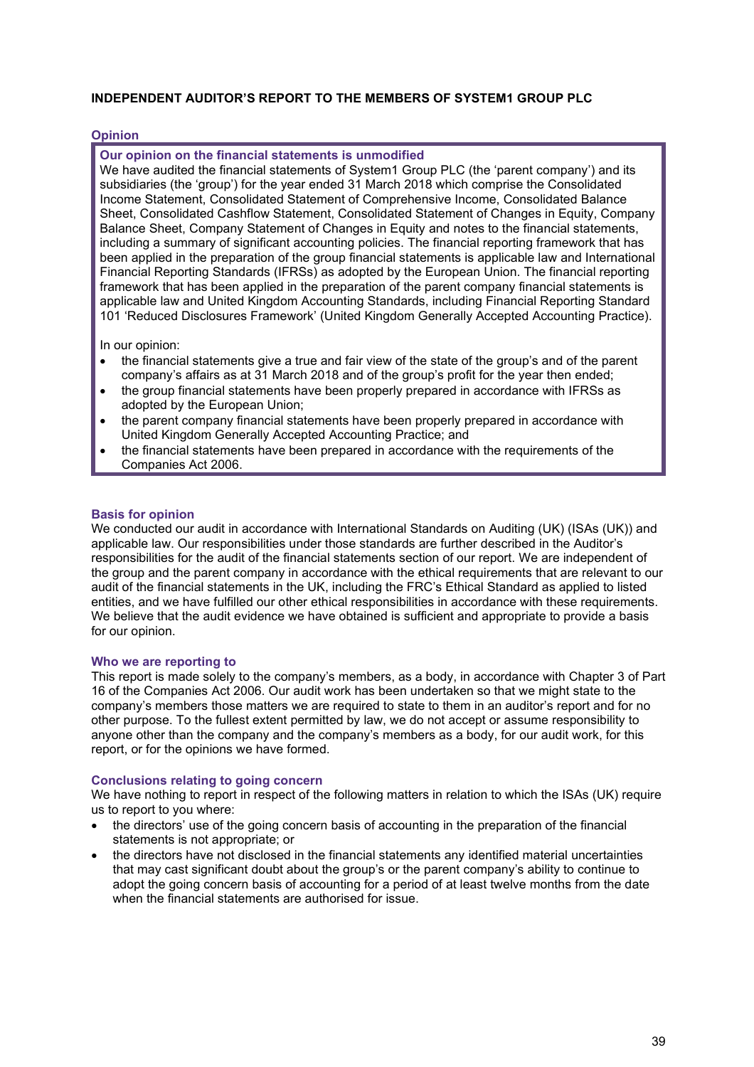# INDEPENDENT AUDITOR'S REPORT TO THE MEMBERS OF SYSTEM1 GROUP PLC

## Opinion

### Our opinion on the financial statements is unmodified

We have audited the financial statements of System1 Group PLC (the 'parent company') and its subsidiaries (the 'group') for the year ended 31 March 2018 which comprise the Consolidated Income Statement, Consolidated Statement of Comprehensive Income, Consolidated Balance Sheet, Consolidated Cashflow Statement, Consolidated Statement of Changes in Equity, Company Balance Sheet, Company Statement of Changes in Equity and notes to the financial statements, including a summary of significant accounting policies. The financial reporting framework that has been applied in the preparation of the group financial statements is applicable law and International Financial Reporting Standards (IFRSs) as adopted by the European Union. The financial reporting framework that has been applied in the preparation of the parent company financial statements is applicable law and United Kingdom Accounting Standards, including Financial Reporting Standard 101 'Reduced Disclosures Framework' (United Kingdom Generally Accepted Accounting Practice).

In our opinion:

- the financial statements give a true and fair view of the state of the group's and of the parent company's affairs as at 31 March 2018 and of the group's profit for the year then ended;
- the group financial statements have been properly prepared in accordance with IFRSs as adopted by the European Union;
- the parent company financial statements have been properly prepared in accordance with United Kingdom Generally Accepted Accounting Practice; and
- the financial statements have been prepared in accordance with the requirements of the Companies Act 2006.

## Basis for opinion

We conducted our audit in accordance with International Standards on Auditing (UK) (ISAs (UK)) and applicable law. Our responsibilities under those standards are further described in the Auditor's responsibilities for the audit of the financial statements section of our report. We are independent of the group and the parent company in accordance with the ethical requirements that are relevant to our audit of the financial statements in the UK, including the FRC's Ethical Standard as applied to listed entities, and we have fulfilled our other ethical responsibilities in accordance with these requirements. We believe that the audit evidence we have obtained is sufficient and appropriate to provide a basis for our opinion.

## Who we are reporting to

This report is made solely to the company's members, as a body, in accordance with Chapter 3 of Part 16 of the Companies Act 2006. Our audit work has been undertaken so that we might state to the company's members those matters we are required to state to them in an auditor's report and for no other purpose. To the fullest extent permitted by law, we do not accept or assume responsibility to anyone other than the company and the company's members as a body, for our audit work, for this report, or for the opinions we have formed.

## Conclusions relating to going concern

We have nothing to report in respect of the following matters in relation to which the ISAs (UK) require us to report to you where:

- the directors' use of the going concern basis of accounting in the preparation of the financial statements is not appropriate; or
- the directors have not disclosed in the financial statements any identified material uncertainties that may cast significant doubt about the group's or the parent company's ability to continue to adopt the going concern basis of accounting for a period of at least twelve months from the date when the financial statements are authorised for issue.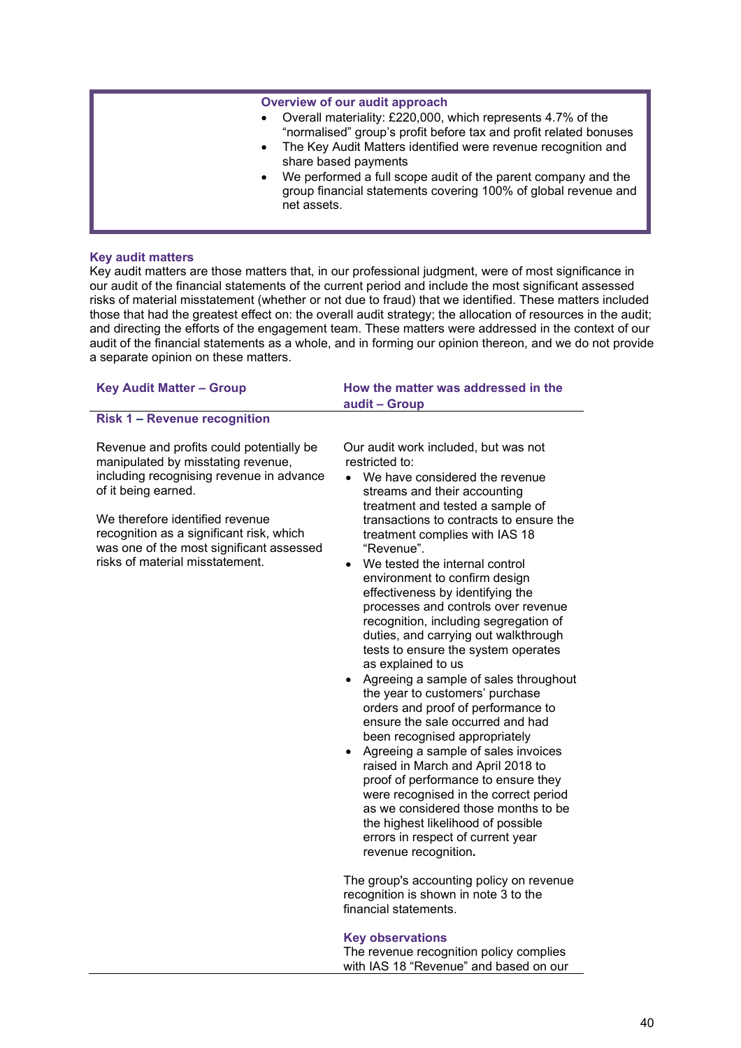**Overview of our audit approach**

- Overall materiality: £220,000, which represents 4.7% of the "normalised" group's profit before tax and profit related bonuses
- The Key Audit Matters identified were revenue recognition and share based payments
- We performed a full scope audit of the parent company and the group financial statements covering 100% of global revenue and net assets.

## Key audit matters

Key audit matters are those matters that, in our professional judgment, were of most significance in our audit of the financial statements of the current period and include the most significant assessed risks of material misstatement (whether or not due to fraud) that we identified. These matters included those that had the greatest effect on: the overall audit strategy; the allocation of resources in the audit; and directing the efforts of the engagement team. These matters were addressed in the context of our audit of the financial statements as a whole, and in forming our opinion thereon, and we do not provide a separate opinion on these matters.

| Key Audit Matter – Group | How the matter was addressed in the audit – Group |
|---|---|
| **Risk 1 – Revenue recognition** | |
| Revenue and profits could potentially be manipulated by misstating revenue, including recognising revenue in advance of it being earned.<br><br>We therefore identified revenue recognition as a significant risk, which was one of the most significant assessed risks of material misstatement. | Our audit work included, but was not restricted to:<br>• We have considered the revenue streams and their accounting treatment and tested a sample of transactions to contracts to ensure the treatment complies with IAS 18 "Revenue".<br>• We tested the internal control environment to confirm design effectiveness by identifying the processes and controls over revenue recognition, including segregation of duties, and carrying out walkthrough tests to ensure the system operates as explained to us<br>• Agreeing a sample of sales throughout the year to customers' purchase orders and proof of performance to ensure the sale occurred and had been recognised appropriately<br>• Agreeing a sample of sales invoices raised in March and April 2018 to proof of performance to ensure they were recognised in the correct period as we considered those months to be the highest likelihood of possible errors in respect of current year revenue recognition.<br><br>The group's accounting policy on revenue recognition is shown in note 3 to the financial statements.<br><br>**Key observations**<br>The revenue recognition policy complies with IAS 18 "Revenue" and based on our |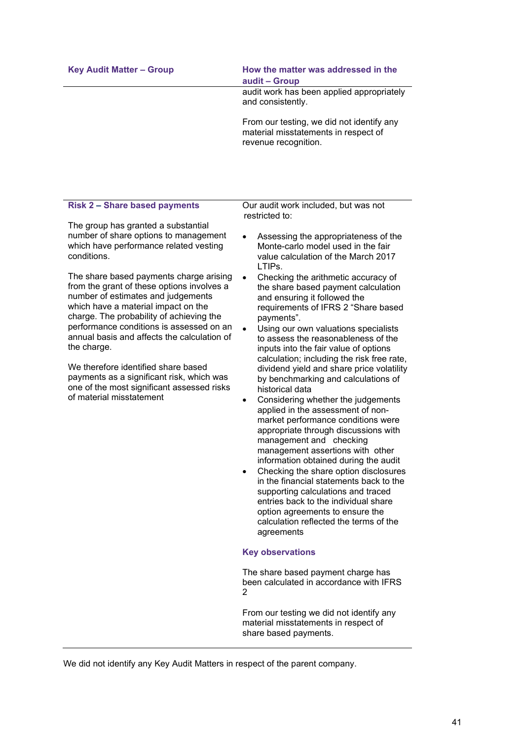| Key Audit Matter – Group | How the matter was addressed in the audit – Group |
|---|---|
| | audit work has been applied appropriately and consistently.<br><br>From our testing, we did not identify any material misstatements in respect of revenue recognition. |
| **Risk 2 – Share based payments**<br><br>The group has granted a substantial number of share options to management which have performance related vesting conditions.<br><br>The share based payments charge arising from the grant of these options involves a number of estimates and judgements which have a material impact on the charge. The probability of achieving the performance conditions is assessed on an annual basis and affects the calculation of the charge.<br><br>We therefore identified share based payments as a significant risk, which was one of the most significant assessed risks of material misstatement | Our audit work included, but was not restricted to:<br><br>• Assessing the appropriateness of the Monte-carlo model used in the fair value calculation of the March 2017 LTIPs.<br>• Checking the arithmetic accuracy of the share based payment calculation and ensuring it followed the requirements of IFRS 2 "Share based payments".<br>• Using our own valuations specialists to assess the reasonableness of the inputs into the fair value of options calculation; including the risk free rate, dividend yield and share price volatility by benchmarking and calculations of historical data<br>• Considering whether the judgements applied in the assessment of non-market performance conditions were appropriate through discussions with management and checking management assertions with other information obtained during the audit<br>• Checking the share option disclosures in the financial statements back to the supporting calculations and traced entries back to the individual share option agreements to ensure the calculation reflected the terms of the agreements<br><br>**Key observations**<br><br>The share based payment charge has been calculated in accordance with IFRS 2<br><br>From our testing we did not identify any material misstatements in respect of share based payments. |

We did not identify any Key Audit Matters in respect of the parent company.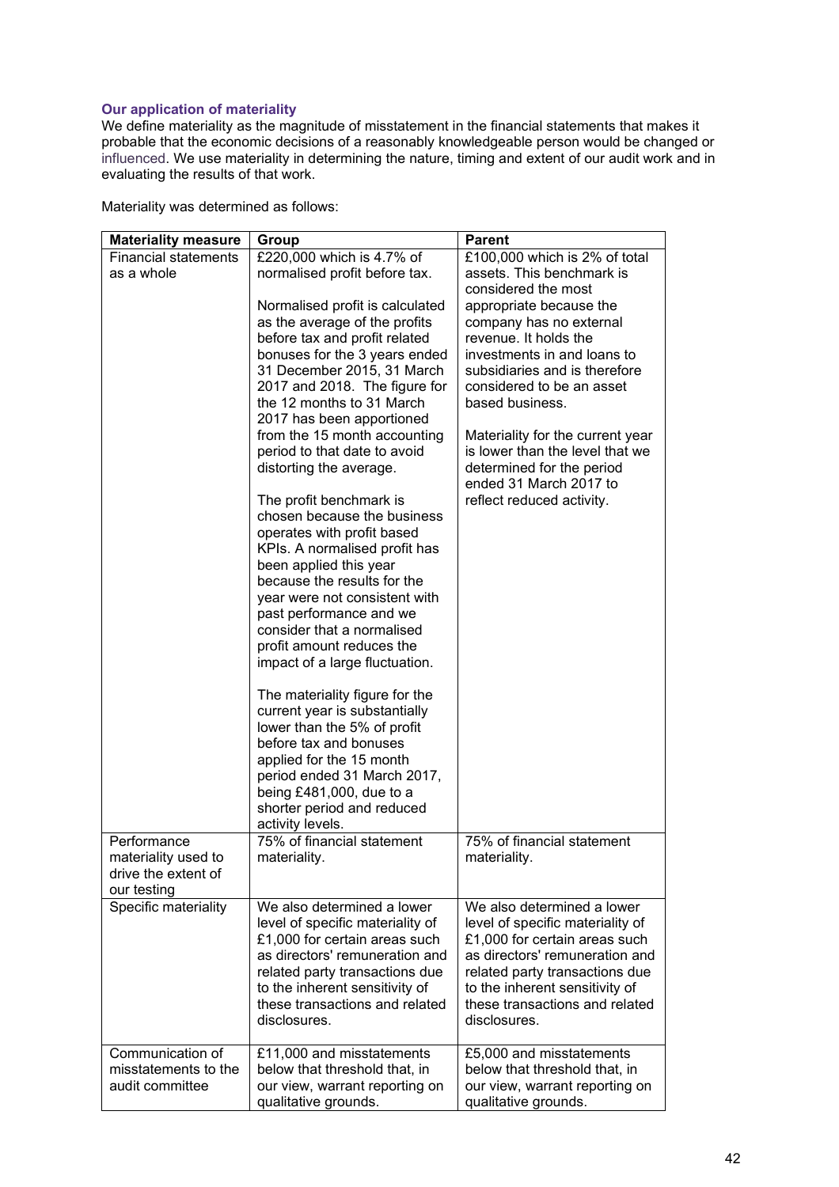### Our application of materiality

We define materiality as the magnitude of misstatement in the financial statements that makes it probable that the economic decisions of a reasonably knowledgeable person would be changed or influenced. We use materiality in determining the nature, timing and extent of our audit work and in evaluating the results of that work.

Materiality was determined as follows:

| Materiality measure | Group | Parent |
|---|---|---|
| Financial statements as a whole | £220,000 which is 4.7% of normalised profit before tax.<br><br>Normalised profit is calculated as the average of the profits before tax and profit related bonuses for the 3 years ended 31 December 2015, 31 March 2017 and 2018. The figure for the 12 months to 31 March 2017 has been apportioned from the 15 month accounting period to that date to avoid distorting the average.<br><br>The profit benchmark is chosen because the business operates with profit based KPIs. A normalised profit has been applied this year because the results for the year were not consistent with past performance and we consider that a normalised profit amount reduces the impact of a large fluctuation.<br><br>The materiality figure for the current year is substantially lower than the 5% of profit before tax and bonuses applied for the 15 month period ended 31 March 2017, being £481,000, due to a shorter period and reduced activity levels. | £100,000 which is 2% of total assets. This benchmark is considered the most appropriate because the company has no external revenue. It holds the investments in and loans to subsidiaries and is therefore considered to be an asset based business.<br><br>Materiality for the current year is lower than the level that we determined for the period ended 31 March 2017 to reflect reduced activity. |
| Performance materiality used to drive the extent of our testing | 75% of financial statement materiality. | 75% of financial statement materiality. |
| Specific materiality | We also determined a lower level of specific materiality of £1,000 for certain areas such as directors' remuneration and related party transactions due to the inherent sensitivity of these transactions and related disclosures. | We also determined a lower level of specific materiality of £1,000 for certain areas such as directors' remuneration and related party transactions due to the inherent sensitivity of these transactions and related disclosures. |
| Communication of misstatements to the audit committee | £11,000 and misstatements below that threshold that, in our view, warrant reporting on qualitative grounds. | £5,000 and misstatements below that threshold that, in our view, warrant reporting on qualitative grounds. |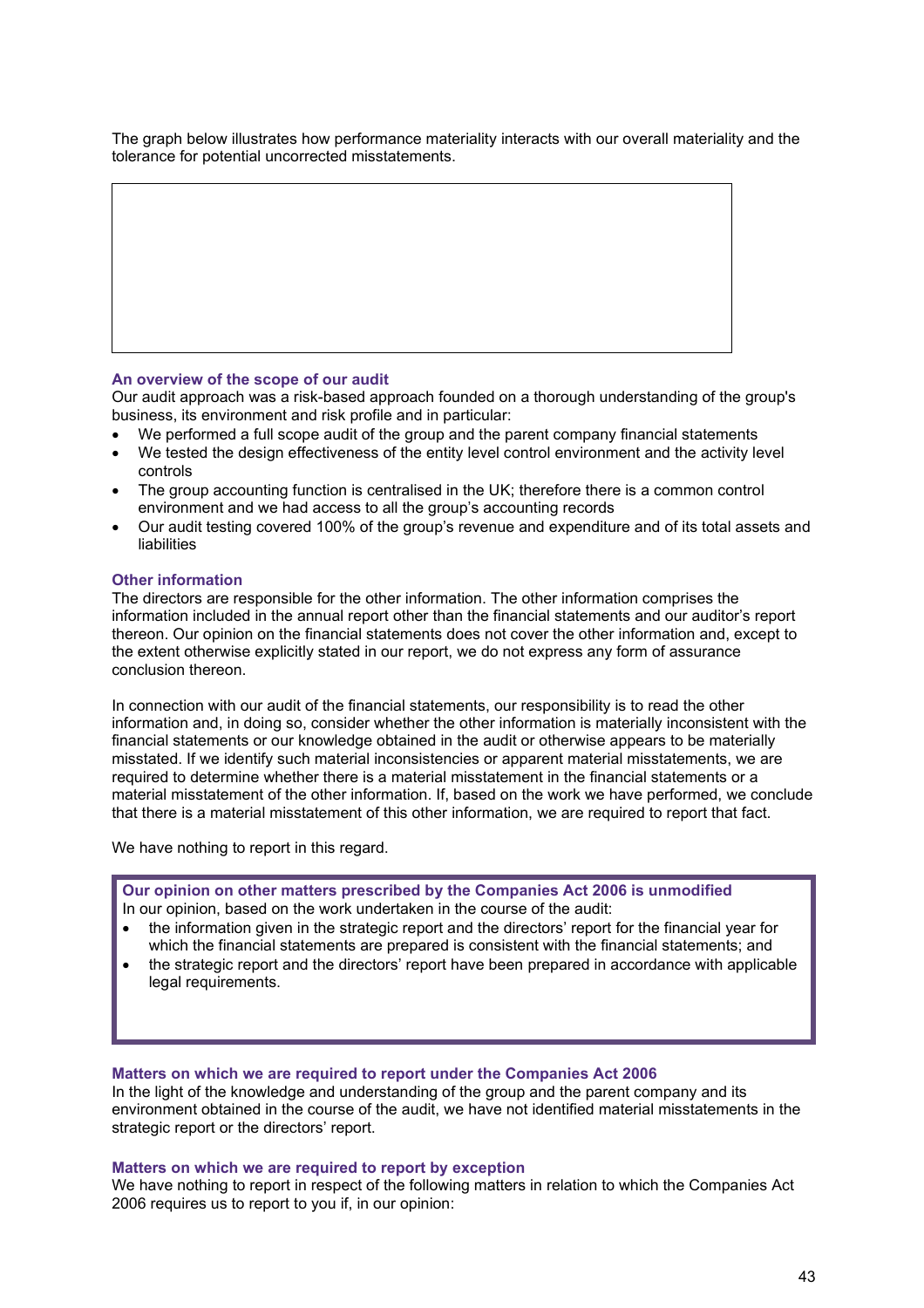The graph below illustrates how performance materiality interacts with our overall materiality and the tolerance for potential uncorrected misstatements.

### An overview of the scope of our audit

Our audit approach was a risk-based approach founded on a thorough understanding of the group's business, its environment and risk profile and in particular:

- We performed a full scope audit of the group and the parent company financial statements
- We tested the design effectiveness of the entity level control environment and the activity level controls
- The group accounting function is centralised in the UK; therefore there is a common control environment and we had access to all the group's accounting records
- Our audit testing covered 100% of the group's revenue and expenditure and of its total assets and liabilities

### Other information

The directors are responsible for the other information. The other information comprises the information included in the annual report other than the financial statements and our auditor's report thereon. Our opinion on the financial statements does not cover the other information and, except to the extent otherwise explicitly stated in our report, we do not express any form of assurance conclusion thereon.

In connection with our audit of the financial statements, our responsibility is to read the other information and, in doing so, consider whether the other information is materially inconsistent with the financial statements or our knowledge obtained in the audit or otherwise appears to be materially misstated. If we identify such material inconsistencies or apparent material misstatements, we are required to determine whether there is a material misstatement in the financial statements or a material misstatement of the other information. If, based on the work we have performed, we conclude that there is a material misstatement of this other information, we are required to report that fact.

We have nothing to report in this regard.

### Our opinion on other matters prescribed by the Companies Act 2006 is unmodified

In our opinion, based on the work undertaken in the course of the audit:

- the information given in the strategic report and the directors' report for the financial year for which the financial statements are prepared is consistent with the financial statements; and
- the strategic report and the directors' report have been prepared in accordance with applicable legal requirements.

### Matters on which we are required to report under the Companies Act 2006

In the light of the knowledge and understanding of the group and the parent company and its environment obtained in the course of the audit, we have not identified material misstatements in the strategic report or the directors' report.

### Matters on which we are required to report by exception

We have nothing to report in respect of the following matters in relation to which the Companies Act 2006 requires us to report to you if, in our opinion: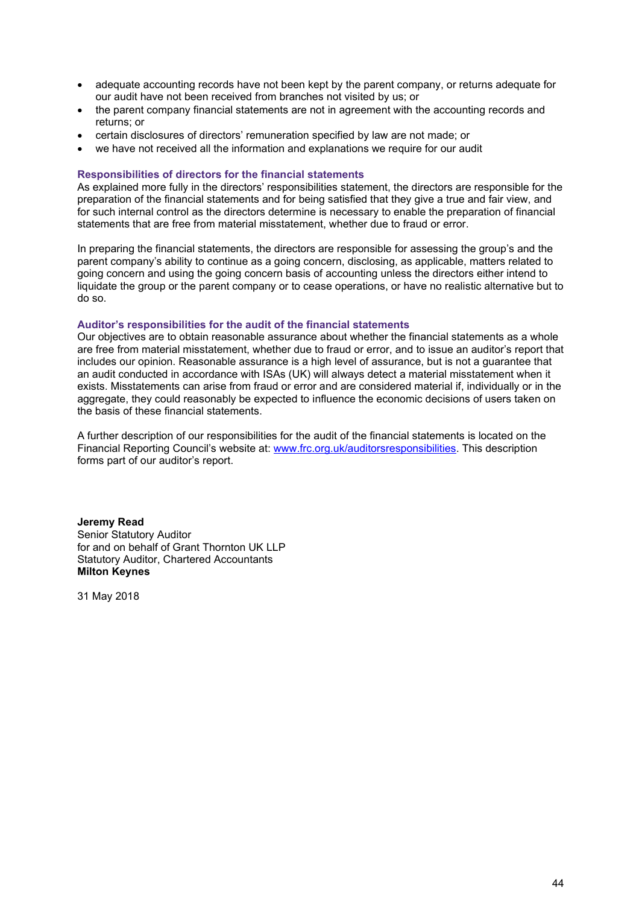- adequate accounting records have not been kept by the parent company, or returns adequate for our audit have not been received from branches not visited by us; or
- the parent company financial statements are not in agreement with the accounting records and returns; or
- certain disclosures of directors' remuneration specified by law are not made; or
- we have not received all the information and explanations we require for our audit

### Responsibilities of directors for the financial statements

As explained more fully in the directors' responsibilities statement, the directors are responsible for the preparation of the financial statements and for being satisfied that they give a true and fair view, and for such internal control as the directors determine is necessary to enable the preparation of financial statements that are free from material misstatement, whether due to fraud or error.

In preparing the financial statements, the directors are responsible for assessing the group's and the parent company's ability to continue as a going concern, disclosing, as applicable, matters related to going concern and using the going concern basis of accounting unless the directors either intend to liquidate the group or the parent company or to cease operations, or have no realistic alternative but to do so.

### Auditor's responsibilities for the audit of the financial statements

Our objectives are to obtain reasonable assurance about whether the financial statements as a whole are free from material misstatement, whether due to fraud or error, and to issue an auditor's report that includes our opinion. Reasonable assurance is a high level of assurance, but is not a guarantee that an audit conducted in accordance with ISAs (UK) will always detect a material misstatement when it exists. Misstatements can arise from fraud or error and are considered material if, individually or in the aggregate, they could reasonably be expected to influence the economic decisions of users taken on the basis of these financial statements.

A further description of our responsibilities for the audit of the financial statements is located on the Financial Reporting Council's website at: www.frc.org.uk/auditorsresponsibilities. This description forms part of our auditor's report.

**Jeremy Read**
Senior Statutory Auditor
for and on behalf of Grant Thornton UK LLP
Statutory Auditor, Chartered Accountants
**Milton Keynes**

31 May 2018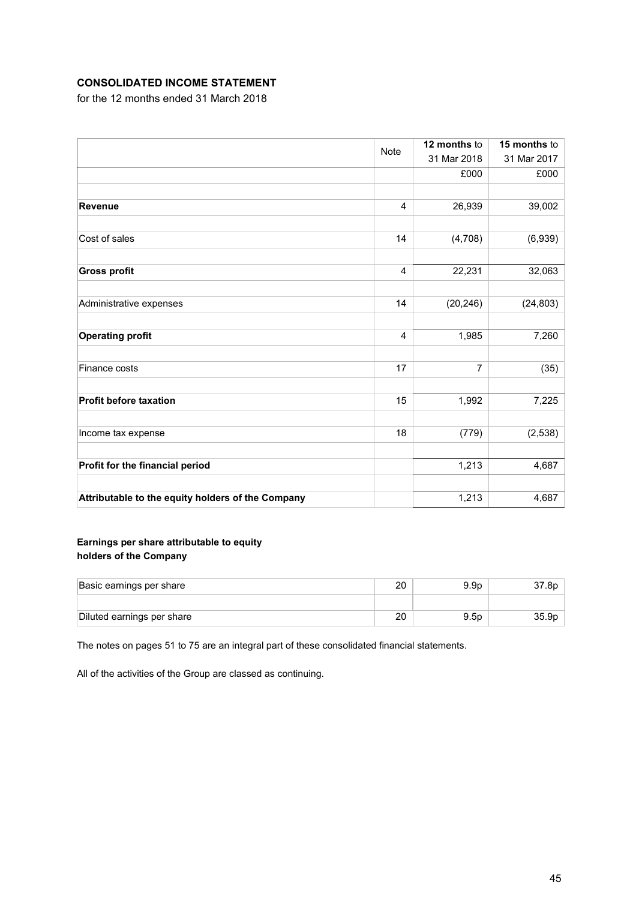**CONSOLIDATED INCOME STATEMENT**

for the 12 months ended 31 March 2018

| | Note | **12 months** to 31 Mar 2018 | **15 months** to 31 Mar 2017 |
|---|---|---|---|
| | | £000 | £000 |
| **Revenue** | 4 | 26,939 | 39,002 |
| Cost of sales | 14 | (4,708) | (6,939) |
| **Gross profit** | 4 | 22,231 | 32,063 |
| Administrative expenses | 14 | (20,246) | (24,803) |
| **Operating profit** | 4 | 1,985 | 7,260 |
| Finance costs | 17 | 7 | (35) |
| **Profit before taxation** | 15 | 1,992 | 7,225 |
| Income tax expense | 18 | (779) | (2,538) |
| **Profit for the financial period** | | 1,213 | 4,687 |
| **Attributable to the equity holders of the Company** | | 1,213 | 4,687 |

**Earnings per share attributable to equity holders of the Company**

| | | | |
|---|---|---|---|
| Basic earnings per share | 20 | 9.9p | 37.8p |
| Diluted earnings per share | 20 | 9.5p | 35.9p |

The notes on pages 51 to 75 are an integral part of these consolidated financial statements.

All of the activities of the Group are classed as continuing.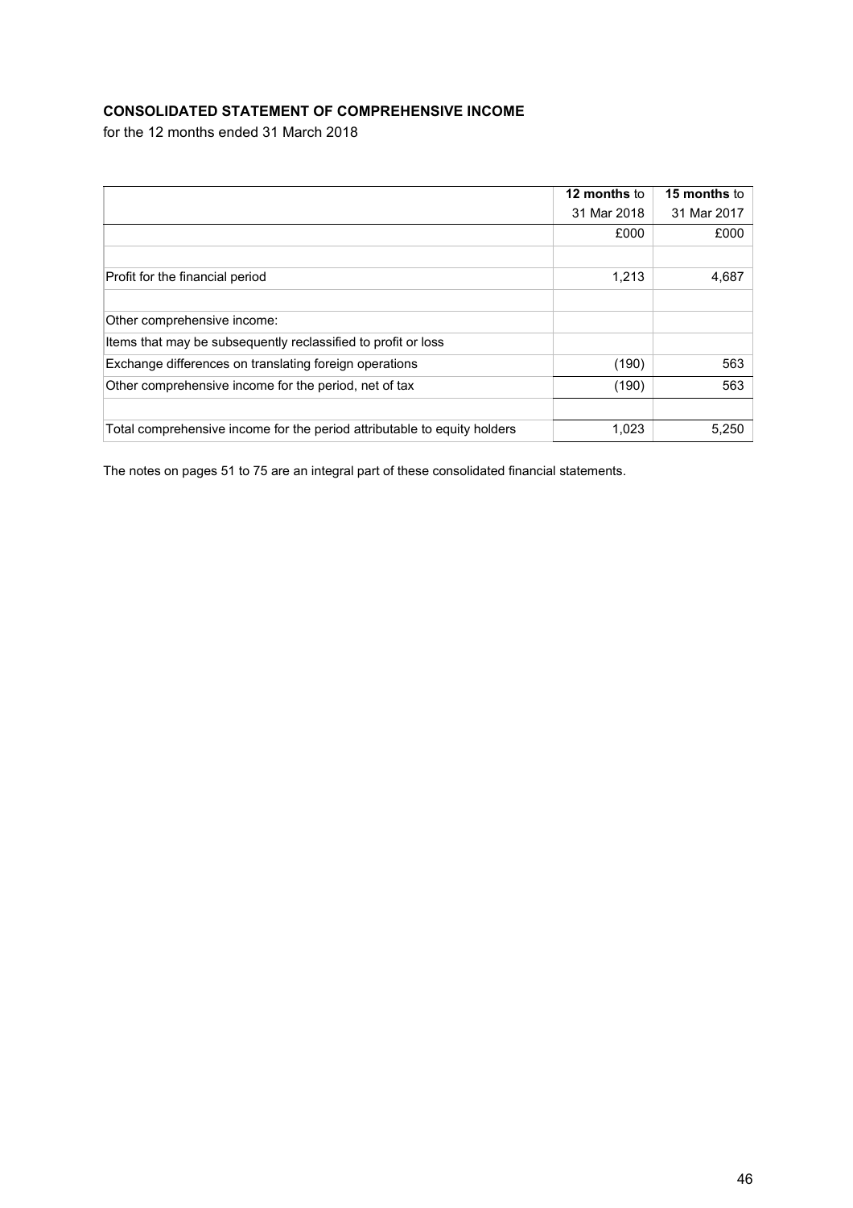**CONSOLIDATED STATEMENT OF COMPREHENSIVE INCOME**

for the 12 months ended 31 March 2018

| | **12 months** to 31 Mar 2018 | **15 months** to 31 Mar 2017 |
|---|---|---|
| | £000 | £000 |
| | | |
| Profit for the financial period | 1,213 | 4,687 |
| | | |
| Other comprehensive income: | | |
| Items that may be subsequently reclassified to profit or loss | | |
| Exchange differences on translating foreign operations | (190) | 563 |
| Other comprehensive income for the period, net of tax | (190) | 563 |
| | | |
| Total comprehensive income for the period attributable to equity holders | 1,023 | 5,250 |

The notes on pages 51 to 75 are an integral part of these consolidated financial statements.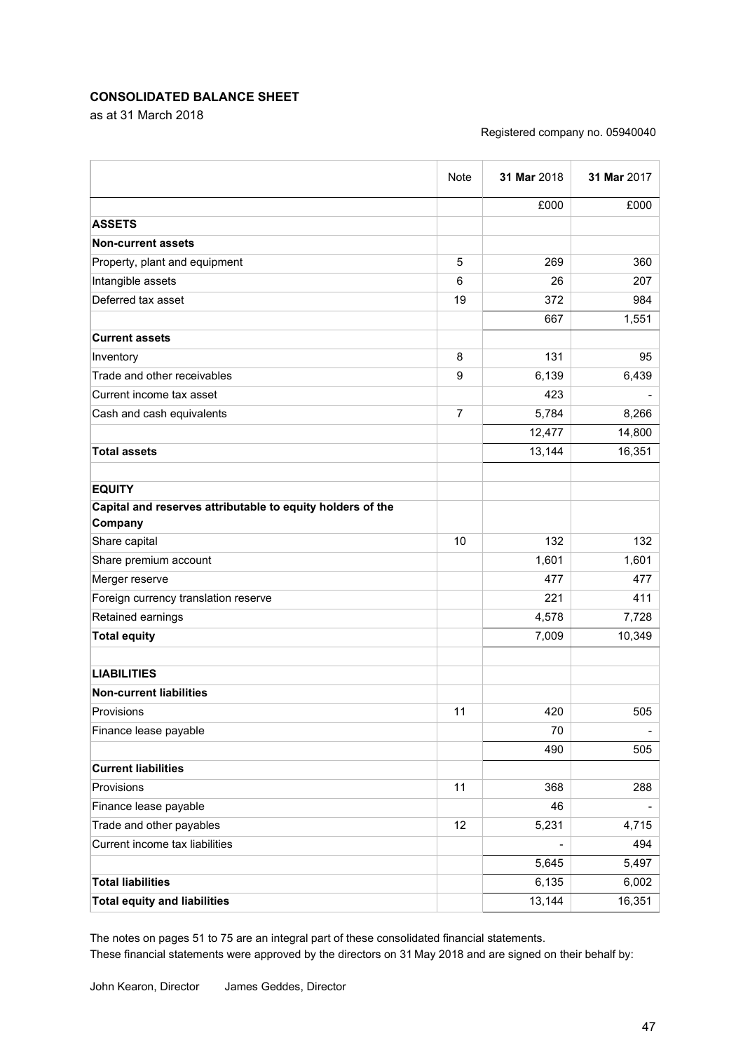**CONSOLIDATED BALANCE SHEET**

as at 31 March 2018

Registered company no. 05940040

| | Note | **31 Mar** 2018 | **31 Mar** 2017 |
|---|---|---|---|
| | | £000 | £000 |
| **ASSETS** | | | |
| **Non-current assets** | | | |
| Property, plant and equipment | 5 | 269 | 360 |
| Intangible assets | 6 | 26 | 207 |
| Deferred tax asset | 19 | 372 | 984 |
| | | 667 | 1,551 |
| **Current assets** | | | |
| Inventory | 8 | 131 | 95 |
| Trade and other receivables | 9 | 6,139 | 6,439 |
| Current income tax asset | | 423 | - |
| Cash and cash equivalents | 7 | 5,784 | 8,266 |
| | | 12,477 | 14,800 |
| **Total assets** | | 13,144 | 16,351 |
| | | | |
| **EQUITY** | | | |
| **Capital and reserves attributable to equity holders of the Company** | | | |
| Share capital | 10 | 132 | 132 |
| Share premium account | | 1,601 | 1,601 |
| Merger reserve | | 477 | 477 |
| Foreign currency translation reserve | | 221 | 411 |
| Retained earnings | | 4,578 | 7,728 |
| **Total equity** | | 7,009 | 10,349 |
| | | | |
| **LIABILITIES** | | | |
| **Non-current liabilities** | | | |
| Provisions | 11 | 420 | 505 |
| Finance lease payable | | 70 | - |
| | | 490 | 505 |
| **Current liabilities** | | | |
| Provisions | 11 | 368 | 288 |
| Finance lease payable | | 46 | - |
| Trade and other payables | 12 | 5,231 | 4,715 |
| Current income tax liabilities | | - | 494 |
| | | 5,645 | 5,497 |
| **Total liabilities** | | 6,135 | 6,002 |
| **Total equity and liabilities** | | 13,144 | 16,351 |

The notes on pages 51 to 75 are an integral part of these consolidated financial statements.

These financial statements were approved by the directors on 31 May 2018 and are signed on their behalf by:

John Kearon, Director James Geddes, Director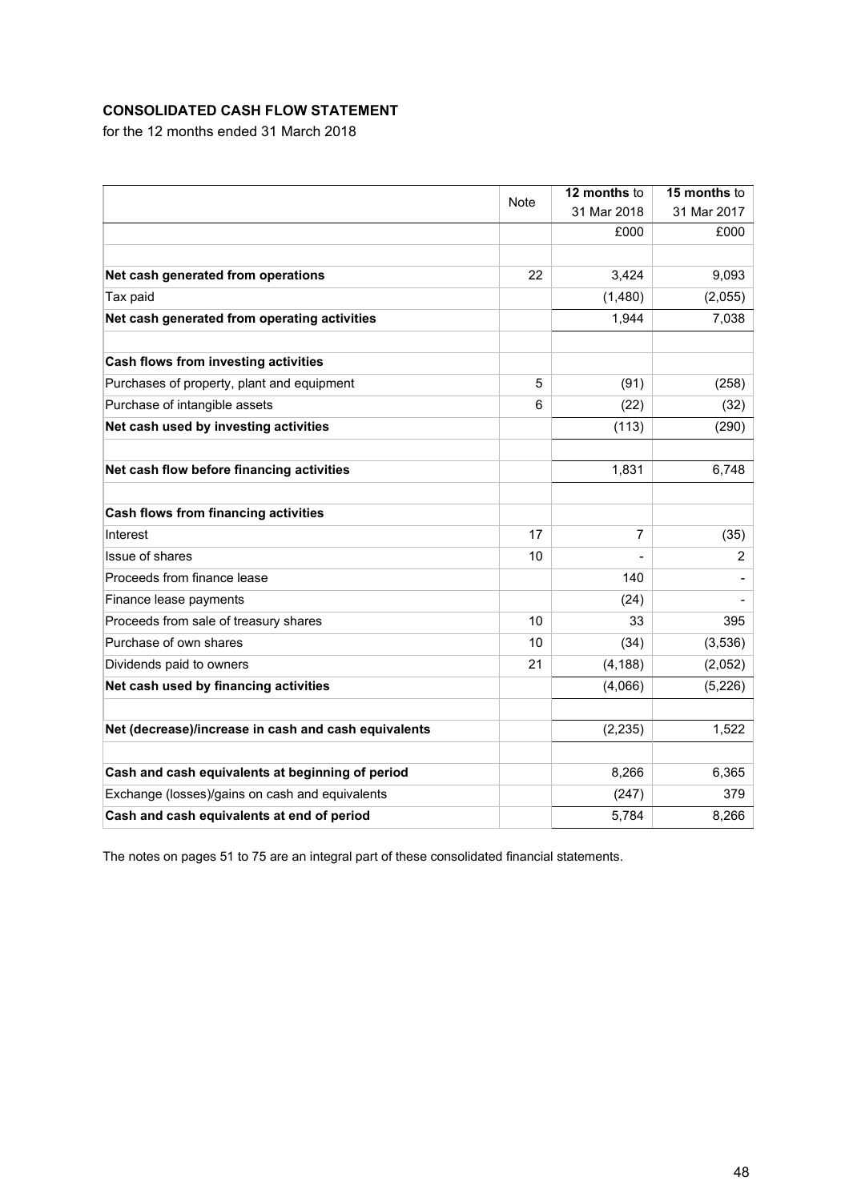**CONSOLIDATED CASH FLOW STATEMENT**

for the 12 months ended 31 March 2018

| | Note | **12 months** to 31 Mar 2018 | **15 months** to 31 Mar 2017 |
|---|---|---|---|
| | | £000 | £000 |
| | | | |
| **Net cash generated from operations** | 22 | 3,424 | 9,093 |
| Tax paid | | (1,480) | (2,055) |
| **Net cash generated from operating activities** | | 1,944 | 7,038 |
| | | | |
| **Cash flows from investing activities** | | | |
| Purchases of property, plant and equipment | 5 | (91) | (258) |
| Purchase of intangible assets | 6 | (22) | (32) |
| **Net cash used by investing activities** | | (113) | (290) |
| | | | |
| **Net cash flow before financing activities** | | 1,831 | 6,748 |
| | | | |
| **Cash flows from financing activities** | | | |
| Interest | 17 | 7 | (35) |
| Issue of shares | 10 | - | 2 |
| Proceeds from finance lease | | 140 | - |
| Finance lease payments | | (24) | - |
| Proceeds from sale of treasury shares | 10 | 33 | 395 |
| Purchase of own shares | 10 | (34) | (3,536) |
| Dividends paid to owners | 21 | (4,188) | (2,052) |
| **Net cash used by financing activities** | | (4,066) | (5,226) |
| | | | |
| **Net (decrease)/increase in cash and cash equivalents** | | (2,235) | 1,522 |
| | | | |
| **Cash and cash equivalents at beginning of period** | | 8,266 | 6,365 |
| Exchange (losses)/gains on cash and equivalents | | (247) | 379 |
| **Cash and cash equivalents at end of period** | | 5,784 | 8,266 |

The notes on pages 51 to 75 are an integral part of these consolidated financial statements.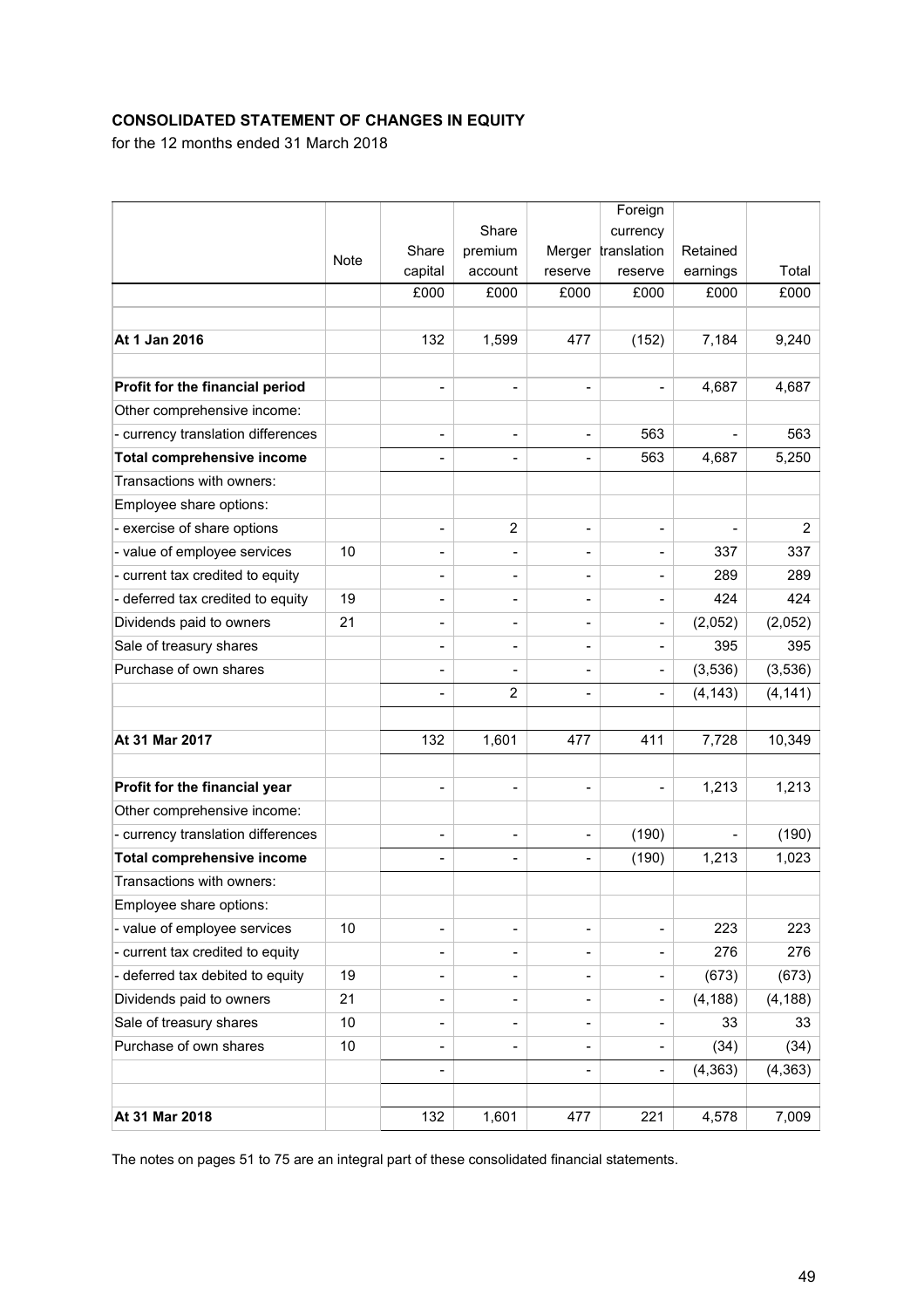**CONSOLIDATED STATEMENT OF CHANGES IN EQUITY**

for the 12 months ended 31 March 2018

| | Note | Share capital | Share premium account | Merger reserve | Foreign currency translation reserve | Retained earnings | Total |
|---|---|---|---|---|---|---|---|
| | | £000 | £000 | £000 | £000 | £000 | £000 |
| **At 1 Jan 2016** | | 132 | 1,599 | 477 | (152) | 7,184 | 9,240 |
| **Profit for the financial period** | | - | - | - | - | 4,687 | 4,687 |
| Other comprehensive income: | | | | | | | |
| - currency translation differences | | - | - | - | 563 | - | 563 |
| **Total comprehensive income** | | - | - | - | 563 | 4,687 | 5,250 |
| Transactions with owners: | | | | | | | |
| Employee share options: | | | | | | | |
| - exercise of share options | | - | 2 | - | - | - | 2 |
| - value of employee services | 10 | - | - | - | - | 337 | 337 |
| - current tax credited to equity | | - | - | - | - | 289 | 289 |
| - deferred tax credited to equity | 19 | - | - | - | - | 424 | 424 |
| Dividends paid to owners | 21 | - | - | - | - | (2,052) | (2,052) |
| Sale of treasury shares | | - | - | - | - | 395 | 395 |
| Purchase of own shares | | - | - | - | - | (3,536) | (3,536) |
| | | - | 2 | - | - | (4,143) | (4,141) |
| **At 31 Mar 2017** | | 132 | 1,601 | 477 | 411 | 7,728 | 10,349 |
| **Profit for the financial year** | | - | - | - | - | 1,213 | 1,213 |
| Other comprehensive income: | | | | | | | |
| - currency translation differences | | - | - | - | (190) | - | (190) |
| **Total comprehensive income** | | - | - | - | (190) | 1,213 | 1,023 |
| Transactions with owners: | | | | | | | |
| Employee share options: | | | | | | | |
| - value of employee services | 10 | - | - | - | - | 223 | 223 |
| - current tax credited to equity | | - | - | - | - | 276 | 276 |
| - deferred tax debited to equity | 19 | - | - | - | - | (673) | (673) |
| Dividends paid to owners | 21 | - | - | - | - | (4,188) | (4,188) |
| Sale of treasury shares | 10 | - | - | - | - | 33 | 33 |
| Purchase of own shares | 10 | - | - | - | - | (34) | (34) |
| | | - | | - | - | (4,363) | (4,363) |
| **At 31 Mar 2018** | | 132 | 1,601 | 477 | 221 | 4,578 | 7,009 |

The notes on pages 51 to 75 are an integral part of these consolidated financial statements.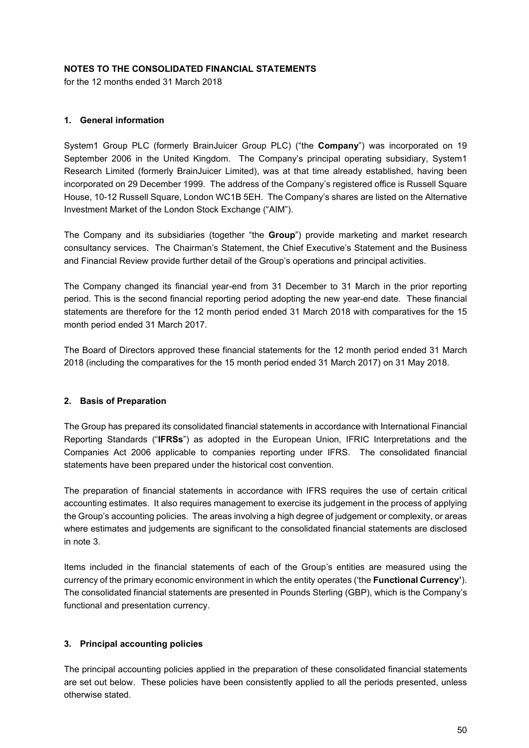**NOTES TO THE CONSOLIDATED FINANCIAL STATEMENTS**

for the 12 months ended 31 March 2018

## 1. General information

System1 Group PLC (formerly BrainJuicer Group PLC) ("the **Company**") was incorporated on 19 September 2006 in the United Kingdom. The Company's principal operating subsidiary, System1 Research Limited (formerly BrainJuicer Limited), was at that time already established, having been incorporated on 29 December 1999. The address of the Company's registered office is Russell Square House, 10-12 Russell Square, London WC1B 5EH. The Company's shares are listed on the Alternative Investment Market of the London Stock Exchange ("AIM").

The Company and its subsidiaries (together "the **Group**") provide marketing and market research consultancy services. The Chairman's Statement, the Chief Executive's Statement and the Business and Financial Review provide further detail of the Group's operations and principal activities.

The Company changed its financial year-end from 31 December to 31 March in the prior reporting period. This is the second financial reporting period adopting the new year-end date. These financial statements are therefore for the 12 month period ended 31 March 2018 with comparatives for the 15 month period ended 31 March 2017.

The Board of Directors approved these financial statements for the 12 month period ended 31 March 2018 (including the comparatives for the 15 month period ended 31 March 2017) on 31 May 2018.

## 2. Basis of Preparation

The Group has prepared its consolidated financial statements in accordance with International Financial Reporting Standards ("**IFRSs**") as adopted in the European Union, IFRIC Interpretations and the Companies Act 2006 applicable to companies reporting under IFRS. The consolidated financial statements have been prepared under the historical cost convention.

The preparation of financial statements in accordance with IFRS requires the use of certain critical accounting estimates. It also requires management to exercise its judgement in the process of applying the Group's accounting policies. The areas involving a high degree of judgement or complexity, or areas where estimates and judgements are significant to the consolidated financial statements are disclosed in note 3.

Items included in the financial statements of each of the Group's entities are measured using the currency of the primary economic environment in which the entity operates ('the **Functional Currency'**). The consolidated financial statements are presented in Pounds Sterling (GBP), which is the Company's functional and presentation currency.

## 3. Principal accounting policies

The principal accounting policies applied in the preparation of these consolidated financial statements are set out below. These policies have been consistently applied to all the periods presented, unless otherwise stated.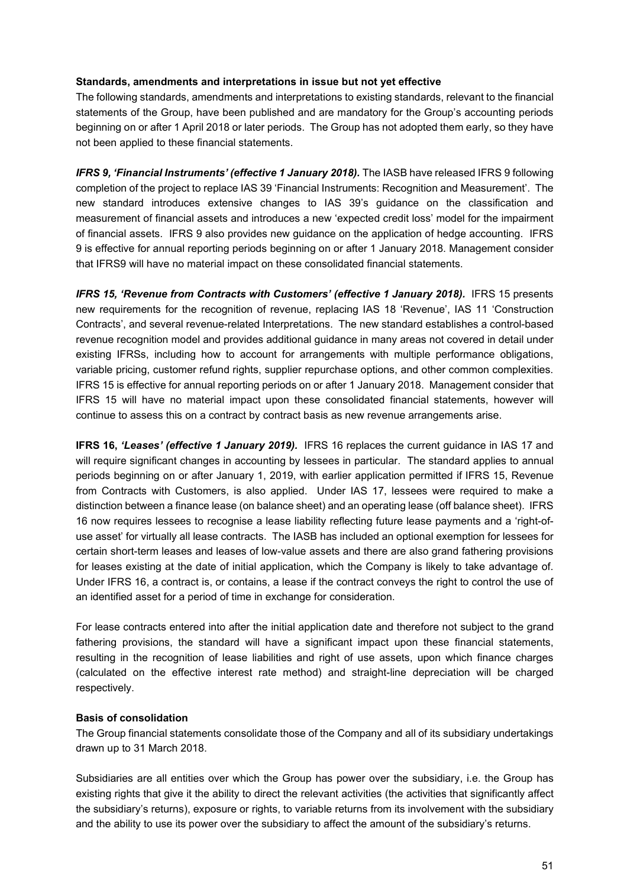**Standards, amendments and interpretations in issue but not yet effective**

The following standards, amendments and interpretations to existing standards, relevant to the financial statements of the Group, have been published and are mandatory for the Group's accounting periods beginning on or after 1 April 2018 or later periods. The Group has not adopted them early, so they have not been applied to these financial statements.

***IFRS 9, 'Financial Instruments' (effective 1 January 2018).*** The IASB have released IFRS 9 following completion of the project to replace IAS 39 'Financial Instruments: Recognition and Measurement'. The new standard introduces extensive changes to IAS 39's guidance on the classification and measurement of financial assets and introduces a new 'expected credit loss' model for the impairment of financial assets. IFRS 9 also provides new guidance on the application of hedge accounting. IFRS 9 is effective for annual reporting periods beginning on or after 1 January 2018. Management consider that IFRS9 will have no material impact on these consolidated financial statements.

***IFRS 15, 'Revenue from Contracts with Customers' (effective 1 January 2018).*** IFRS 15 presents new requirements for the recognition of revenue, replacing IAS 18 'Revenue', IAS 11 'Construction Contracts', and several revenue-related Interpretations. The new standard establishes a control-based revenue recognition model and provides additional guidance in many areas not covered in detail under existing IFRSs, including how to account for arrangements with multiple performance obligations, variable pricing, customer refund rights, supplier repurchase options, and other common complexities. IFRS 15 is effective for annual reporting periods on or after 1 January 2018. Management consider that IFRS 15 will have no material impact upon these consolidated financial statements, however will continue to assess this on a contract by contract basis as new revenue arrangements arise.

**IFRS 16, *'Leases' (effective 1 January 2019).*** IFRS 16 replaces the current guidance in IAS 17 and will require significant changes in accounting by lessees in particular. The standard applies to annual periods beginning on or after January 1, 2019, with earlier application permitted if IFRS 15, Revenue from Contracts with Customers, is also applied. Under IAS 17, lessees were required to make a distinction between a finance lease (on balance sheet) and an operating lease (off balance sheet). IFRS 16 now requires lessees to recognise a lease liability reflecting future lease payments and a 'right-of-use asset' for virtually all lease contracts. The IASB has included an optional exemption for lessees for certain short-term leases and leases of low-value assets and there are also grand fathering provisions for leases existing at the date of initial application, which the Company is likely to take advantage of. Under IFRS 16, a contract is, or contains, a lease if the contract conveys the right to control the use of an identified asset for a period of time in exchange for consideration.

For lease contracts entered into after the initial application date and therefore not subject to the grand fathering provisions, the standard will have a significant impact upon these financial statements, resulting in the recognition of lease liabilities and right of use assets, upon which finance charges (calculated on the effective interest rate method) and straight-line depreciation will be charged respectively.

**Basis of consolidation**

The Group financial statements consolidate those of the Company and all of its subsidiary undertakings drawn up to 31 March 2018.

Subsidiaries are all entities over which the Group has power over the subsidiary, i.e. the Group has existing rights that give it the ability to direct the relevant activities (the activities that significantly affect the subsidiary's returns), exposure or rights, to variable returns from its involvement with the subsidiary and the ability to use its power over the subsidiary to affect the amount of the subsidiary's returns.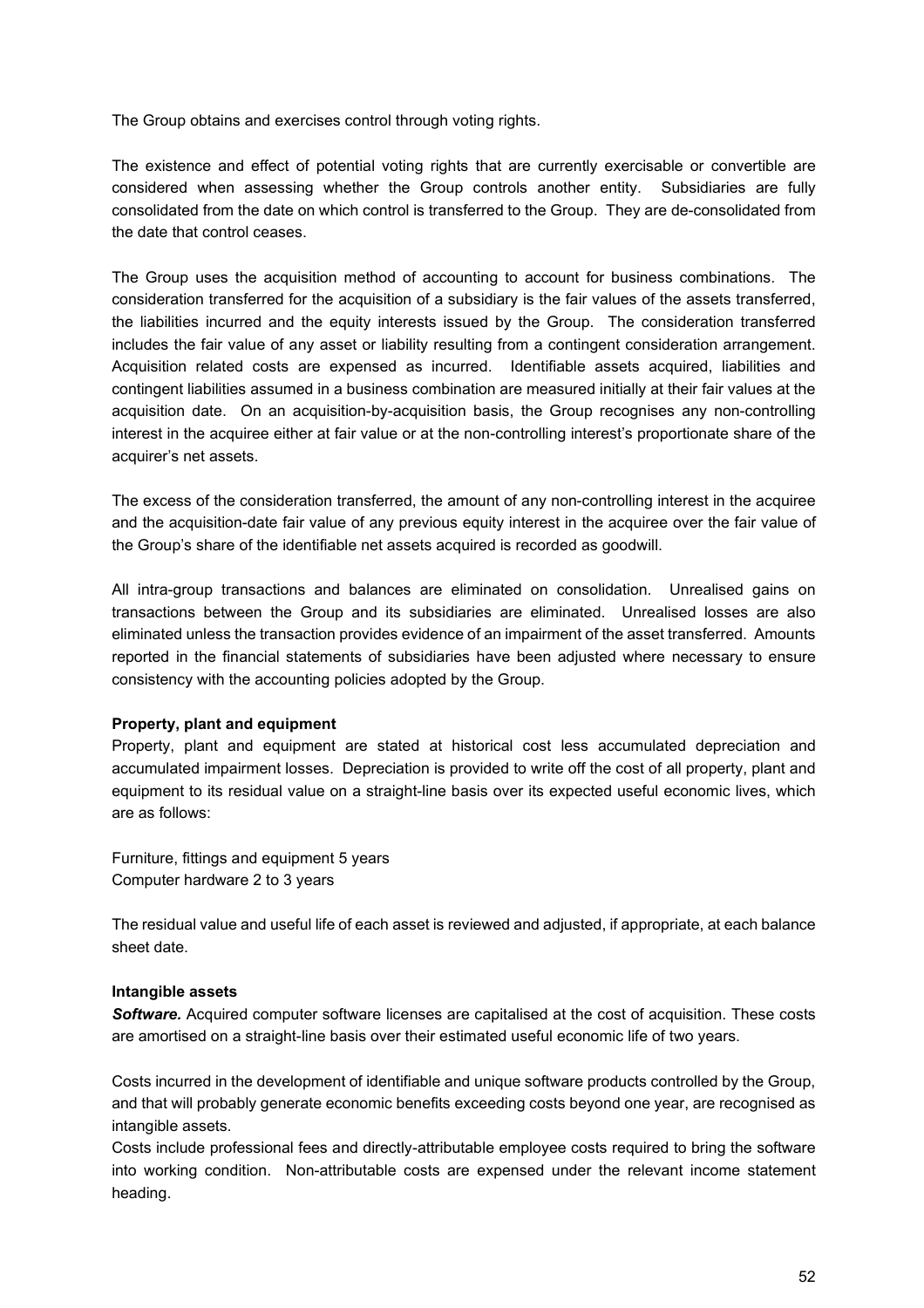The Group obtains and exercises control through voting rights.

The existence and effect of potential voting rights that are currently exercisable or convertible are considered when assessing whether the Group controls another entity. Subsidiaries are fully consolidated from the date on which control is transferred to the Group. They are de-consolidated from the date that control ceases.

The Group uses the acquisition method of accounting to account for business combinations. The consideration transferred for the acquisition of a subsidiary is the fair values of the assets transferred, the liabilities incurred and the equity interests issued by the Group. The consideration transferred includes the fair value of any asset or liability resulting from a contingent consideration arrangement. Acquisition related costs are expensed as incurred. Identifiable assets acquired, liabilities and contingent liabilities assumed in a business combination are measured initially at their fair values at the acquisition date. On an acquisition-by-acquisition basis, the Group recognises any non-controlling interest in the acquiree either at fair value or at the non-controlling interest's proportionate share of the acquirer's net assets.

The excess of the consideration transferred, the amount of any non-controlling interest in the acquiree and the acquisition-date fair value of any previous equity interest in the acquiree over the fair value of the Group's share of the identifiable net assets acquired is recorded as goodwill.

All intra-group transactions and balances are eliminated on consolidation. Unrealised gains on transactions between the Group and its subsidiaries are eliminated. Unrealised losses are also eliminated unless the transaction provides evidence of an impairment of the asset transferred. Amounts reported in the financial statements of subsidiaries have been adjusted where necessary to ensure consistency with the accounting policies adopted by the Group.

**Property, plant and equipment**

Property, plant and equipment are stated at historical cost less accumulated depreciation and accumulated impairment losses. Depreciation is provided to write off the cost of all property, plant and equipment to its residual value on a straight-line basis over its expected useful economic lives, which are as follows:

Furniture, fittings and equipment 5 years
Computer hardware 2 to 3 years

The residual value and useful life of each asset is reviewed and adjusted, if appropriate, at each balance sheet date.

**Intangible assets**

***Software.*** Acquired computer software licenses are capitalised at the cost of acquisition. These costs are amortised on a straight-line basis over their estimated useful economic life of two years.

Costs incurred in the development of identifiable and unique software products controlled by the Group, and that will probably generate economic benefits exceeding costs beyond one year, are recognised as intangible assets.
Costs include professional fees and directly-attributable employee costs required to bring the software into working condition. Non-attributable costs are expensed under the relevant income statement heading.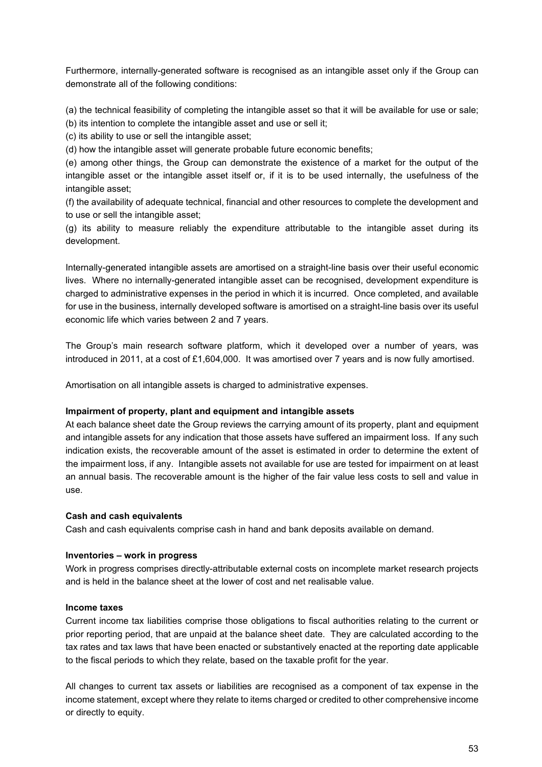Furthermore, internally-generated software is recognised as an intangible asset only if the Group can demonstrate all of the following conditions:

(a) the technical feasibility of completing the intangible asset so that it will be available for use or sale;
(b) its intention to complete the intangible asset and use or sell it;
(c) its ability to use or sell the intangible asset;
(d) how the intangible asset will generate probable future economic benefits;
(e) among other things, the Group can demonstrate the existence of a market for the output of the intangible asset or the intangible asset itself or, if it is to be used internally, the usefulness of the intangible asset;
(f) the availability of adequate technical, financial and other resources to complete the development and to use or sell the intangible asset;
(g) its ability to measure reliably the expenditure attributable to the intangible asset during its development.

Internally-generated intangible assets are amortised on a straight-line basis over their useful economic lives. Where no internally-generated intangible asset can be recognised, development expenditure is charged to administrative expenses in the period in which it is incurred. Once completed, and available for use in the business, internally developed software is amortised on a straight-line basis over its useful economic life which varies between 2 and 7 years.

The Group's main research software platform, which it developed over a number of years, was introduced in 2011, at a cost of £1,604,000. It was amortised over 7 years and is now fully amortised.

Amortisation on all intangible assets is charged to administrative expenses.

**Impairment of property, plant and equipment and intangible assets**
At each balance sheet date the Group reviews the carrying amount of its property, plant and equipment and intangible assets for any indication that those assets have suffered an impairment loss. If any such indication exists, the recoverable amount of the asset is estimated in order to determine the extent of the impairment loss, if any. Intangible assets not available for use are tested for impairment on at least an annual basis. The recoverable amount is the higher of the fair value less costs to sell and value in use.

**Cash and cash equivalents**
Cash and cash equivalents comprise cash in hand and bank deposits available on demand.

**Inventories – work in progress**
Work in progress comprises directly-attributable external costs on incomplete market research projects and is held in the balance sheet at the lower of cost and net realisable value.

**Income taxes**
Current income tax liabilities comprise those obligations to fiscal authorities relating to the current or prior reporting period, that are unpaid at the balance sheet date. They are calculated according to the tax rates and tax laws that have been enacted or substantively enacted at the reporting date applicable to the fiscal periods to which they relate, based on the taxable profit for the year.

All changes to current tax assets or liabilities are recognised as a component of tax expense in the income statement, except where they relate to items charged or credited to other comprehensive income or directly to equity.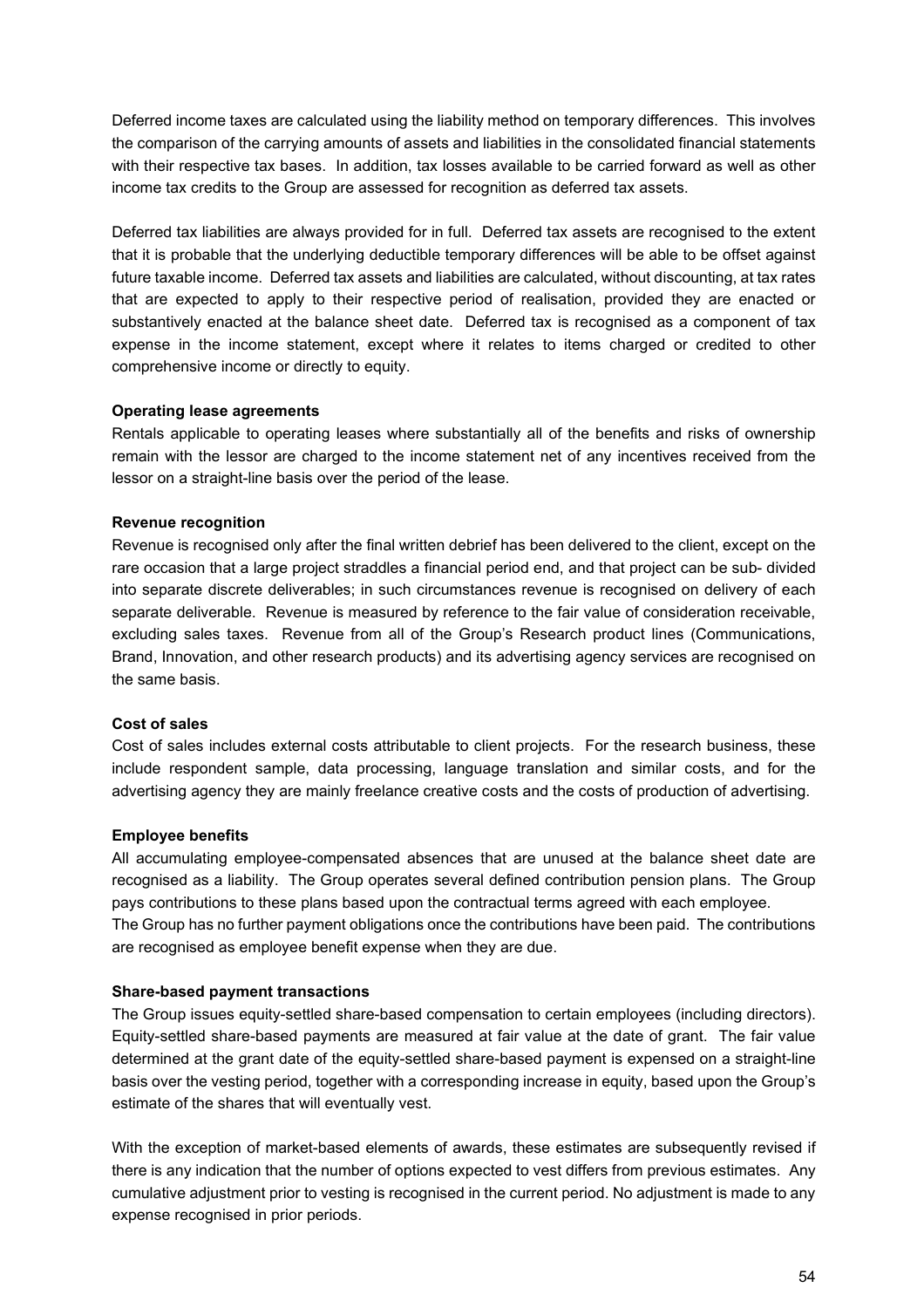Deferred income taxes are calculated using the liability method on temporary differences. This involves the comparison of the carrying amounts of assets and liabilities in the consolidated financial statements with their respective tax bases. In addition, tax losses available to be carried forward as well as other income tax credits to the Group are assessed for recognition as deferred tax assets.

Deferred tax liabilities are always provided for in full. Deferred tax assets are recognised to the extent that it is probable that the underlying deductible temporary differences will be able to be offset against future taxable income. Deferred tax assets and liabilities are calculated, without discounting, at tax rates that are expected to apply to their respective period of realisation, provided they are enacted or substantively enacted at the balance sheet date. Deferred tax is recognised as a component of tax expense in the income statement, except where it relates to items charged or credited to other comprehensive income or directly to equity.

**Operating lease agreements**

Rentals applicable to operating leases where substantially all of the benefits and risks of ownership remain with the lessor are charged to the income statement net of any incentives received from the lessor on a straight-line basis over the period of the lease.

**Revenue recognition**

Revenue is recognised only after the final written debrief has been delivered to the client, except on the rare occasion that a large project straddles a financial period end, and that project can be sub- divided into separate discrete deliverables; in such circumstances revenue is recognised on delivery of each separate deliverable. Revenue is measured by reference to the fair value of consideration receivable, excluding sales taxes. Revenue from all of the Group's Research product lines (Communications, Brand, Innovation, and other research products) and its advertising agency services are recognised on the same basis.

**Cost of sales**

Cost of sales includes external costs attributable to client projects. For the research business, these include respondent sample, data processing, language translation and similar costs, and for the advertising agency they are mainly freelance creative costs and the costs of production of advertising.

**Employee benefits**

All accumulating employee-compensated absences that are unused at the balance sheet date are recognised as a liability. The Group operates several defined contribution pension plans. The Group pays contributions to these plans based upon the contractual terms agreed with each employee.
The Group has no further payment obligations once the contributions have been paid. The contributions are recognised as employee benefit expense when they are due.

**Share-based payment transactions**

The Group issues equity-settled share-based compensation to certain employees (including directors). Equity-settled share-based payments are measured at fair value at the date of grant. The fair value determined at the grant date of the equity-settled share-based payment is expensed on a straight-line basis over the vesting period, together with a corresponding increase in equity, based upon the Group's estimate of the shares that will eventually vest.

With the exception of market-based elements of awards, these estimates are subsequently revised if there is any indication that the number of options expected to vest differs from previous estimates. Any cumulative adjustment prior to vesting is recognised in the current period. No adjustment is made to any expense recognised in prior periods.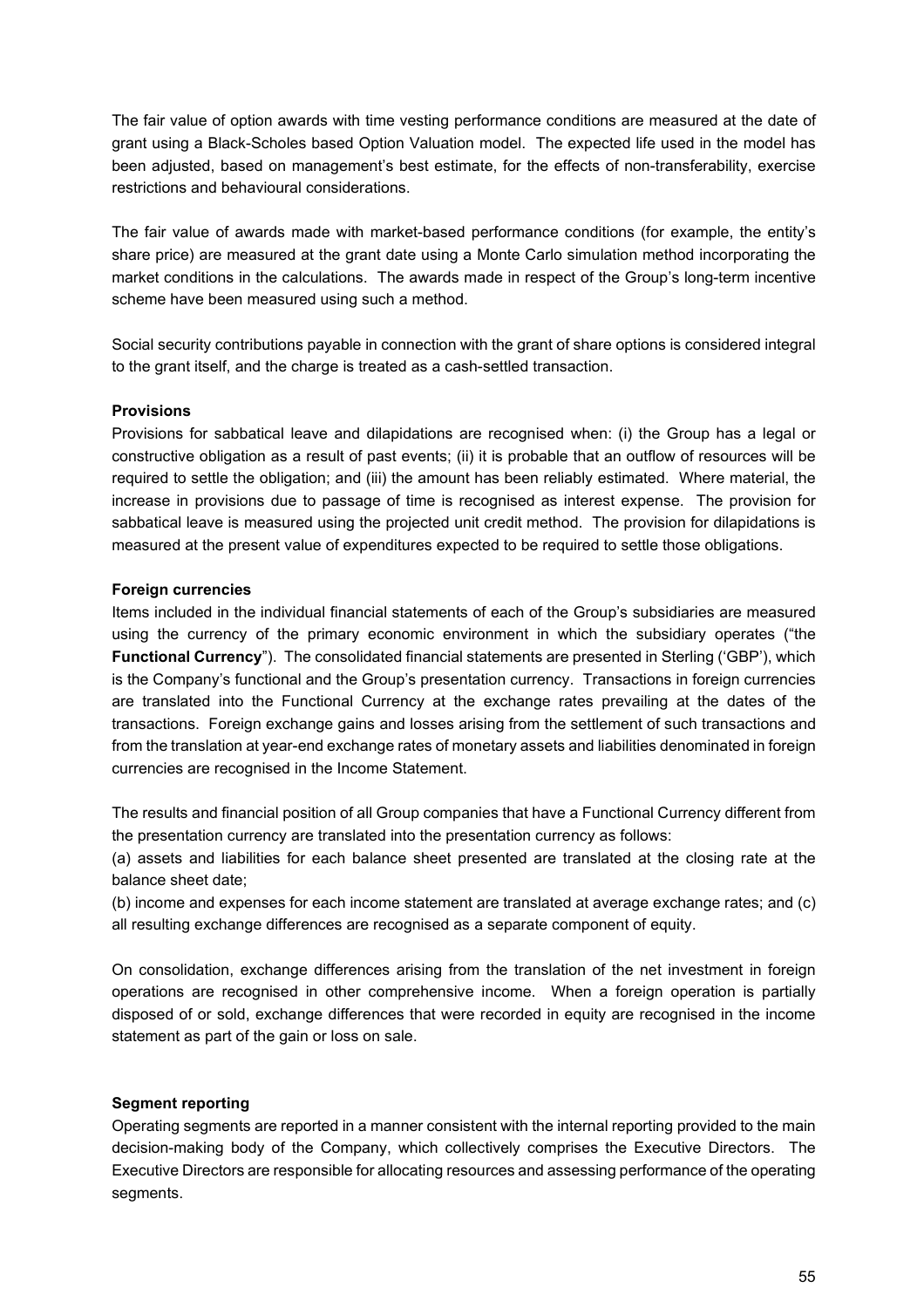The fair value of option awards with time vesting performance conditions are measured at the date of grant using a Black-Scholes based Option Valuation model. The expected life used in the model has been adjusted, based on management's best estimate, for the effects of non-transferability, exercise restrictions and behavioural considerations.

The fair value of awards made with market-based performance conditions (for example, the entity's share price) are measured at the grant date using a Monte Carlo simulation method incorporating the market conditions in the calculations. The awards made in respect of the Group's long-term incentive scheme have been measured using such a method.

Social security contributions payable in connection with the grant of share options is considered integral to the grant itself, and the charge is treated as a cash-settled transaction.

**Provisions**

Provisions for sabbatical leave and dilapidations are recognised when: (i) the Group has a legal or constructive obligation as a result of past events; (ii) it is probable that an outflow of resources will be required to settle the obligation; and (iii) the amount has been reliably estimated. Where material, the increase in provisions due to passage of time is recognised as interest expense. The provision for sabbatical leave is measured using the projected unit credit method. The provision for dilapidations is measured at the present value of expenditures expected to be required to settle those obligations.

**Foreign currencies**

Items included in the individual financial statements of each of the Group's subsidiaries are measured using the currency of the primary economic environment in which the subsidiary operates ("the **Functional Currency**"). The consolidated financial statements are presented in Sterling ('GBP'), which is the Company's functional and the Group's presentation currency. Transactions in foreign currencies are translated into the Functional Currency at the exchange rates prevailing at the dates of the transactions. Foreign exchange gains and losses arising from the settlement of such transactions and from the translation at year-end exchange rates of monetary assets and liabilities denominated in foreign currencies are recognised in the Income Statement.

The results and financial position of all Group companies that have a Functional Currency different from the presentation currency are translated into the presentation currency as follows:

(a) assets and liabilities for each balance sheet presented are translated at the closing rate at the balance sheet date;

(b) income and expenses for each income statement are translated at average exchange rates; and (c) all resulting exchange differences are recognised as a separate component of equity.

On consolidation, exchange differences arising from the translation of the net investment in foreign operations are recognised in other comprehensive income. When a foreign operation is partially disposed of or sold, exchange differences that were recorded in equity are recognised in the income statement as part of the gain or loss on sale.

**Segment reporting**

Operating segments are reported in a manner consistent with the internal reporting provided to the main decision-making body of the Company, which collectively comprises the Executive Directors. The Executive Directors are responsible for allocating resources and assessing performance of the operating segments.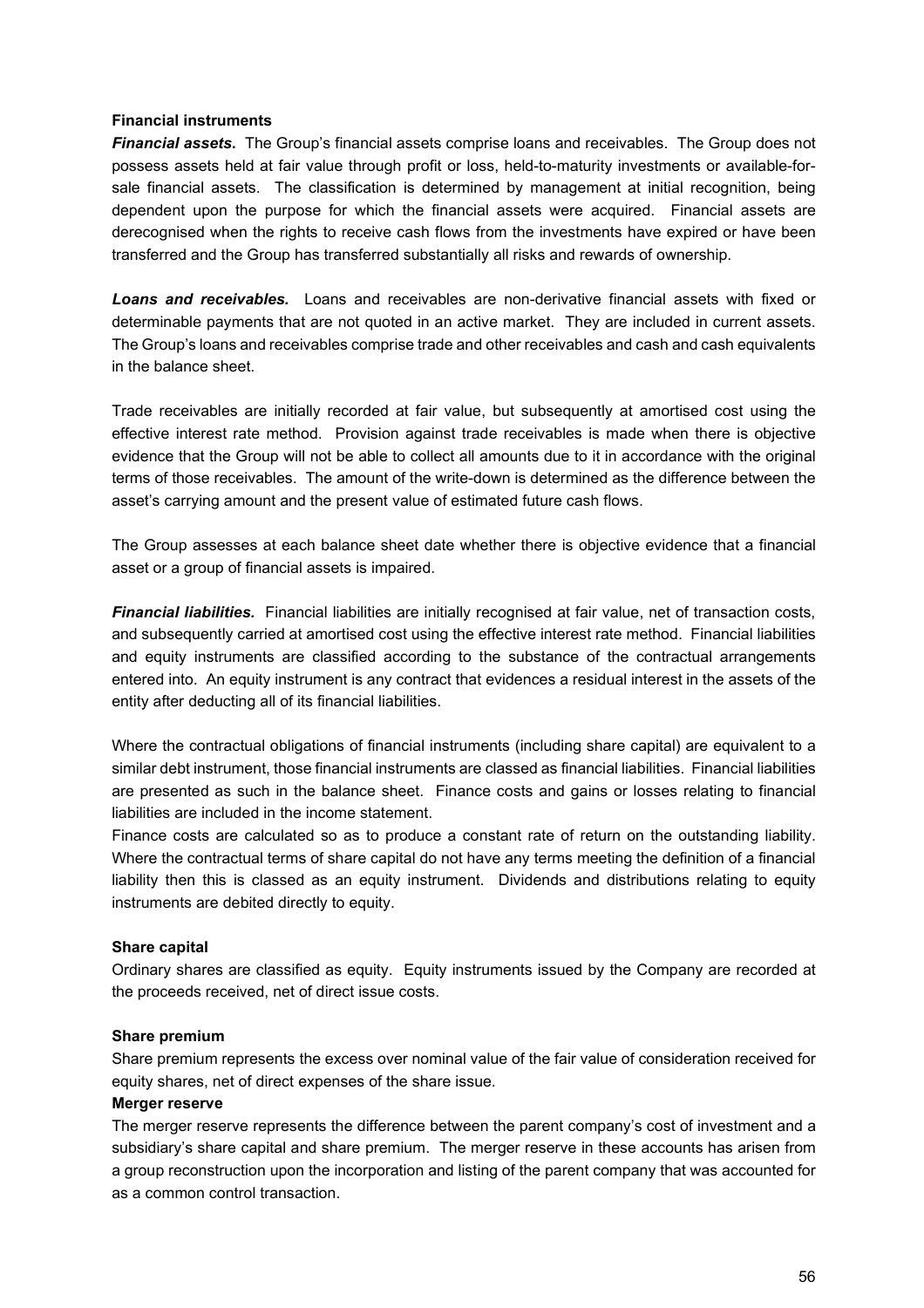**Financial instruments**

***Financial assets*.** The Group's financial assets comprise loans and receivables. The Group does not possess assets held at fair value through profit or loss, held-to-maturity investments or available-for-sale financial assets. The classification is determined by management at initial recognition, being dependent upon the purpose for which the financial assets were acquired. Financial assets are derecognised when the rights to receive cash flows from the investments have expired or have been transferred and the Group has transferred substantially all risks and rewards of ownership.

***Loans and receivables.*** Loans and receivables are non-derivative financial assets with fixed or determinable payments that are not quoted in an active market. They are included in current assets. The Group's loans and receivables comprise trade and other receivables and cash and cash equivalents in the balance sheet.

Trade receivables are initially recorded at fair value, but subsequently at amortised cost using the effective interest rate method. Provision against trade receivables is made when there is objective evidence that the Group will not be able to collect all amounts due to it in accordance with the original terms of those receivables. The amount of the write-down is determined as the difference between the asset's carrying amount and the present value of estimated future cash flows.

The Group assesses at each balance sheet date whether there is objective evidence that a financial asset or a group of financial assets is impaired.

***Financial liabilities.*** Financial liabilities are initially recognised at fair value, net of transaction costs, and subsequently carried at amortised cost using the effective interest rate method. Financial liabilities and equity instruments are classified according to the substance of the contractual arrangements entered into. An equity instrument is any contract that evidences a residual interest in the assets of the entity after deducting all of its financial liabilities.

Where the contractual obligations of financial instruments (including share capital) are equivalent to a similar debt instrument, those financial instruments are classed as financial liabilities. Financial liabilities are presented as such in the balance sheet. Finance costs and gains or losses relating to financial liabilities are included in the income statement.

Finance costs are calculated so as to produce a constant rate of return on the outstanding liability. Where the contractual terms of share capital do not have any terms meeting the definition of a financial liability then this is classed as an equity instrument. Dividends and distributions relating to equity instruments are debited directly to equity.

**Share capital**

Ordinary shares are classified as equity. Equity instruments issued by the Company are recorded at the proceeds received, net of direct issue costs.

**Share premium**

Share premium represents the excess over nominal value of the fair value of consideration received for equity shares, net of direct expenses of the share issue.

**Merger reserve**

The merger reserve represents the difference between the parent company's cost of investment and a subsidiary's share capital and share premium. The merger reserve in these accounts has arisen from a group reconstruction upon the incorporation and listing of the parent company that was accounted for as a common control transaction.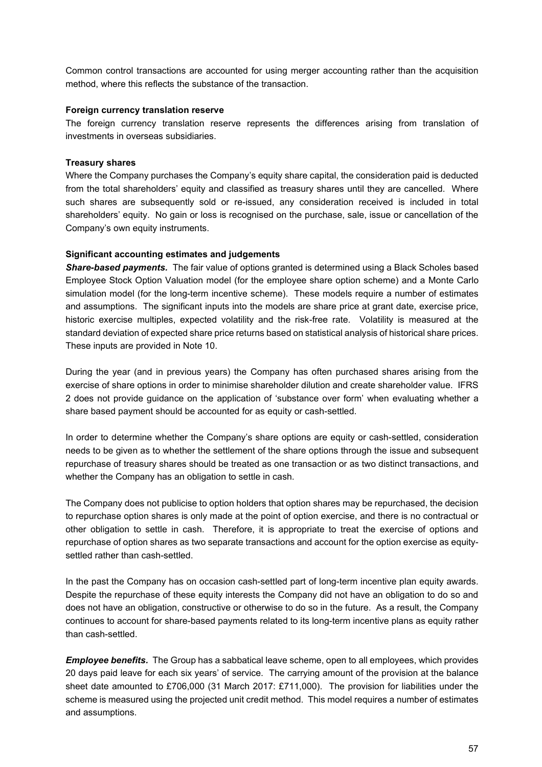Common control transactions are accounted for using merger accounting rather than the acquisition method, where this reflects the substance of the transaction.

**Foreign currency translation reserve**

The foreign currency translation reserve represents the differences arising from translation of investments in overseas subsidiaries.

**Treasury shares**

Where the Company purchases the Company's equity share capital, the consideration paid is deducted from the total shareholders' equity and classified as treasury shares until they are cancelled. Where such shares are subsequently sold or re-issued, any consideration received is included in total shareholders' equity. No gain or loss is recognised on the purchase, sale, issue or cancellation of the Company's own equity instruments.

**Significant accounting estimates and judgements**

***Share-based payments.*** The fair value of options granted is determined using a Black Scholes based Employee Stock Option Valuation model (for the employee share option scheme) and a Monte Carlo simulation model (for the long-term incentive scheme). These models require a number of estimates and assumptions. The significant inputs into the models are share price at grant date, exercise price, historic exercise multiples, expected volatility and the risk-free rate. Volatility is measured at the standard deviation of expected share price returns based on statistical analysis of historical share prices. These inputs are provided in Note 10.

During the year (and in previous years) the Company has often purchased shares arising from the exercise of share options in order to minimise shareholder dilution and create shareholder value. IFRS 2 does not provide guidance on the application of 'substance over form' when evaluating whether a share based payment should be accounted for as equity or cash-settled.

In order to determine whether the Company's share options are equity or cash-settled, consideration needs to be given as to whether the settlement of the share options through the issue and subsequent repurchase of treasury shares should be treated as one transaction or as two distinct transactions, and whether the Company has an obligation to settle in cash.

The Company does not publicise to option holders that option shares may be repurchased, the decision to repurchase option shares is only made at the point of option exercise, and there is no contractual or other obligation to settle in cash. Therefore, it is appropriate to treat the exercise of options and repurchase of option shares as two separate transactions and account for the option exercise as equity-settled rather than cash-settled.

In the past the Company has on occasion cash-settled part of long-term incentive plan equity awards. Despite the repurchase of these equity interests the Company did not have an obligation to do so and does not have an obligation, constructive or otherwise to do so in the future. As a result, the Company continues to account for share-based payments related to its long-term incentive plans as equity rather than cash-settled.

***Employee benefits.*** The Group has a sabbatical leave scheme, open to all employees, which provides 20 days paid leave for each six years' of service. The carrying amount of the provision at the balance sheet date amounted to £706,000 (31 March 2017: £711,000). The provision for liabilities under the scheme is measured using the projected unit credit method. This model requires a number of estimates and assumptions.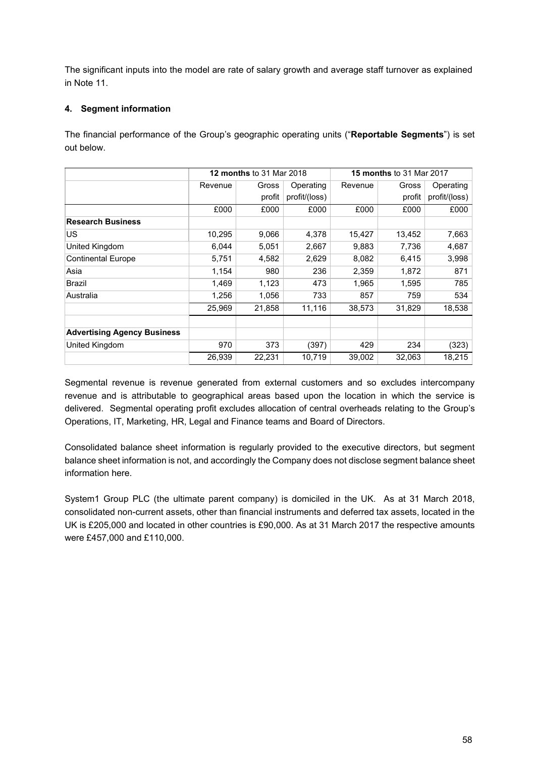The significant inputs into the model are rate of salary growth and average staff turnover as explained in Note 11.

## 4. Segment information

The financial performance of the Group's geographic operating units ("**Reportable Segments**") is set out below.

| | **12 months** to 31 Mar 2018 | | | **15 months** to 31 Mar 2017 | | |
|---|---|---|---|---|---|---|
| | Revenue | Gross profit | Operating profit/(loss) | Revenue | Gross profit | Operating profit/(loss) |
| | £000 | £000 | £000 | £000 | £000 | £000 |
| **Research Business** | | | | | | |
| US | 10,295 | 9,066 | 4,378 | 15,427 | 13,452 | 7,663 |
| United Kingdom | 6,044 | 5,051 | 2,667 | 9,883 | 7,736 | 4,687 |
| Continental Europe | 5,751 | 4,582 | 2,629 | 8,082 | 6,415 | 3,998 |
| Asia | 1,154 | 980 | 236 | 2,359 | 1,872 | 871 |
| Brazil | 1,469 | 1,123 | 473 | 1,965 | 1,595 | 785 |
| Australia | 1,256 | 1,056 | 733 | 857 | 759 | 534 |
| | 25,969 | 21,858 | 11,116 | 38,573 | 31,829 | 18,538 |
| | | | | | | |
| **Advertising Agency Business** | | | | | | |
| United Kingdom | 970 | 373 | (397) | 429 | 234 | (323) |
| | 26,939 | 22,231 | 10,719 | 39,002 | 32,063 | 18,215 |

Segmental revenue is revenue generated from external customers and so excludes intercompany revenue and is attributable to geographical areas based upon the location in which the service is delivered. Segmental operating profit excludes allocation of central overheads relating to the Group's Operations, IT, Marketing, HR, Legal and Finance teams and Board of Directors.

Consolidated balance sheet information is regularly provided to the executive directors, but segment balance sheet information is not, and accordingly the Company does not disclose segment balance sheet information here.

System1 Group PLC (the ultimate parent company) is domiciled in the UK. As at 31 March 2018, consolidated non-current assets, other than financial instruments and deferred tax assets, located in the UK is £205,000 and located in other countries is £90,000. As at 31 March 2017 the respective amounts were £457,000 and £110,000.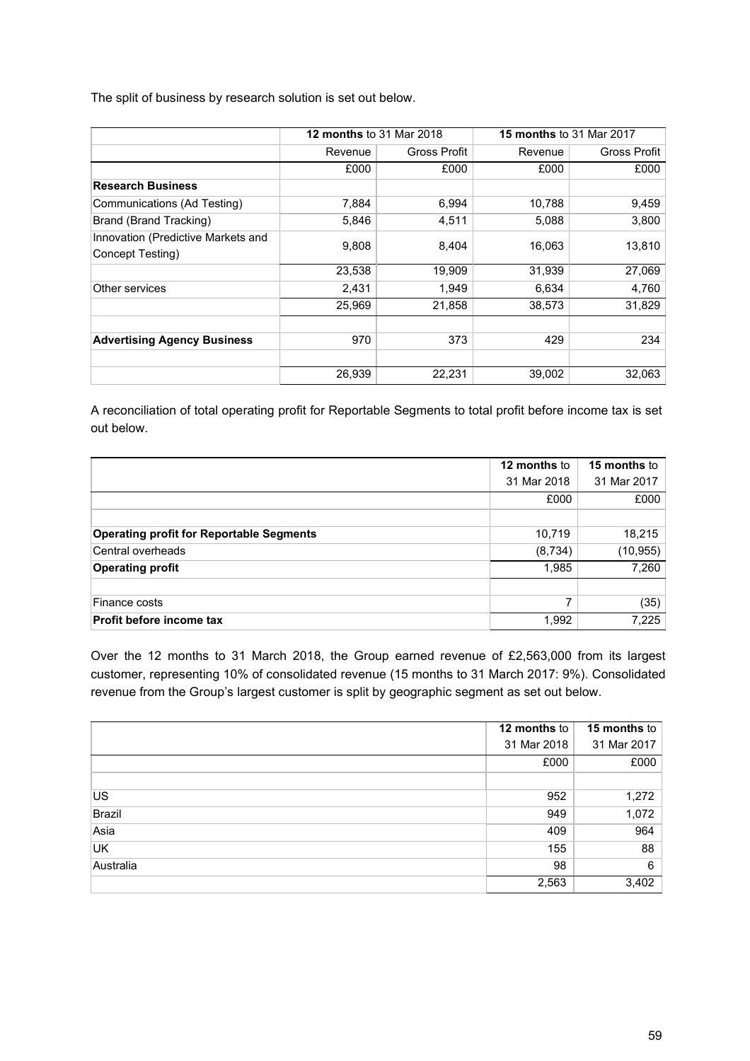The split of business by research solution is set out below.

| | **12 months** to 31 Mar 2018 | | **15 months** to 31 Mar 2017 | |
|---|---|---|---|---|
| | Revenue | Gross Profit | Revenue | Gross Profit |
| | £000 | £000 | £000 | £000 |
| **Research Business** | | | | |
| Communications (Ad Testing) | 7,884 | 6,994 | 10,788 | 9,459 |
| Brand (Brand Tracking) | 5,846 | 4,511 | 5,088 | 3,800 |
| Innovation (Predictive Markets and Concept Testing) | 9,808 | 8,404 | 16,063 | 13,810 |
| | 23,538 | 19,909 | 31,939 | 27,069 |
| Other services | 2,431 | 1,949 | 6,634 | 4,760 |
| | 25,969 | 21,858 | 38,573 | 31,829 |
| | | | | |
| **Advertising Agency Business** | 970 | 373 | 429 | 234 |
| | | | | |
| | 26,939 | 22,231 | 39,002 | 32,063 |

A reconciliation of total operating profit for Reportable Segments to total profit before income tax is set out below.

| | **12 months** to 31 Mar 2018 | **15 months** to 31 Mar 2017 |
|---|---|---|
| | £000 | £000 |
| | | |
| **Operating profit for Reportable Segments** | 10,719 | 18,215 |
| Central overheads | (8,734) | (10,955) |
| **Operating profit** | 1,985 | 7,260 |
| | | |
| Finance costs | 7 | (35) |
| **Profit before income tax** | 1,992 | 7,225 |

Over the 12 months to 31 March 2018, the Group earned revenue of £2,563,000 from its largest customer, representing 10% of consolidated revenue (15 months to 31 March 2017: 9%). Consolidated revenue from the Group's largest customer is split by geographic segment as set out below.

| | **12 months** to 31 Mar 2018 | **15 months** to 31 Mar 2017 |
|---|---|---|
| | £000 | £000 |
| | | |
| US | 952 | 1,272 |
| Brazil | 949 | 1,072 |
| Asia | 409 | 964 |
| UK | 155 | 88 |
| Australia | 98 | 6 |
| | 2,563 | 3,402 |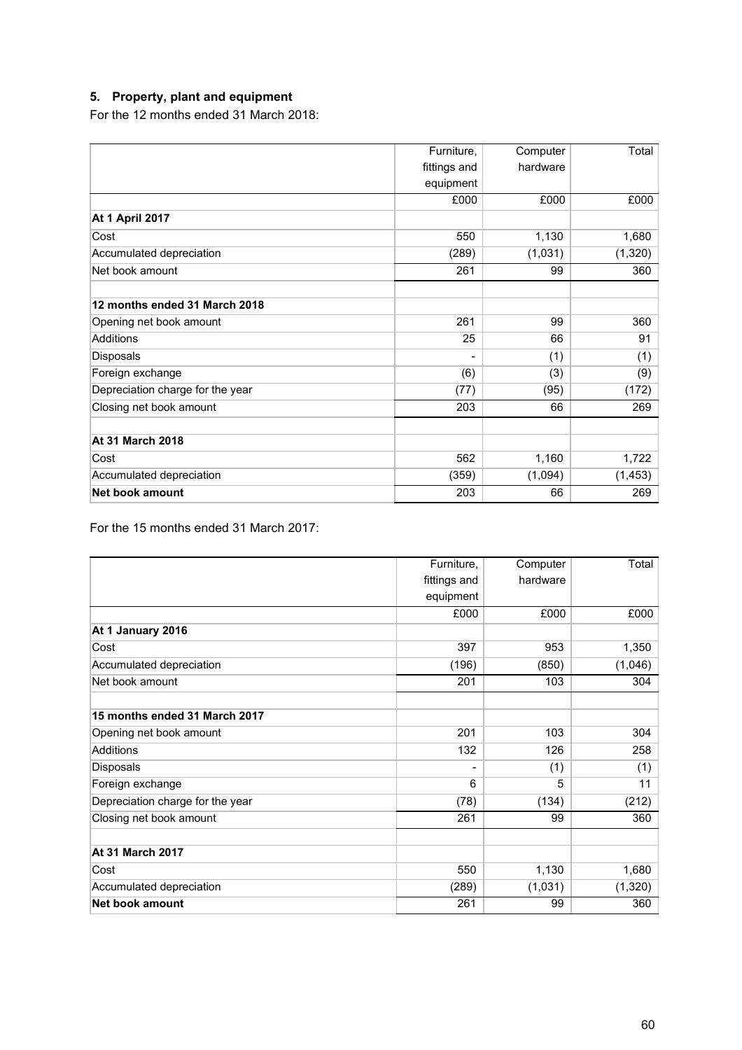## 5. Property, plant and equipment

For the 12 months ended 31 March 2018:

| | Furniture, fittings and equipment | Computer hardware | Total |
|---|---|---|---|
| | £000 | £000 | £000 |
| **At 1 April 2017** | | | |
| Cost | 550 | 1,130 | 1,680 |
| Accumulated depreciation | (289) | (1,031) | (1,320) |
| Net book amount | 261 | 99 | 360 |
| | | | |
| **12 months ended 31 March 2018** | | | |
| Opening net book amount | 261 | 99 | 360 |
| Additions | 25 | 66 | 91 |
| Disposals | - | (1) | (1) |
| Foreign exchange | (6) | (3) | (9) |
| Depreciation charge for the year | (77) | (95) | (172) |
| Closing net book amount | 203 | 66 | 269 |
| | | | |
| **At 31 March 2018** | | | |
| Cost | 562 | 1,160 | 1,722 |
| Accumulated depreciation | (359) | (1,094) | (1,453) |
| **Net book amount** | 203 | 66 | 269 |

For the 15 months ended 31 March 2017:

| | Furniture, fittings and equipment | Computer hardware | Total |
|---|---|---|---|
| | £000 | £000 | £000 |
| **At 1 January 2016** | | | |
| Cost | 397 | 953 | 1,350 |
| Accumulated depreciation | (196) | (850) | (1,046) |
| Net book amount | 201 | 103 | 304 |
| | | | |
| **15 months ended 31 March 2017** | | | |
| Opening net book amount | 201 | 103 | 304 |
| Additions | 132 | 126 | 258 |
| Disposals | - | (1) | (1) |
| Foreign exchange | 6 | 5 | 11 |
| Depreciation charge for the year | (78) | (134) | (212) |
| Closing net book amount | 261 | 99 | 360 |
| | | | |
| **At 31 March 2017** | | | |
| Cost | 550 | 1,130 | 1,680 |
| Accumulated depreciation | (289) | (1,031) | (1,320) |
| **Net book amount** | 261 | 99 | 360 |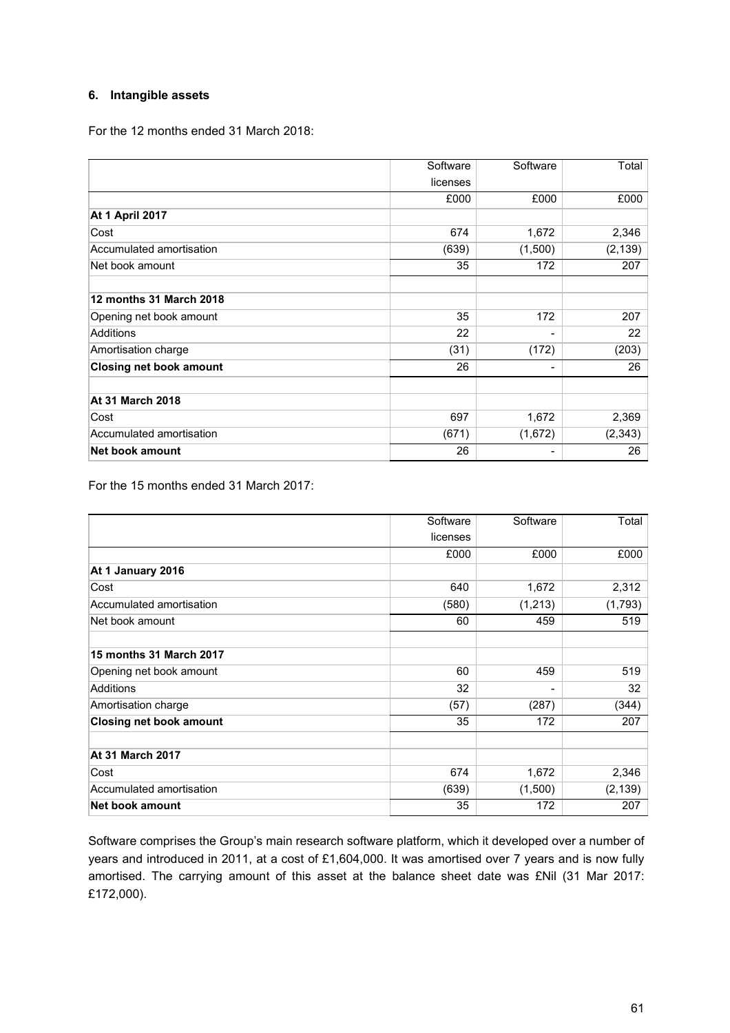### 6. Intangible assets

For the 12 months ended 31 March 2018:

| | Software licenses | Software | Total |
|---|---|---|---|
| | £000 | £000 | £000 |
| **At 1 April 2017** | | | |
| Cost | 674 | 1,672 | 2,346 |
| Accumulated amortisation | (639) | (1,500) | (2,139) |
| Net book amount | 35 | 172 | 207 |
| | | | |
| **12 months 31 March 2018** | | | |
| Opening net book amount | 35 | 172 | 207 |
| Additions | 22 | - | 22 |
| Amortisation charge | (31) | (172) | (203) |
| **Closing net book amount** | 26 | - | 26 |
| | | | |
| **At 31 March 2018** | | | |
| Cost | 697 | 1,672 | 2,369 |
| Accumulated amortisation | (671) | (1,672) | (2,343) |
| **Net book amount** | 26 | - | 26 |

For the 15 months ended 31 March 2017:

| | Software licenses | Software | Total |
|---|---|---|---|
| | £000 | £000 | £000 |
| **At 1 January 2016** | | | |
| Cost | 640 | 1,672 | 2,312 |
| Accumulated amortisation | (580) | (1,213) | (1,793) |
| Net book amount | 60 | 459 | 519 |
| | | | |
| **15 months 31 March 2017** | | | |
| Opening net book amount | 60 | 459 | 519 |
| Additions | 32 | - | 32 |
| Amortisation charge | (57) | (287) | (344) |
| **Closing net book amount** | 35 | 172 | 207 |
| | | | |
| **At 31 March 2017** | | | |
| Cost | 674 | 1,672 | 2,346 |
| Accumulated amortisation | (639) | (1,500) | (2,139) |
| **Net book amount** | 35 | 172 | 207 |

Software comprises the Group's main research software platform, which it developed over a number of years and introduced in 2011, at a cost of £1,604,000. It was amortised over 7 years and is now fully amortised. The carrying amount of this asset at the balance sheet date was £Nil (31 Mar 2017: £172,000).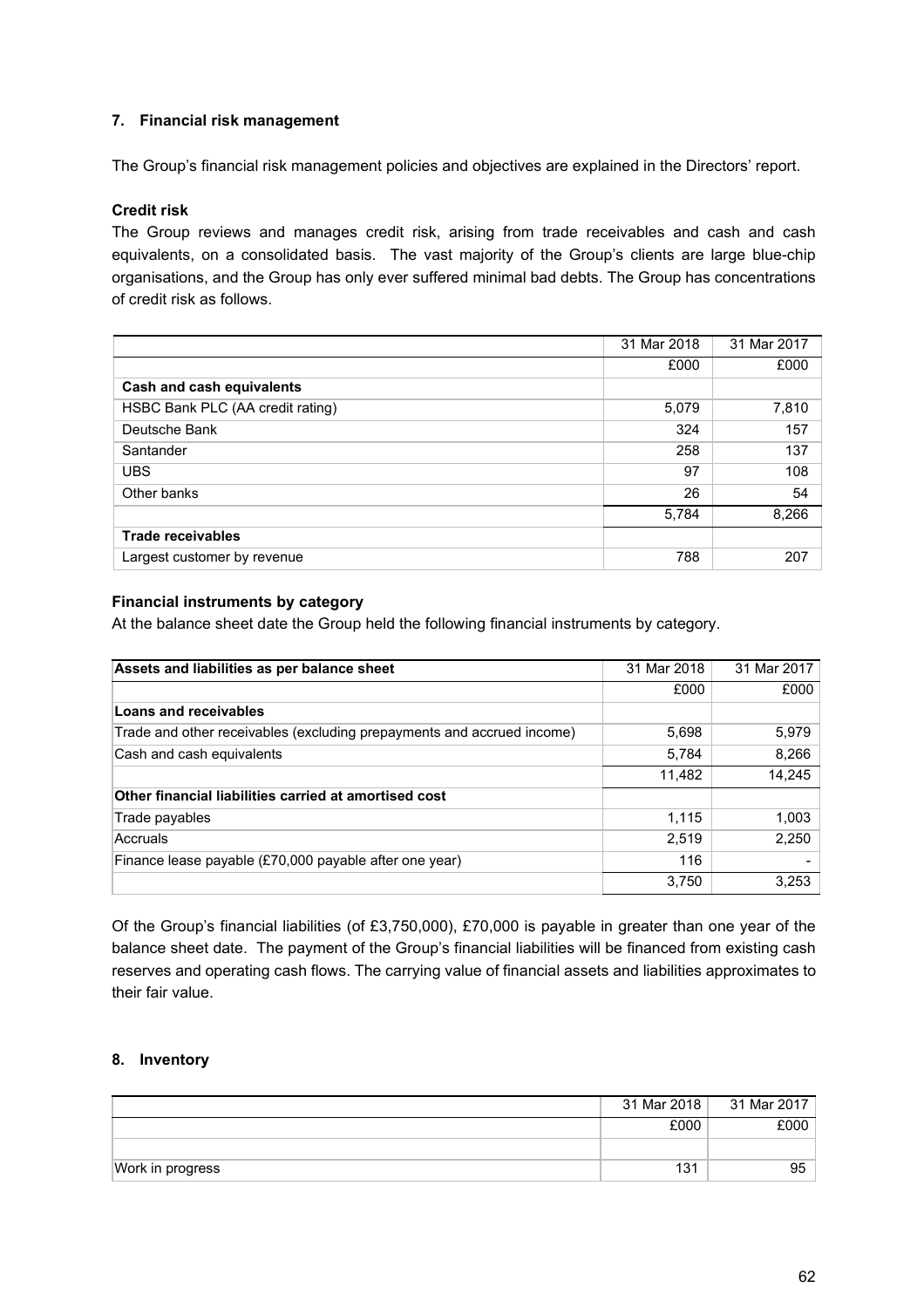## 7. Financial risk management

The Group's financial risk management policies and objectives are explained in the Directors' report.

### Credit risk

The Group reviews and manages credit risk, arising from trade receivables and cash and cash equivalents, on a consolidated basis. The vast majority of the Group's clients are large blue-chip organisations, and the Group has only ever suffered minimal bad debts. The Group has concentrations of credit risk as follows.

| | 31 Mar 2018 | 31 Mar 2017 |
|---|---|---|
| | £000 | £000 |
| **Cash and cash equivalents** | | |
| HSBC Bank PLC (AA credit rating) | 5,079 | 7,810 |
| Deutsche Bank | 324 | 157 |
| Santander | 258 | 137 |
| UBS | 97 | 108 |
| Other banks | 26 | 54 |
| | 5,784 | 8,266 |
| **Trade receivables** | | |
| Largest customer by revenue | 788 | 207 |

### Financial instruments by category

At the balance sheet date the Group held the following financial instruments by category.

| Assets and liabilities as per balance sheet | 31 Mar 2018 | 31 Mar 2017 |
|---|---|---|
| | £000 | £000 |
| **Loans and receivables** | | |
| Trade and other receivables (excluding prepayments and accrued income) | 5,698 | 5,979 |
| Cash and cash equivalents | 5,784 | 8,266 |
| | 11,482 | 14,245 |
| **Other financial liabilities carried at amortised cost** | | |
| Trade payables | 1,115 | 1,003 |
| Accruals | 2,519 | 2,250 |
| Finance lease payable (£70,000 payable after one year) | 116 | - |
| | 3,750 | 3,253 |

Of the Group's financial liabilities (of £3,750,000), £70,000 is payable in greater than one year of the balance sheet date. The payment of the Group's financial liabilities will be financed from existing cash reserves and operating cash flows. The carrying value of financial assets and liabilities approximates to their fair value.

## 8. Inventory

| | 31 Mar 2018 | 31 Mar 2017 |
|---|---|---|
| | £000 | £000 |
| | | |
| Work in progress | 131 | 95 |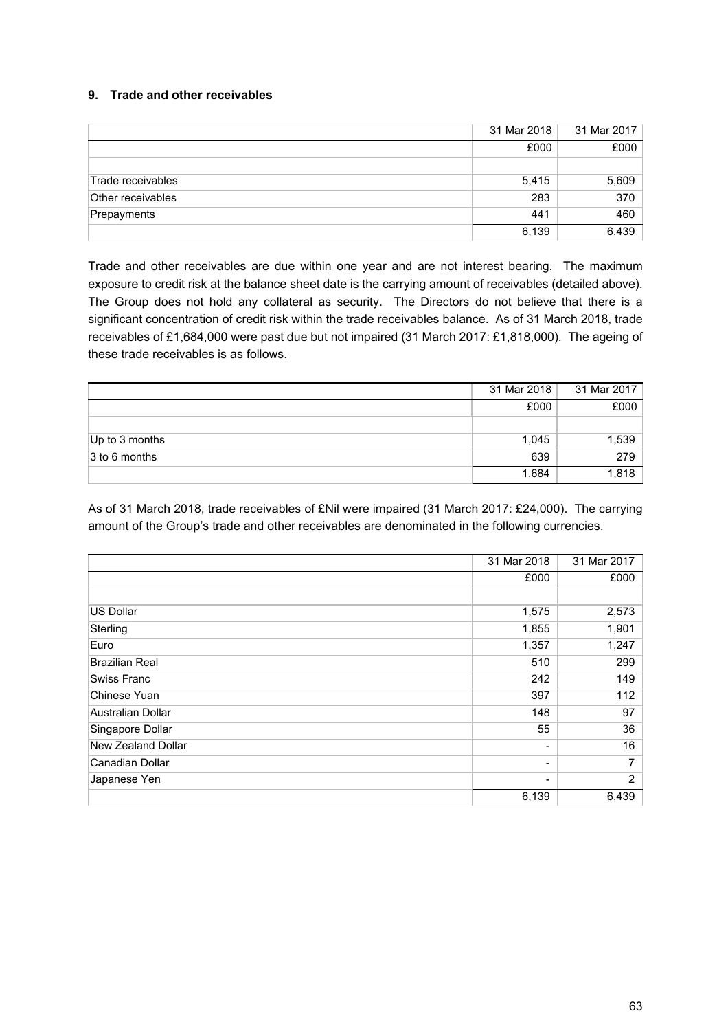### 9. Trade and other receivables

| | 31 Mar 2018 | 31 Mar 2017 |
|---|---|---|
| | £000 | £000 |
| | | |
| Trade receivables | 5,415 | 5,609 |
| Other receivables | 283 | 370 |
| Prepayments | 441 | 460 |
| | 6,139 | 6,439 |

Trade and other receivables are due within one year and are not interest bearing. The maximum exposure to credit risk at the balance sheet date is the carrying amount of receivables (detailed above). The Group does not hold any collateral as security. The Directors do not believe that there is a significant concentration of credit risk within the trade receivables balance. As of 31 March 2018, trade receivables of £1,684,000 were past due but not impaired (31 March 2017: £1,818,000). The ageing of these trade receivables is as follows.

| | 31 Mar 2018 | 31 Mar 2017 |
|---|---|---|
| | £000 | £000 |
| | | |
| Up to 3 months | 1,045 | 1,539 |
| 3 to 6 months | 639 | 279 |
| | 1,684 | 1,818 |

As of 31 March 2018, trade receivables of £Nil were impaired (31 March 2017: £24,000). The carrying amount of the Group's trade and other receivables are denominated in the following currencies.

| | 31 Mar 2018 | 31 Mar 2017 |
|---|---|---|
| | £000 | £000 |
| | | |
| US Dollar | 1,575 | 2,573 |
| Sterling | 1,855 | 1,901 |
| Euro | 1,357 | 1,247 |
| Brazilian Real | 510 | 299 |
| Swiss Franc | 242 | 149 |
| Chinese Yuan | 397 | 112 |
| Australian Dollar | 148 | 97 |
| Singapore Dollar | 55 | 36 |
| New Zealand Dollar | - | 16 |
| Canadian Dollar | - | 7 |
| Japanese Yen | - | 2 |
| | 6,139 | 6,439 |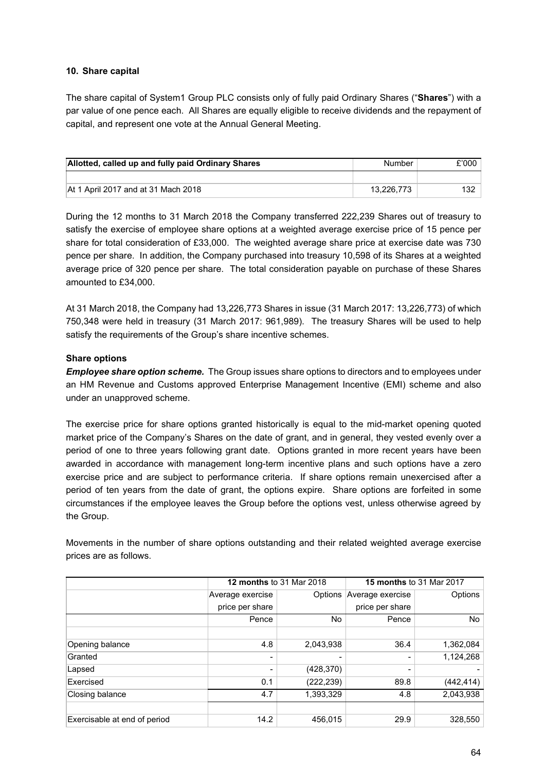### 10. Share capital

The share capital of System1 Group PLC consists only of fully paid Ordinary Shares ("**Shares**") with a par value of one pence each. All Shares are equally eligible to receive dividends and the repayment of capital, and represent one vote at the Annual General Meeting.

| Allotted, called up and fully paid Ordinary Shares | Number | £'000 |
|---|---|---|
| | | |
| At 1 April 2017 and at 31 Mach 2018 | 13,226,773 | 132 |

During the 12 months to 31 March 2018 the Company transferred 222,239 Shares out of treasury to satisfy the exercise of employee share options at a weighted average exercise price of 15 pence per share for total consideration of £33,000. The weighted average share price at exercise date was 730 pence per share. In addition, the Company purchased into treasury 10,598 of its Shares at a weighted average price of 320 pence per share. The total consideration payable on purchase of these Shares amounted to £34,000.

At 31 March 2018, the Company had 13,226,773 Shares in issue (31 March 2017: 13,226,773) of which 750,348 were held in treasury (31 March 2017: 961,989). The treasury Shares will be used to help satisfy the requirements of the Group's share incentive schemes.

**Share options**

***Employee share option scheme.*** The Group issues share options to directors and to employees under an HM Revenue and Customs approved Enterprise Management Incentive (EMI) scheme and also under an unapproved scheme.

The exercise price for share options granted historically is equal to the mid-market opening quoted market price of the Company's Shares on the date of grant, and in general, they vested evenly over a period of one to three years following grant date. Options granted in more recent years have been awarded in accordance with management long-term incentive plans and such options have a zero exercise price and are subject to performance criteria. If share options remain unexercised after a period of ten years from the date of grant, the options expire. Share options are forfeited in some circumstances if the employee leaves the Group before the options vest, unless otherwise agreed by the Group.

Movements in the number of share options outstanding and their related weighted average exercise prices are as follows.

| | **12 months** to 31 Mar 2018 | | **15 months** to 31 Mar 2017 | |
|---|---|---|---|---|
| | Average exercise price per share | Options | Average exercise price per share | Options |
| | Pence | No | Pence | No |
| | | | | |
| Opening balance | 4.8 | 2,043,938 | 36.4 | 1,362,084 |
| Granted | - | - | - | 1,124,268 |
| Lapsed | - | (428,370) | - | - |
| Exercised | 0.1 | (222,239) | 89.8 | (442,414) |
| Closing balance | 4.7 | 1,393,329 | 4.8 | 2,043,938 |
| | | | | |
| Exercisable at end of period | 14.2 | 456,015 | 29.9 | 328,550 |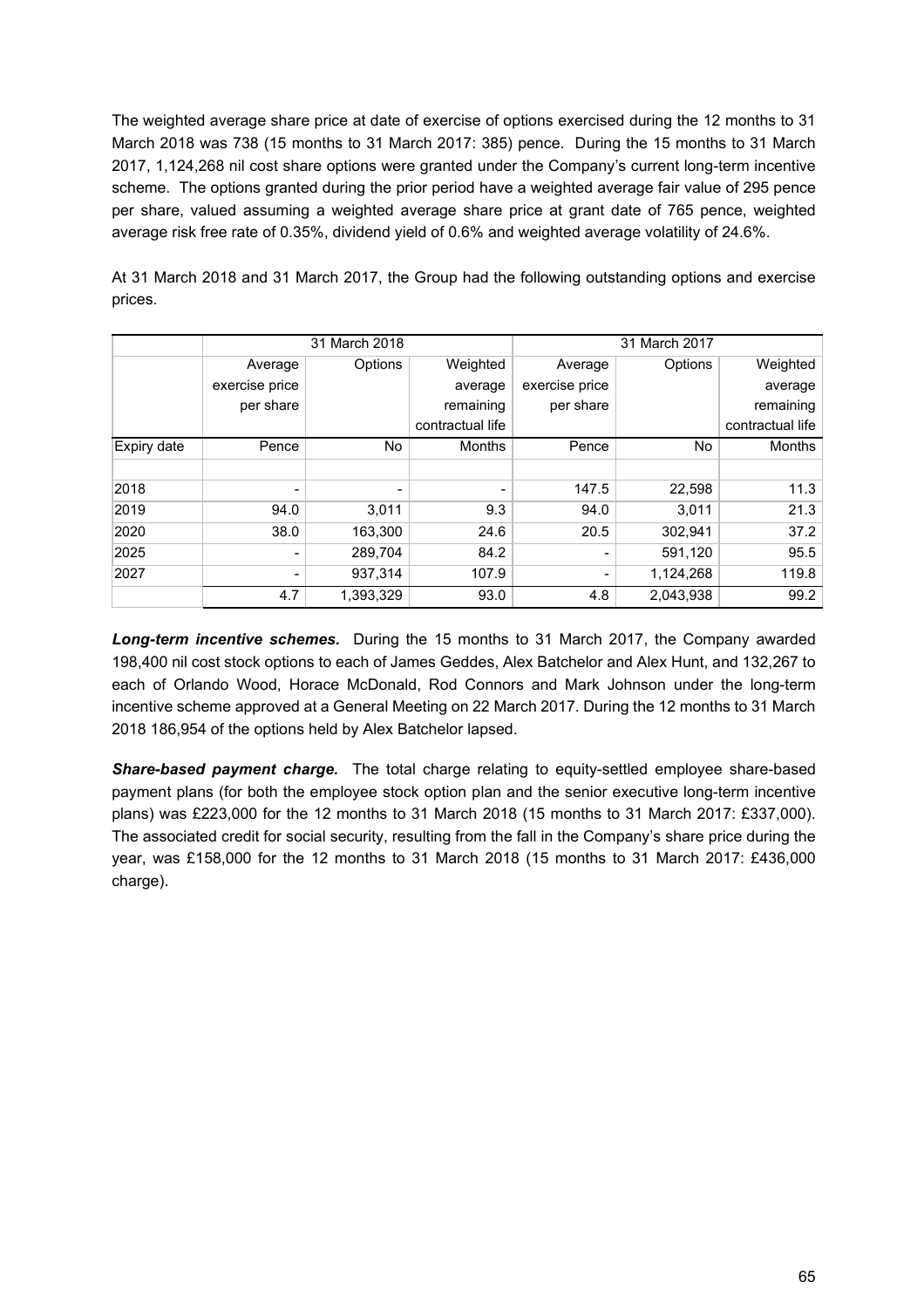The weighted average share price at date of exercise of options exercised during the 12 months to 31 March 2018 was 738 (15 months to 31 March 2017: 385) pence. During the 15 months to 31 March 2017, 1,124,268 nil cost share options were granted under the Company's current long-term incentive scheme. The options granted during the prior period have a weighted average fair value of 295 pence per share, valued assuming a weighted average share price at grant date of 765 pence, weighted average risk free rate of 0.35%, dividend yield of 0.6% and weighted average volatility of 24.6%.

At 31 March 2018 and 31 March 2017, the Group had the following outstanding options and exercise prices.

| | 31 March 2018 | | | 31 March 2017 | | |
|---|---|---|---|---|---|---|
| | Average exercise price per share | Options | Weighted average remaining contractual life | Average exercise price per share | Options | Weighted average remaining contractual life |
| Expiry date | Pence | No | Months | Pence | No | Months |
| 2018 | - | - | - | 147.5 | 22,598 | 11.3 |
| 2019 | 94.0 | 3,011 | 9.3 | 94.0 | 3,011 | 21.3 |
| 2020 | 38.0 | 163,300 | 24.6 | 20.5 | 302,941 | 37.2 |
| 2025 | - | 289,704 | 84.2 | - | 591,120 | 95.5 |
| 2027 | - | 937,314 | 107.9 | - | 1,124,268 | 119.8 |
| | 4.7 | 1,393,329 | 93.0 | 4.8 | 2,043,938 | 99.2 |

***Long-term incentive schemes.*** During the 15 months to 31 March 2017, the Company awarded 198,400 nil cost stock options to each of James Geddes, Alex Batchelor and Alex Hunt, and 132,267 to each of Orlando Wood, Horace McDonald, Rod Connors and Mark Johnson under the long-term incentive scheme approved at a General Meeting on 22 March 2017. During the 12 months to 31 March 2018 186,954 of the options held by Alex Batchelor lapsed.

***Share-based payment charge.*** The total charge relating to equity-settled employee share-based payment plans (for both the employee stock option plan and the senior executive long-term incentive plans) was £223,000 for the 12 months to 31 March 2018 (15 months to 31 March 2017: £337,000). The associated credit for social security, resulting from the fall in the Company's share price during the year, was £158,000 for the 12 months to 31 March 2018 (15 months to 31 March 2017: £436,000 charge).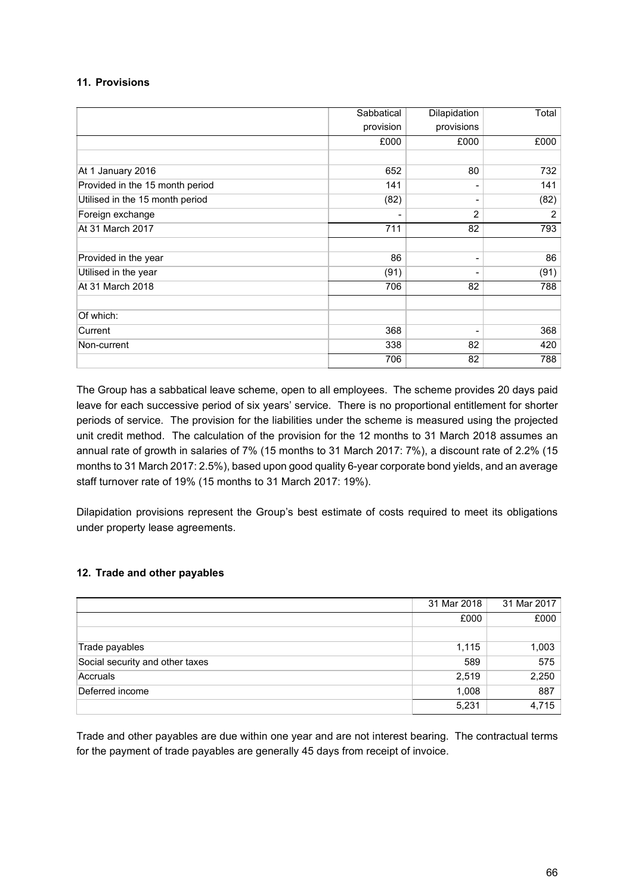## 11. Provisions

| | Sabbatical provision | Dilapidation provisions | Total |
|---|---|---|---|
| | £000 | £000 | £000 |
| | | | |
| At 1 January 2016 | 652 | 80 | 732 |
| Provided in the 15 month period | 141 | - | 141 |
| Utilised in the 15 month period | (82) | - | (82) |
| Foreign exchange | - | 2 | 2 |
| At 31 March 2017 | 711 | 82 | 793 |
| | | | |
| Provided in the year | 86 | - | 86 |
| Utilised in the year | (91) | - | (91) |
| At 31 March 2018 | 706 | 82 | 788 |
| | | | |
| Of which: | | | |
| Current | 368 | - | 368 |
| Non-current | 338 | 82 | 420 |
| | 706 | 82 | 788 |

The Group has a sabbatical leave scheme, open to all employees. The scheme provides 20 days paid leave for each successive period of six years' service. There is no proportional entitlement for shorter periods of service. The provision for the liabilities under the scheme is measured using the projected unit credit method. The calculation of the provision for the 12 months to 31 March 2018 assumes an annual rate of growth in salaries of 7% (15 months to 31 March 2017: 7%), a discount rate of 2.2% (15 months to 31 March 2017: 2.5%), based upon good quality 6-year corporate bond yields, and an average staff turnover rate of 19% (15 months to 31 March 2017: 19%).

Dilapidation provisions represent the Group's best estimate of costs required to meet its obligations under property lease agreements.

## 12. Trade and other payables

| | 31 Mar 2018 | 31 Mar 2017 |
|---|---|---|
| | £000 | £000 |
| | | |
| Trade payables | 1,115 | 1,003 |
| Social security and other taxes | 589 | 575 |
| Accruals | 2,519 | 2,250 |
| Deferred income | 1,008 | 887 |
| | 5,231 | 4,715 |

Trade and other payables are due within one year and are not interest bearing. The contractual terms for the payment of trade payables are generally 45 days from receipt of invoice.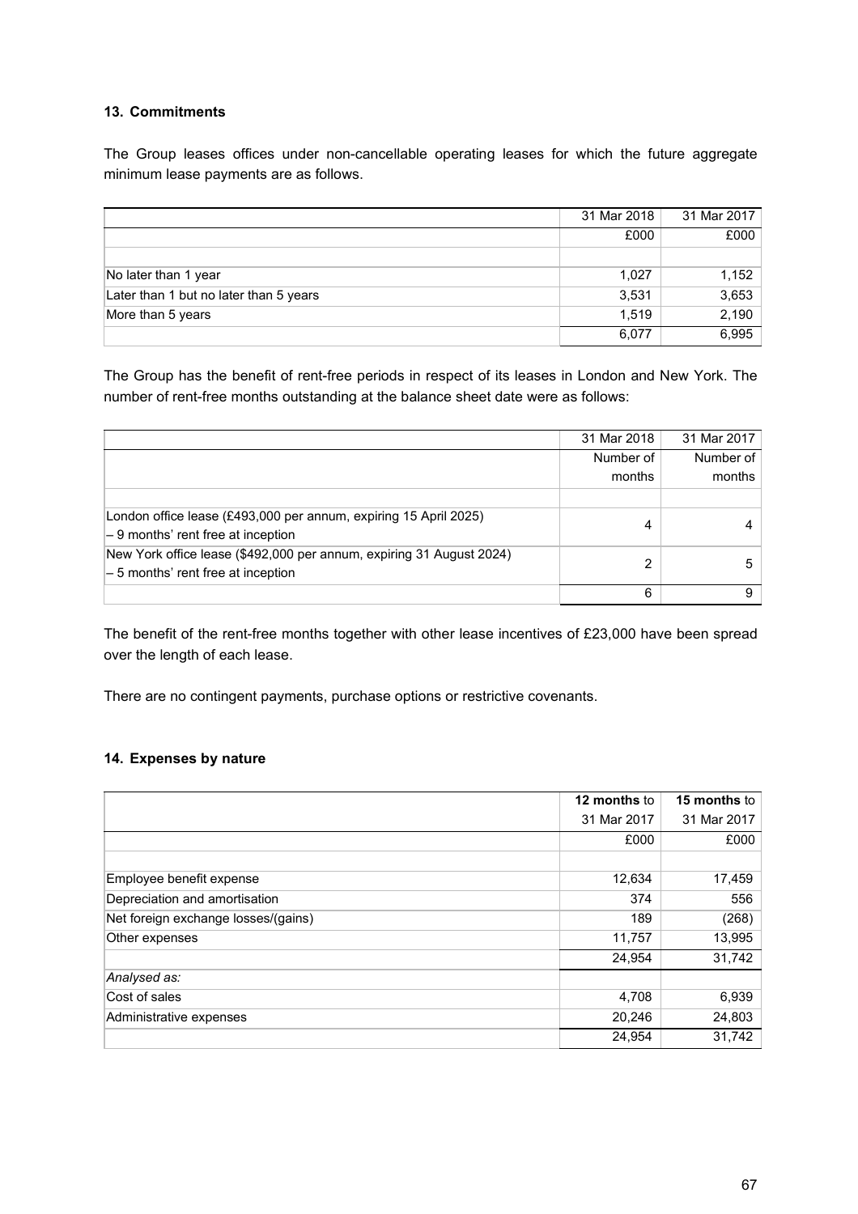### 13. Commitments

The Group leases offices under non-cancellable operating leases for which the future aggregate minimum lease payments are as follows.

| | 31 Mar 2018 | 31 Mar 2017 |
|---|---|---|
| | £000 | £000 |
| | | |
| No later than 1 year | 1,027 | 1,152 |
| Later than 1 but no later than 5 years | 3,531 | 3,653 |
| More than 5 years | 1,519 | 2,190 |
| | 6,077 | 6,995 |

The Group has the benefit of rent-free periods in respect of its leases in London and New York. The number of rent-free months outstanding at the balance sheet date were as follows:

| | 31 Mar 2018 | 31 Mar 2017 |
|---|---|---|
| | Number of months | Number of months |
| | | |
| London office lease (£493,000 per annum, expiring 15 April 2025) – 9 months' rent free at inception | 4 | 4 |
| New York office lease ($492,000 per annum, expiring 31 August 2024) – 5 months' rent free at inception | 2 | 5 |
| | 6 | 9 |

The benefit of the rent-free months together with other lease incentives of £23,000 have been spread over the length of each lease.

There are no contingent payments, purchase options or restrictive covenants.

### 14. Expenses by nature

| | **12 months** to 31 Mar 2017 | **15 months** to 31 Mar 2017 |
|---|---|---|
| | £000 | £000 |
| | | |
| Employee benefit expense | 12,634 | 17,459 |
| Depreciation and amortisation | 374 | 556 |
| Net foreign exchange losses/(gains) | 189 | (268) |
| Other expenses | 11,757 | 13,995 |
| | 24,954 | 31,742 |
| *Analysed as:* | | |
| Cost of sales | 4,708 | 6,939 |
| Administrative expenses | 20,246 | 24,803 |
| | 24,954 | 31,742 |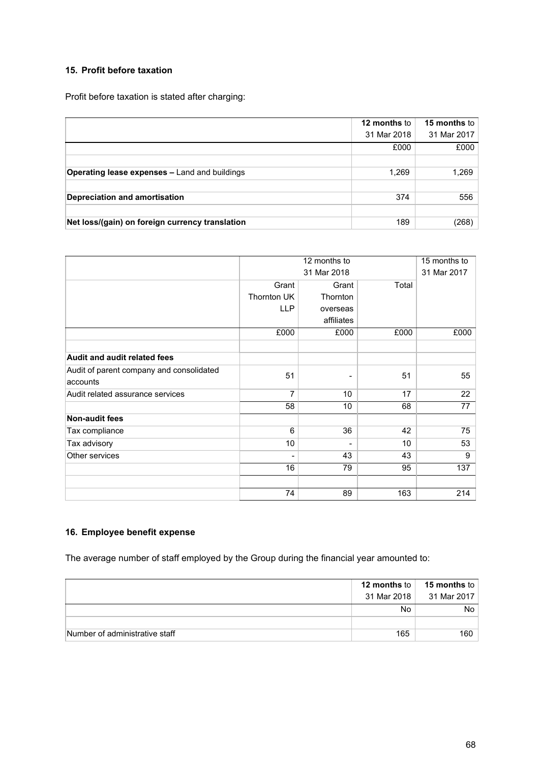## 15. Profit before taxation

Profit before taxation is stated after charging:

| | **12 months** to 31 Mar 2018 | **15 months** to 31 Mar 2017 |
|---|---|---|
| | £000 | £000 |
| | | |
| **Operating lease expenses –** Land and buildings | 1,269 | 1,269 |
| | | |
| **Depreciation and amortisation** | 374 | 556 |
| | | |
| **Net loss/(gain) on foreign currency translation** | 189 | (268) |

| | 12 months to 31 Mar 2018 | | | 15 months to 31 Mar 2017 |
|---|---|---|---|---|
| | Grant Thornton UK LLP | Grant Thornton overseas affiliates | Total | |
| | £000 | £000 | £000 | £000 |
| | | | | |
| **Audit and audit related fees** | | | | |
| Audit of parent company and consolidated accounts | 51 | - | 51 | 55 |
| Audit related assurance services | 7 | 10 | 17 | 22 |
| | 58 | 10 | 68 | 77 |
| **Non-audit fees** | | | | |
| Tax compliance | 6 | 36 | 42 | 75 |
| Tax advisory | 10 | - | 10 | 53 |
| Other services | - | 43 | 43 | 9 |
| | 16 | 79 | 95 | 137 |
| | | | | |
| | 74 | 89 | 163 | 214 |

## 16. Employee benefit expense

The average number of staff employed by the Group during the financial year amounted to:

| | **12 months** to 31 Mar 2018 | **15 months** to 31 Mar 2017 |
|---|---|---|
| | No | No |
| | | |
| Number of administrative staff | 165 | 160 |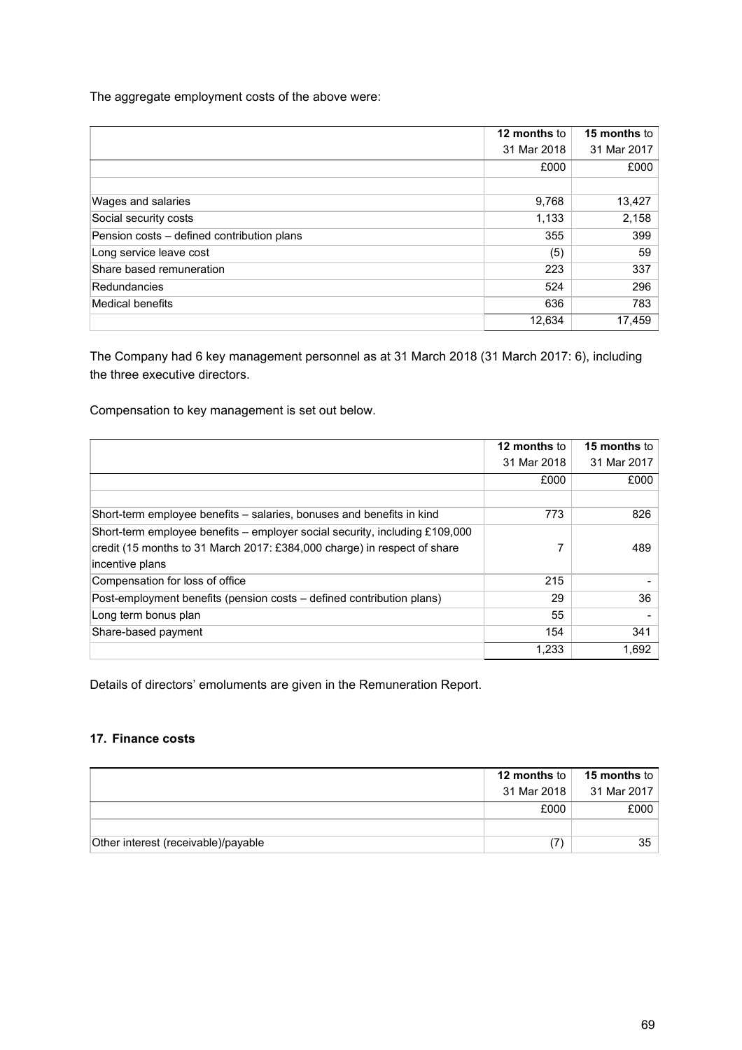The aggregate employment costs of the above were:

| | **12 months** to 31 Mar 2018 | **15 months** to 31 Mar 2017 |
|---|---|---|
| | £000 | £000 |
| | | |
| Wages and salaries | 9,768 | 13,427 |
| Social security costs | 1,133 | 2,158 |
| Pension costs – defined contribution plans | 355 | 399 |
| Long service leave cost | (5) | 59 |
| Share based remuneration | 223 | 337 |
| Redundancies | 524 | 296 |
| Medical benefits | 636 | 783 |
| | 12,634 | 17,459 |

The Company had 6 key management personnel as at 31 March 2018 (31 March 2017: 6), including the three executive directors.

Compensation to key management is set out below.

| | **12 months** to 31 Mar 2018 | **15 months** to 31 Mar 2017 |
|---|---|---|
| | £000 | £000 |
| | | |
| Short-term employee benefits – salaries, bonuses and benefits in kind | 773 | 826 |
| Short-term employee benefits – employer social security, including £109,000 credit (15 months to 31 March 2017: £384,000 charge) in respect of share incentive plans | 7 | 489 |
| Compensation for loss of office | 215 | - |
| Post-employment benefits (pension costs – defined contribution plans) | 29 | 36 |
| Long term bonus plan | 55 | - |
| Share-based payment | 154 | 341 |
| | 1,233 | 1,692 |

Details of directors' emoluments are given in the Remuneration Report.

### 17. Finance costs

| | **12 months** to 31 Mar 2018 | **15 months** to 31 Mar 2017 |
|---|---|---|
| | £000 | £000 |
| | | |
| Other interest (receivable)/payable | (7) | 35 |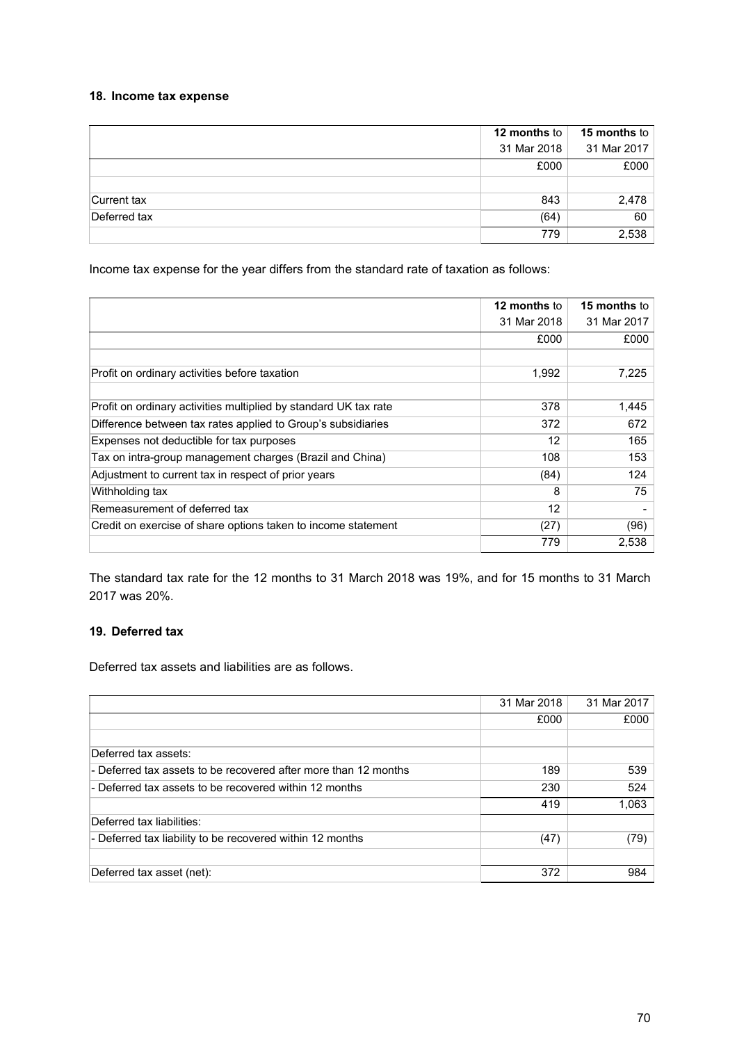### 18. Income tax expense

| | **12 months** to 31 Mar 2018 | **15 months** to 31 Mar 2017 |
|---|---|---|
| | £000 | £000 |
| | | |
| Current tax | 843 | 2,478 |
| Deferred tax | (64) | 60 |
| | 779 | 2,538 |

Income tax expense for the year differs from the standard rate of taxation as follows:

| | **12 months** to 31 Mar 2018 | **15 months** to 31 Mar 2017 |
|---|---|---|
| | £000 | £000 |
| | | |
| Profit on ordinary activities before taxation | 1,992 | 7,225 |
| | | |
| Profit on ordinary activities multiplied by standard UK tax rate | 378 | 1,445 |
| Difference between tax rates applied to Group's subsidiaries | 372 | 672 |
| Expenses not deductible for tax purposes | 12 | 165 |
| Tax on intra-group management charges (Brazil and China) | 108 | 153 |
| Adjustment to current tax in respect of prior years | (84) | 124 |
| Withholding tax | 8 | 75 |
| Remeasurement of deferred tax | 12 | - |
| Credit on exercise of share options taken to income statement | (27) | (96) |
| | 779 | 2,538 |

The standard tax rate for the 12 months to 31 March 2018 was 19%, and for 15 months to 31 March 2017 was 20%.

### 19. Deferred tax

Deferred tax assets and liabilities are as follows.

| | 31 Mar 2018 | 31 Mar 2017 |
|---|---|---|
| | £000 | £000 |
| | | |
| Deferred tax assets: | | |
| - Deferred tax assets to be recovered after more than 12 months | 189 | 539 |
| - Deferred tax assets to be recovered within 12 months | 230 | 524 |
| | 419 | 1,063 |
| Deferred tax liabilities: | | |
| - Deferred tax liability to be recovered within 12 months | (47) | (79) |
| | | |
| Deferred tax asset (net): | 372 | 984 |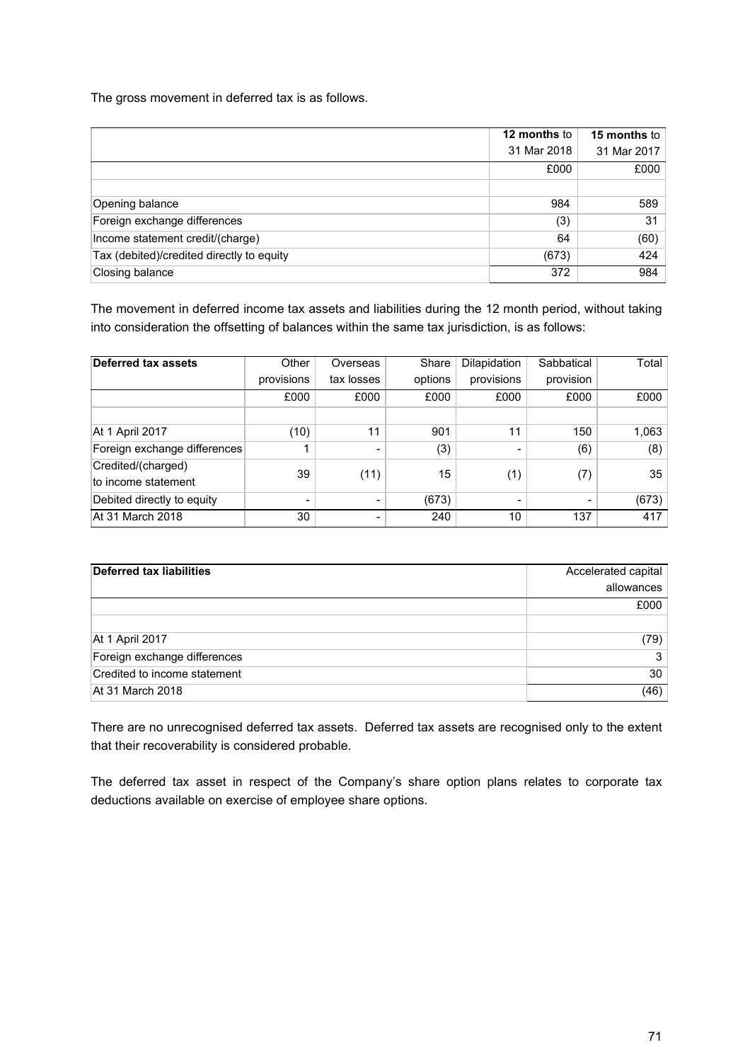The gross movement in deferred tax is as follows.

| | **12 months** to 31 Mar 2018 | **15 months** to 31 Mar 2017 |
|---|---|---|
| | £000 | £000 |
| | | |
| Opening balance | 984 | 589 |
| Foreign exchange differences | (3) | 31 |
| Income statement credit/(charge) | 64 | (60) |
| Tax (debited)/credited directly to equity | (673) | 424 |
| Closing balance | 372 | 984 |

The movement in deferred income tax assets and liabilities during the 12 month period, without taking into consideration the offsetting of balances within the same tax jurisdiction, is as follows:

| **Deferred tax assets** | Other provisions | Overseas tax losses | Share options | Dilapidation provisions | Sabbatical provision | Total |
|---|---|---|---|---|---|---|
| | £000 | £000 | £000 | £000 | £000 | £000 |
| | | | | | | |
| At 1 April 2017 | (10) | 11 | 901 | 11 | 150 | 1,063 |
| Foreign exchange differences | 1 | - | (3) | - | (6) | (8) |
| Credited/(charged) to income statement | 39 | (11) | 15 | (1) | (7) | 35 |
| Debited directly to equity | - | - | (673) | - | - | (673) |
| At 31 March 2018 | 30 | - | 240 | 10 | 137 | 417 |

| **Deferred tax liabilities** | Accelerated capital allowances |
|---|---|
| | £000 |
| | |
| At 1 April 2017 | (79) |
| Foreign exchange differences | 3 |
| Credited to income statement | 30 |
| At 31 March 2018 | (46) |

There are no unrecognised deferred tax assets. Deferred tax assets are recognised only to the extent that their recoverability is considered probable.

The deferred tax asset in respect of the Company's share option plans relates to corporate tax deductions available on exercise of employee share options.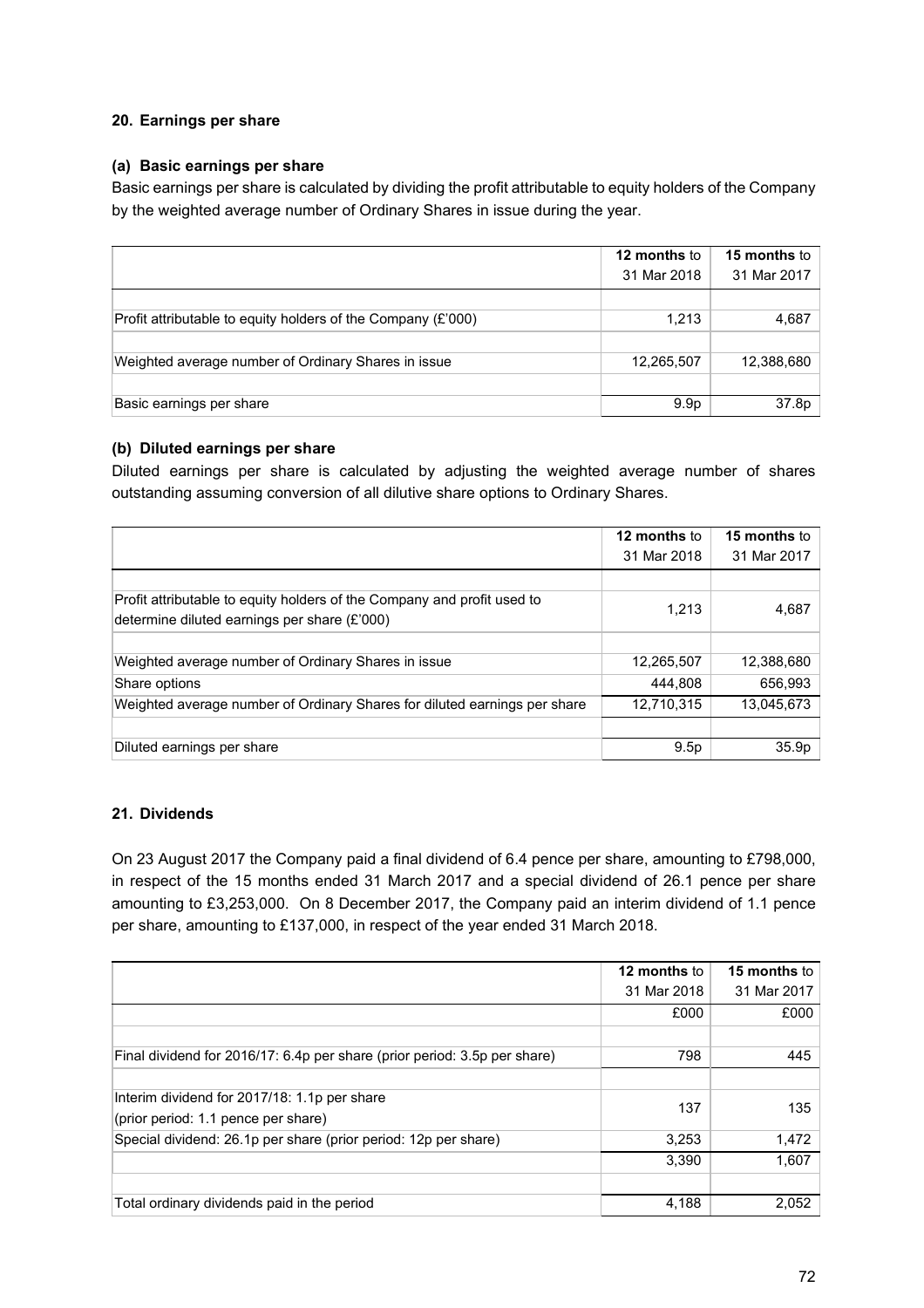## 20. Earnings per share

### (a) Basic earnings per share

Basic earnings per share is calculated by dividing the profit attributable to equity holders of the Company by the weighted average number of Ordinary Shares in issue during the year.

| | **12 months** to 31 Mar 2018 | **15 months** to 31 Mar 2017 |
|---|---|---|
| | | |
| Profit attributable to equity holders of the Company (£'000) | 1,213 | 4,687 |
| | | |
| Weighted average number of Ordinary Shares in issue | 12,265,507 | 12,388,680 |
| | | |
| Basic earnings per share | 9.9p | 37.8p |

### (b) Diluted earnings per share

Diluted earnings per share is calculated by adjusting the weighted average number of shares outstanding assuming conversion of all dilutive share options to Ordinary Shares.

| | **12 months** to 31 Mar 2018 | **15 months** to 31 Mar 2017 |
|---|---|---|
| | | |
| Profit attributable to equity holders of the Company and profit used to determine diluted earnings per share (£'000) | 1,213 | 4,687 |
| | | |
| Weighted average number of Ordinary Shares in issue | 12,265,507 | 12,388,680 |
| Share options | 444,808 | 656,993 |
| Weighted average number of Ordinary Shares for diluted earnings per share | 12,710,315 | 13,045,673 |
| | | |
| Diluted earnings per share | 9.5p | 35.9p |

## 21. Dividends

On 23 August 2017 the Company paid a final dividend of 6.4 pence per share, amounting to £798,000, in respect of the 15 months ended 31 March 2017 and a special dividend of 26.1 pence per share amounting to £3,253,000. On 8 December 2017, the Company paid an interim dividend of 1.1 pence per share, amounting to £137,000, in respect of the year ended 31 March 2018.

| | **12 months** to 31 Mar 2018 | **15 months** to 31 Mar 2017 |
|---|---|---|
| | £000 | £000 |
| | | |
| Final dividend for 2016/17: 6.4p per share (prior period: 3.5p per share) | 798 | 445 |
| | | |
| Interim dividend for 2017/18: 1.1p per share (prior period: 1.1 pence per share) | 137 | 135 |
| Special dividend: 26.1p per share (prior period: 12p per share) | 3,253 | 1,472 |
| | 3,390 | 1,607 |
| | | |
| Total ordinary dividends paid in the period | 4,188 | 2,052 |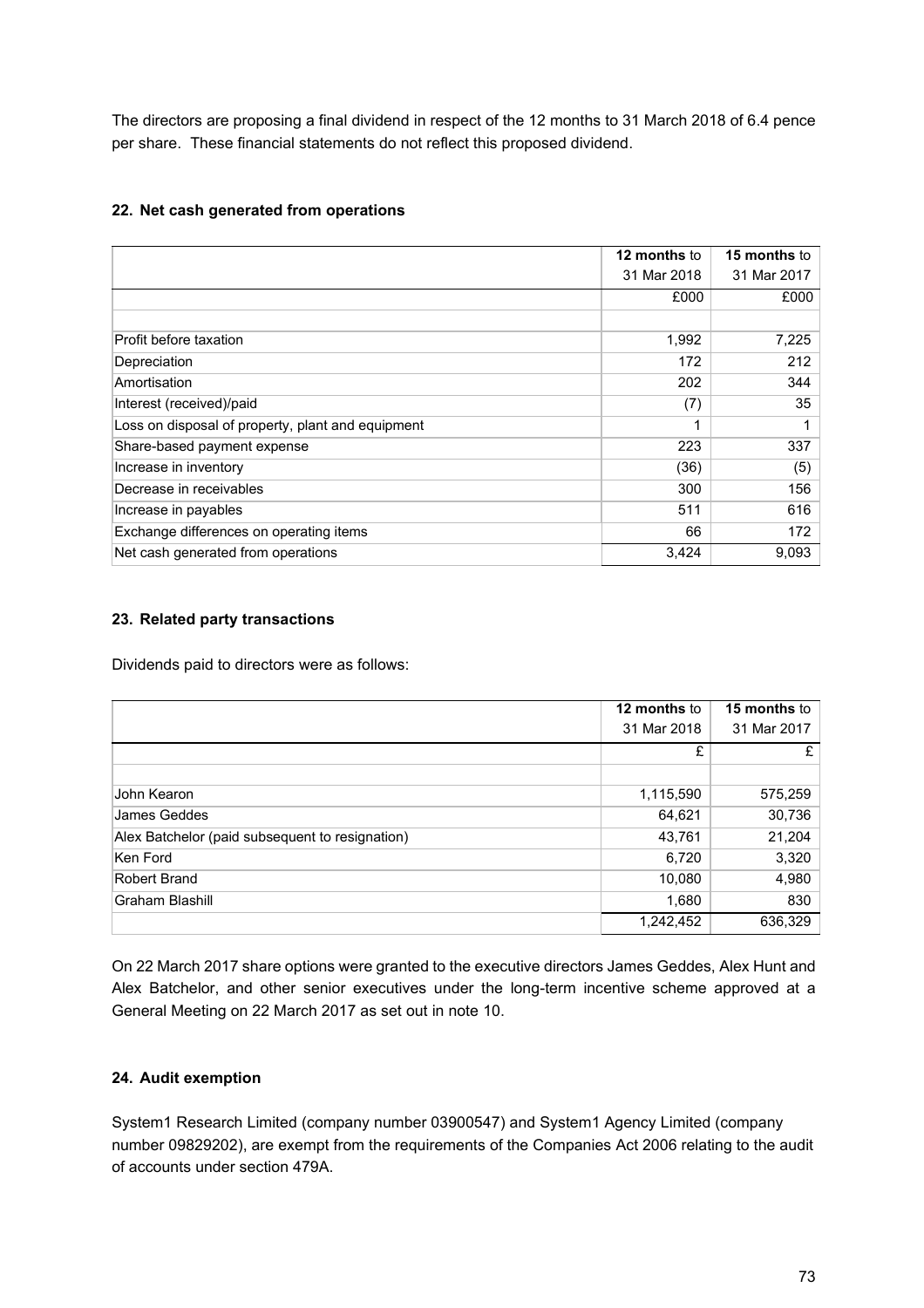The directors are proposing a final dividend in respect of the 12 months to 31 March 2018 of 6.4 pence per share. These financial statements do not reflect this proposed dividend.

## 22. Net cash generated from operations

| | **12 months** to 31 Mar 2018 | **15 months** to 31 Mar 2017 |
|---|---|---|
| | £000 | £000 |
| | | |
| Profit before taxation | 1,992 | 7,225 |
| Depreciation | 172 | 212 |
| Amortisation | 202 | 344 |
| Interest (received)/paid | (7) | 35 |
| Loss on disposal of property, plant and equipment | 1 | 1 |
| Share-based payment expense | 223 | 337 |
| Increase in inventory | (36) | (5) |
| Decrease in receivables | 300 | 156 |
| Increase in payables | 511 | 616 |
| Exchange differences on operating items | 66 | 172 |
| Net cash generated from operations | 3,424 | 9,093 |

## 23. Related party transactions

Dividends paid to directors were as follows:

| | **12 months** to 31 Mar 2018 | **15 months** to 31 Mar 2017 |
|---|---|---|
| | £ | £ |
| | | |
| John Kearon | 1,115,590 | 575,259 |
| James Geddes | 64,621 | 30,736 |
| Alex Batchelor (paid subsequent to resignation) | 43,761 | 21,204 |
| Ken Ford | 6,720 | 3,320 |
| Robert Brand | 10,080 | 4,980 |
| Graham Blashill | 1,680 | 830 |
| | 1,242,452 | 636,329 |

On 22 March 2017 share options were granted to the executive directors James Geddes, Alex Hunt and Alex Batchelor, and other senior executives under the long-term incentive scheme approved at a General Meeting on 22 March 2017 as set out in note 10.

## 24. Audit exemption

System1 Research Limited (company number 03900547) and System1 Agency Limited (company number 09829202), are exempt from the requirements of the Companies Act 2006 relating to the audit of accounts under section 479A.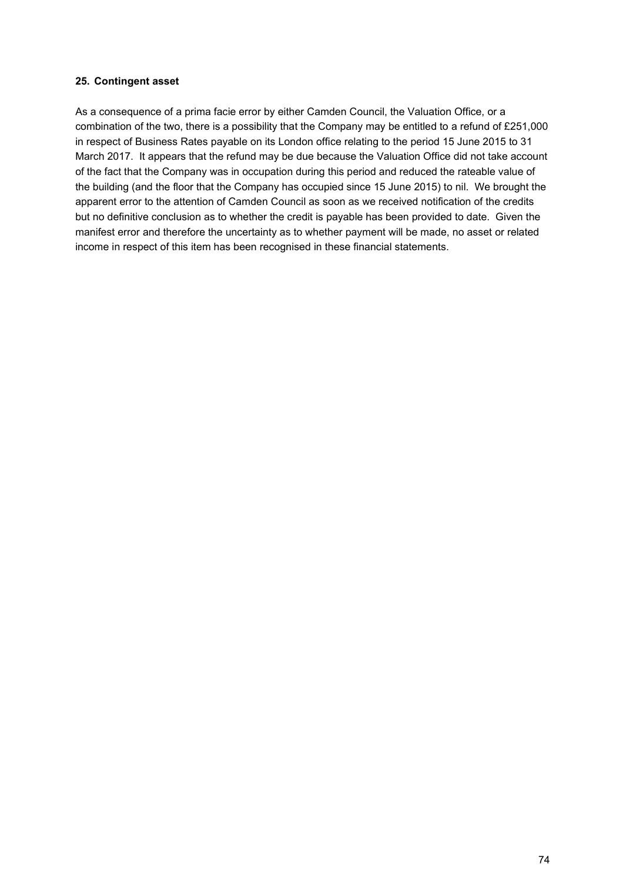## 25. Contingent asset

As a consequence of a prima facie error by either Camden Council, the Valuation Office, or a combination of the two, there is a possibility that the Company may be entitled to a refund of £251,000 in respect of Business Rates payable on its London office relating to the period 15 June 2015 to 31 March 2017. It appears that the refund may be due because the Valuation Office did not take account of the fact that the Company was in occupation during this period and reduced the rateable value of the building (and the floor that the Company has occupied since 15 June 2015) to nil. We brought the apparent error to the attention of Camden Council as soon as we received notification of the credits but no definitive conclusion as to whether the credit is payable has been provided to date. Given the manifest error and therefore the uncertainty as to whether payment will be made, no asset or related income in respect of this item has been recognised in these financial statements.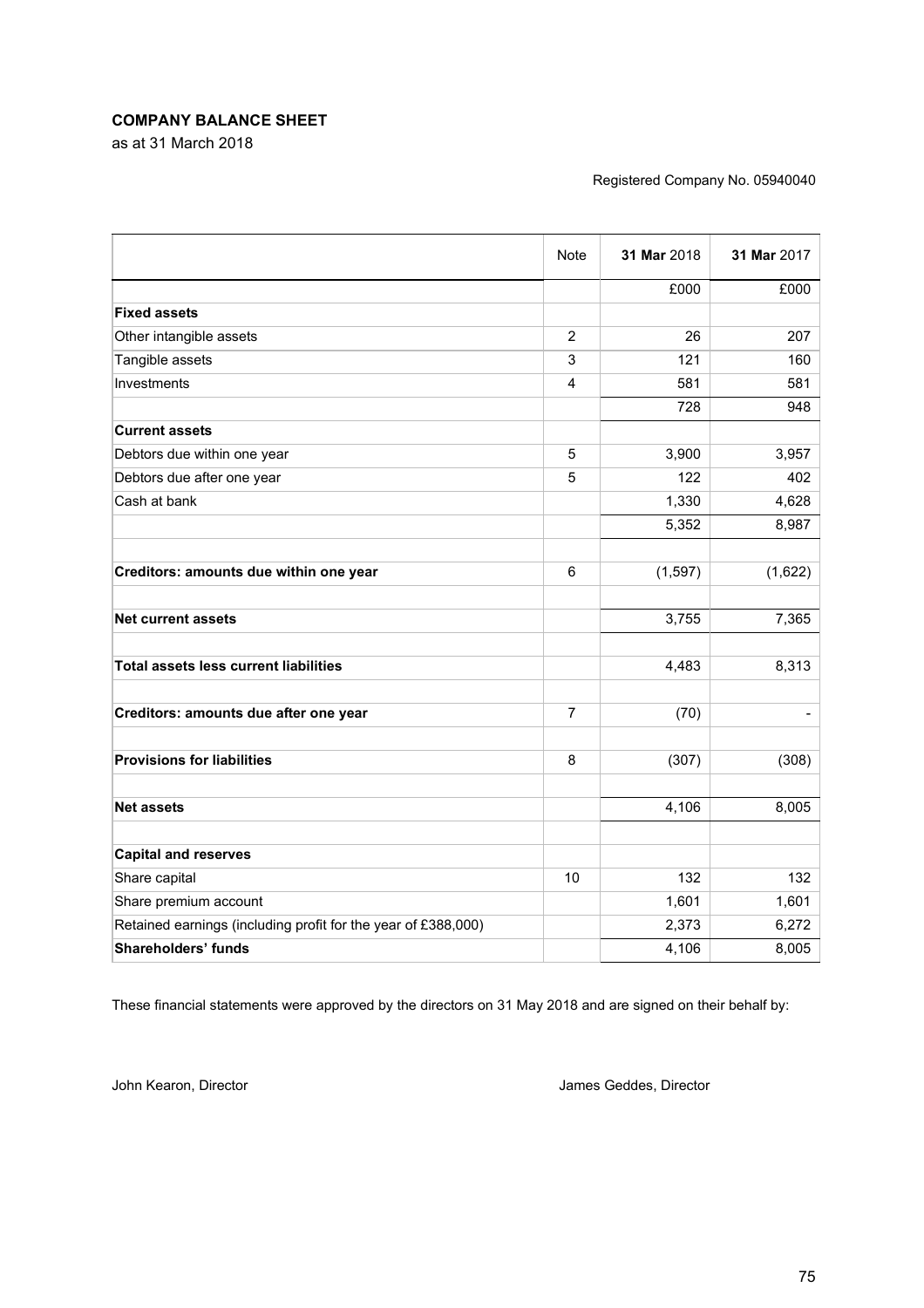## COMPANY BALANCE SHEET

as at 31 March 2018

Registered Company No. 05940040

| | Note | **31 Mar** 2018 | **31 Mar** 2017 |
|---|---|---|---|
| | | £000 | £000 |
| **Fixed assets** | | | |
| Other intangible assets | 2 | 26 | 207 |
| Tangible assets | 3 | 121 | 160 |
| Investments | 4 | 581 | 581 |
| | | 728 | 948 |
| **Current assets** | | | |
| Debtors due within one year | 5 | 3,900 | 3,957 |
| Debtors due after one year | 5 | 122 | 402 |
| Cash at bank | | 1,330 | 4,628 |
| | | 5,352 | 8,987 |
| | | | |
| **Creditors: amounts due within one year** | 6 | (1,597) | (1,622) |
| | | | |
| **Net current assets** | | 3,755 | 7,365 |
| | | | |
| **Total assets less current liabilities** | | 4,483 | 8,313 |
| | | | |
| **Creditors: amounts due after one year** | 7 | (70) | - |
| | | | |
| **Provisions for liabilities** | 8 | (307) | (308) |
| | | | |
| **Net assets** | | 4,106 | 8,005 |
| | | | |
| **Capital and reserves** | | | |
| Share capital | 10 | 132 | 132 |
| Share premium account | | 1,601 | 1,601 |
| Retained earnings (including profit for the year of £388,000) | | 2,373 | 6,272 |
| **Shareholders' funds** | | 4,106 | 8,005 |

These financial statements were approved by the directors on 31 May 2018 and are signed on their behalf by:

John Kearon, Director

James Geddes, Director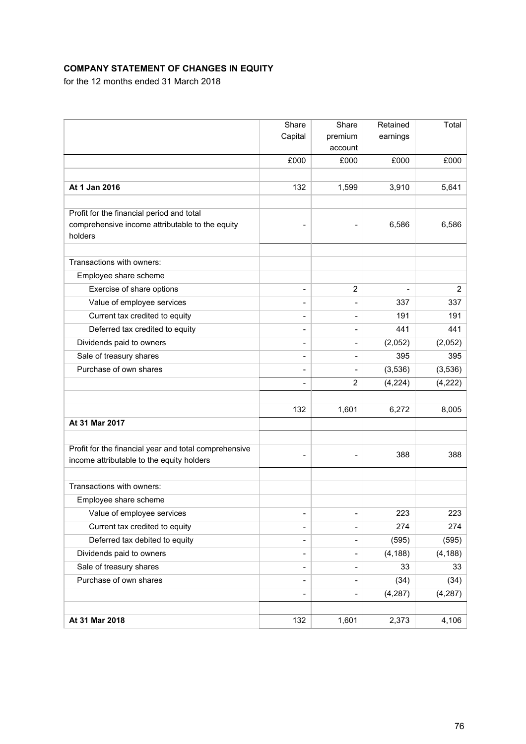**COMPANY STATEMENT OF CHANGES IN EQUITY**

for the 12 months ended 31 March 2018

| | Share Capital | Share premium account | Retained earnings | Total |
|---|---|---|---|---|
| | £000 | £000 | £000 | £000 |
| | | | | |
| **At 1 Jan 2016** | 132 | 1,599 | 3,910 | 5,641 |
| | | | | |
| Profit for the financial period and total comprehensive income attributable to the equity holders | - | - | 6,586 | 6,586 |
| | | | | |
| Transactions with owners: | | | | |
| Employee share scheme | | | | |
| Exercise of share options | - | 2 | - | 2 |
| Value of employee services | - | - | 337 | 337 |
| Current tax credited to equity | - | - | 191 | 191 |
| Deferred tax credited to equity | - | - | 441 | 441 |
| Dividends paid to owners | - | - | (2,052) | (2,052) |
| Sale of treasury shares | - | - | 395 | 395 |
| Purchase of own shares | - | - | (3,536) | (3,536) |
| | - | 2 | (4,224) | (4,222) |
| | | | | |
| | 132 | 1,601 | 6,272 | 8,005 |
| **At 31 Mar 2017** | | | | |
| | | | | |
| Profit for the financial year and total comprehensive income attributable to the equity holders | - | - | 388 | 388 |
| | | | | |
| Transactions with owners: | | | | |
| Employee share scheme | | | | |
| Value of employee services | - | - | 223 | 223 |
| Current tax credited to equity | - | - | 274 | 274 |
| Deferred tax debited to equity | - | - | (595) | (595) |
| Dividends paid to owners | - | - | (4,188) | (4,188) |
| Sale of treasury shares | - | - | 33 | 33 |
| Purchase of own shares | - | - | (34) | (34) |
| | - | - | (4,287) | (4,287) |
| | | | | |
| **At 31 Mar 2018** | 132 | 1,601 | 2,373 | 4,106 |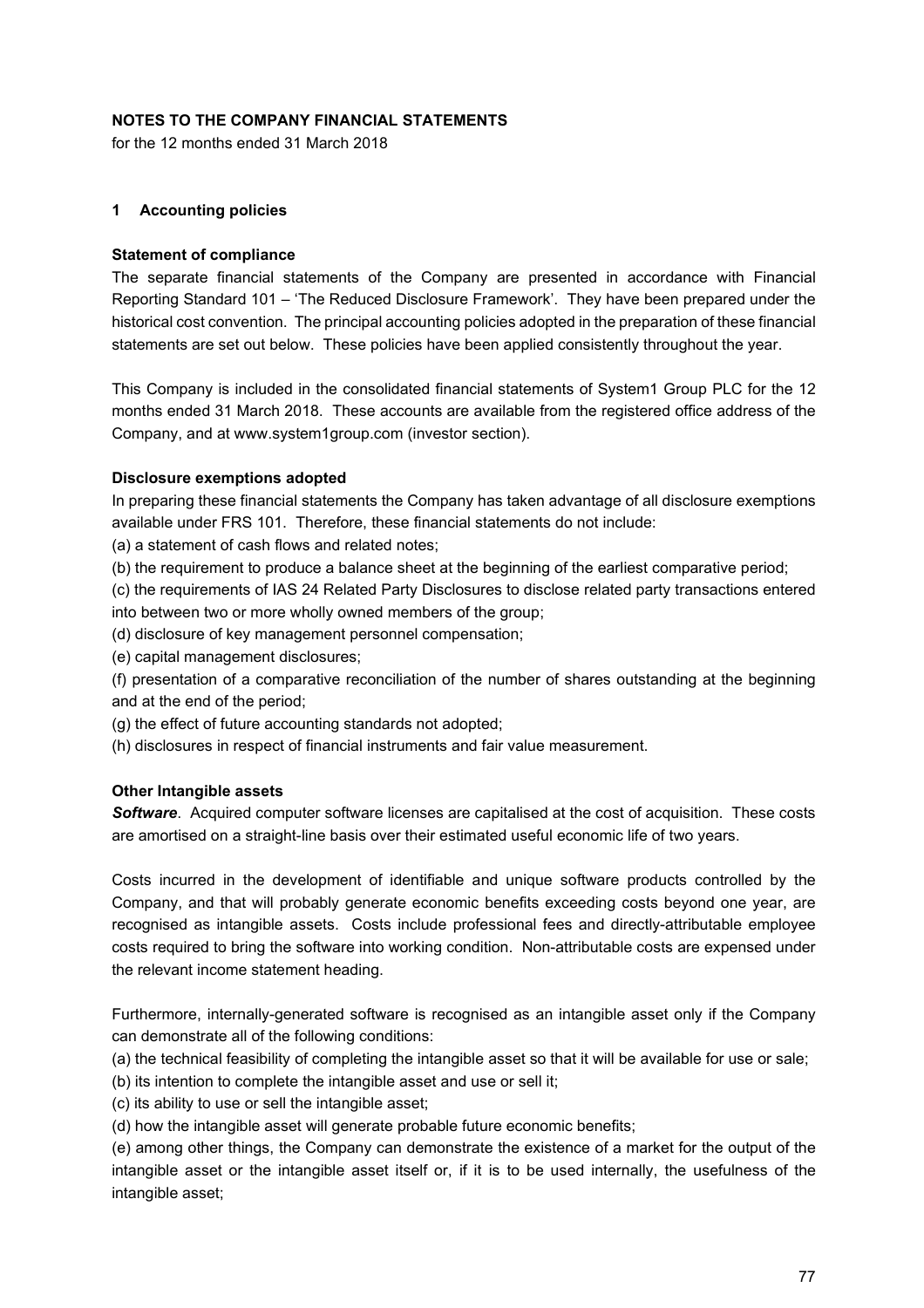# NOTES TO THE COMPANY FINANCIAL STATEMENTS

for the 12 months ended 31 March 2018

## 1 Accounting policies

### Statement of compliance

The separate financial statements of the Company are presented in accordance with Financial Reporting Standard 101 – 'The Reduced Disclosure Framework'. They have been prepared under the historical cost convention. The principal accounting policies adopted in the preparation of these financial statements are set out below. These policies have been applied consistently throughout the year.

This Company is included in the consolidated financial statements of System1 Group PLC for the 12 months ended 31 March 2018. These accounts are available from the registered office address of the Company, and at www.system1group.com (investor section).

### Disclosure exemptions adopted

In preparing these financial statements the Company has taken advantage of all disclosure exemptions available under FRS 101. Therefore, these financial statements do not include:

(a) a statement of cash flows and related notes;

(b) the requirement to produce a balance sheet at the beginning of the earliest comparative period;

(c) the requirements of IAS 24 Related Party Disclosures to disclose related party transactions entered into between two or more wholly owned members of the group;

(d) disclosure of key management personnel compensation;

(e) capital management disclosures;

(f) presentation of a comparative reconciliation of the number of shares outstanding at the beginning and at the end of the period;

(g) the effect of future accounting standards not adopted;

(h) disclosures in respect of financial instruments and fair value measurement.

### Other Intangible assets

***Software***. Acquired computer software licenses are capitalised at the cost of acquisition. These costs are amortised on a straight-line basis over their estimated useful economic life of two years.

Costs incurred in the development of identifiable and unique software products controlled by the Company, and that will probably generate economic benefits exceeding costs beyond one year, are recognised as intangible assets. Costs include professional fees and directly-attributable employee costs required to bring the software into working condition. Non-attributable costs are expensed under the relevant income statement heading.

Furthermore, internally-generated software is recognised as an intangible asset only if the Company can demonstrate all of the following conditions:

(a) the technical feasibility of completing the intangible asset so that it will be available for use or sale;

(b) its intention to complete the intangible asset and use or sell it;

(c) its ability to use or sell the intangible asset;

(d) how the intangible asset will generate probable future economic benefits;

(e) among other things, the Company can demonstrate the existence of a market for the output of the intangible asset or the intangible asset itself or, if it is to be used internally, the usefulness of the intangible asset;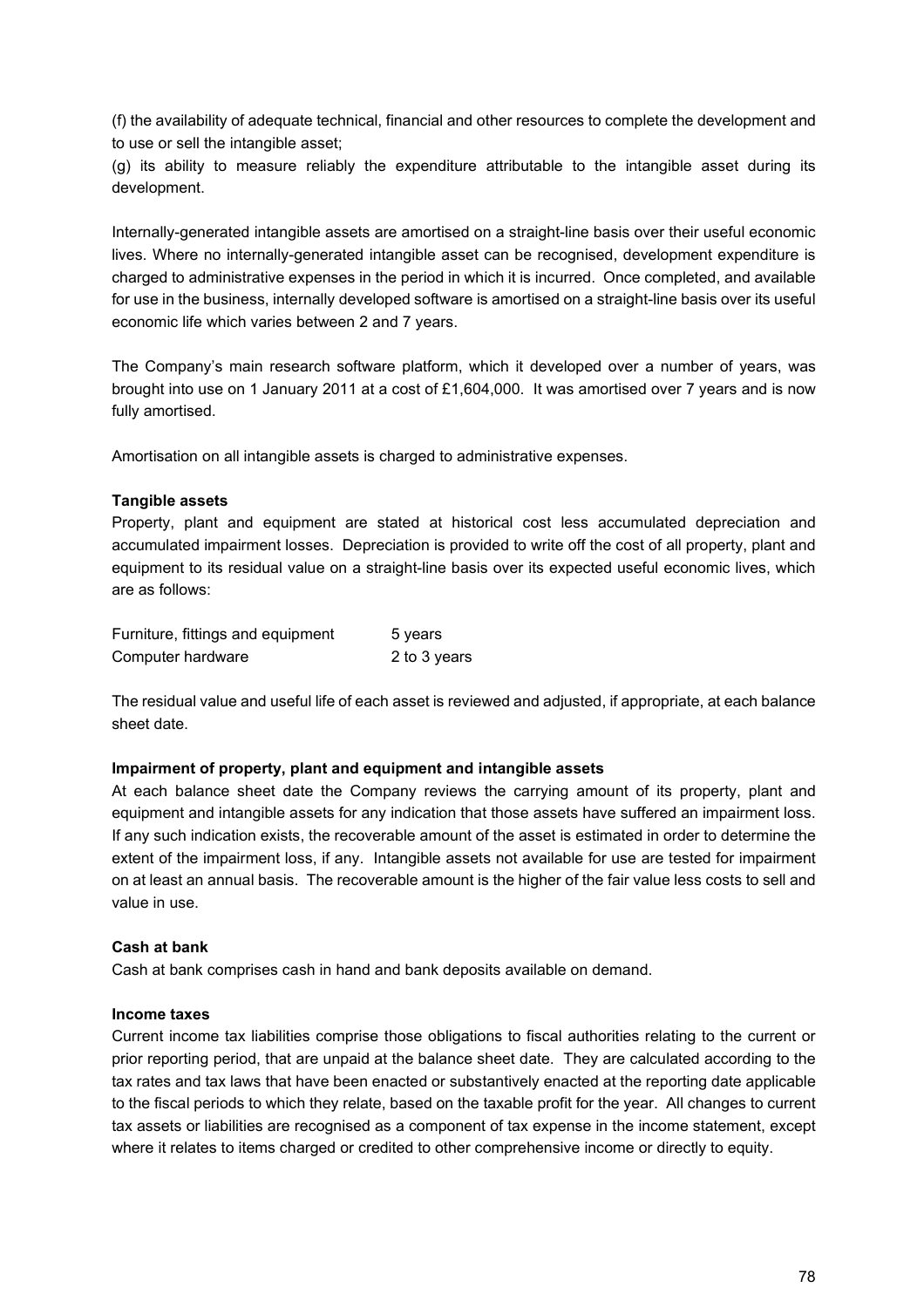(f) the availability of adequate technical, financial and other resources to complete the development and to use or sell the intangible asset;

(g) its ability to measure reliably the expenditure attributable to the intangible asset during its development.

Internally-generated intangible assets are amortised on a straight-line basis over their useful economic lives. Where no internally-generated intangible asset can be recognised, development expenditure is charged to administrative expenses in the period in which it is incurred. Once completed, and available for use in the business, internally developed software is amortised on a straight-line basis over its useful economic life which varies between 2 and 7 years.

The Company's main research software platform, which it developed over a number of years, was brought into use on 1 January 2011 at a cost of £1,604,000. It was amortised over 7 years and is now fully amortised.

Amortisation on all intangible assets is charged to administrative expenses.

**Tangible assets**

Property, plant and equipment are stated at historical cost less accumulated depreciation and accumulated impairment losses. Depreciation is provided to write off the cost of all property, plant and equipment to its residual value on a straight-line basis over its expected useful economic lives, which are as follows:

| | |
|---|---|
| Furniture, fittings and equipment | 5 years |
| Computer hardware | 2 to 3 years |

The residual value and useful life of each asset is reviewed and adjusted, if appropriate, at each balance sheet date.

**Impairment of property, plant and equipment and intangible assets**

At each balance sheet date the Company reviews the carrying amount of its property, plant and equipment and intangible assets for any indication that those assets have suffered an impairment loss. If any such indication exists, the recoverable amount of the asset is estimated in order to determine the extent of the impairment loss, if any. Intangible assets not available for use are tested for impairment on at least an annual basis. The recoverable amount is the higher of the fair value less costs to sell and value in use.

**Cash at bank**

Cash at bank comprises cash in hand and bank deposits available on demand.

**Income taxes**

Current income tax liabilities comprise those obligations to fiscal authorities relating to the current or prior reporting period, that are unpaid at the balance sheet date. They are calculated according to the tax rates and tax laws that have been enacted or substantively enacted at the reporting date applicable to the fiscal periods to which they relate, based on the taxable profit for the year. All changes to current tax assets or liabilities are recognised as a component of tax expense in the income statement, except where it relates to items charged or credited to other comprehensive income or directly to equity.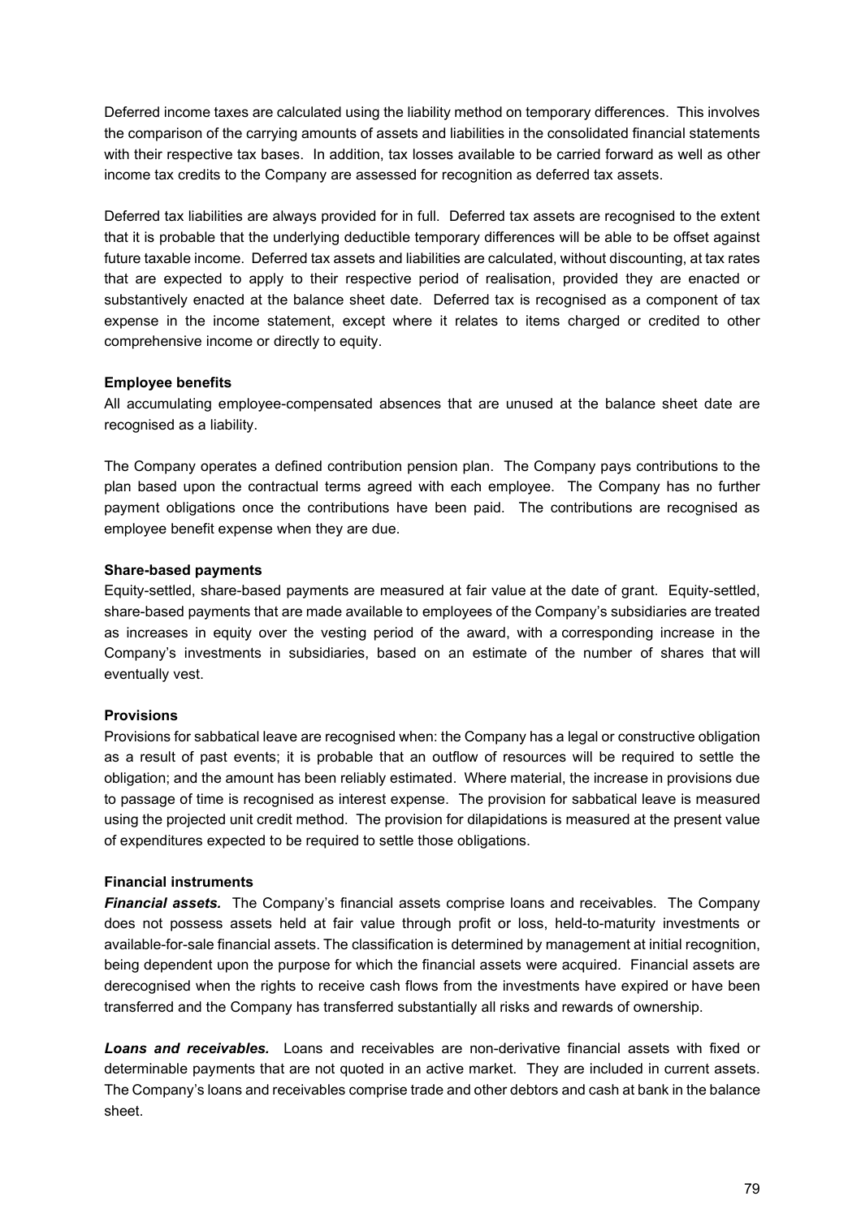Deferred income taxes are calculated using the liability method on temporary differences. This involves the comparison of the carrying amounts of assets and liabilities in the consolidated financial statements with their respective tax bases. In addition, tax losses available to be carried forward as well as other income tax credits to the Company are assessed for recognition as deferred tax assets.

Deferred tax liabilities are always provided for in full. Deferred tax assets are recognised to the extent that it is probable that the underlying deductible temporary differences will be able to be offset against future taxable income. Deferred tax assets and liabilities are calculated, without discounting, at tax rates that are expected to apply to their respective period of realisation, provided they are enacted or substantively enacted at the balance sheet date. Deferred tax is recognised as a component of tax expense in the income statement, except where it relates to items charged or credited to other comprehensive income or directly to equity.

**Employee benefits**

All accumulating employee-compensated absences that are unused at the balance sheet date are recognised as a liability.

The Company operates a defined contribution pension plan. The Company pays contributions to the plan based upon the contractual terms agreed with each employee. The Company has no further payment obligations once the contributions have been paid. The contributions are recognised as employee benefit expense when they are due.

**Share-based payments**

Equity-settled, share-based payments are measured at fair value at the date of grant. Equity-settled, share-based payments that are made available to employees of the Company's subsidiaries are treated as increases in equity over the vesting period of the award, with a corresponding increase in the Company's investments in subsidiaries, based on an estimate of the number of shares that will eventually vest.

**Provisions**

Provisions for sabbatical leave are recognised when: the Company has a legal or constructive obligation as a result of past events; it is probable that an outflow of resources will be required to settle the obligation; and the amount has been reliably estimated. Where material, the increase in provisions due to passage of time is recognised as interest expense. The provision for sabbatical leave is measured using the projected unit credit method. The provision for dilapidations is measured at the present value of expenditures expected to be required to settle those obligations.

**Financial instruments**

***Financial assets.*** The Company's financial assets comprise loans and receivables. The Company does not possess assets held at fair value through profit or loss, held-to-maturity investments or available-for-sale financial assets. The classification is determined by management at initial recognition, being dependent upon the purpose for which the financial assets were acquired. Financial assets are derecognised when the rights to receive cash flows from the investments have expired or have been transferred and the Company has transferred substantially all risks and rewards of ownership.

***Loans and receivables.*** Loans and receivables are non-derivative financial assets with fixed or determinable payments that are not quoted in an active market. They are included in current assets. The Company's loans and receivables comprise trade and other debtors and cash at bank in the balance sheet.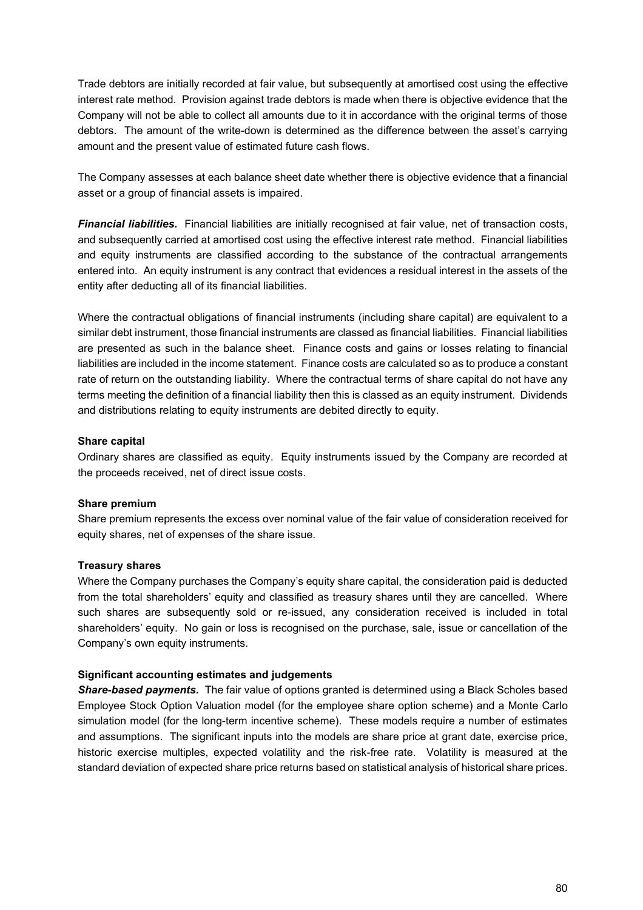Trade debtors are initially recorded at fair value, but subsequently at amortised cost using the effective interest rate method. Provision against trade debtors is made when there is objective evidence that the Company will not be able to collect all amounts due to it in accordance with the original terms of those debtors. The amount of the write-down is determined as the difference between the asset's carrying amount and the present value of estimated future cash flows.

The Company assesses at each balance sheet date whether there is objective evidence that a financial asset or a group of financial assets is impaired.

***Financial liabilities.*** Financial liabilities are initially recognised at fair value, net of transaction costs, and subsequently carried at amortised cost using the effective interest rate method. Financial liabilities and equity instruments are classified according to the substance of the contractual arrangements entered into. An equity instrument is any contract that evidences a residual interest in the assets of the entity after deducting all of its financial liabilities.

Where the contractual obligations of financial instruments (including share capital) are equivalent to a similar debt instrument, those financial instruments are classed as financial liabilities. Financial liabilities are presented as such in the balance sheet. Finance costs and gains or losses relating to financial liabilities are included in the income statement. Finance costs are calculated so as to produce a constant rate of return on the outstanding liability. Where the contractual terms of share capital do not have any terms meeting the definition of a financial liability then this is classed as an equity instrument. Dividends and distributions relating to equity instruments are debited directly to equity.

**Share capital**

Ordinary shares are classified as equity. Equity instruments issued by the Company are recorded at the proceeds received, net of direct issue costs.

**Share premium**

Share premium represents the excess over nominal value of the fair value of consideration received for equity shares, net of expenses of the share issue.

**Treasury shares**

Where the Company purchases the Company's equity share capital, the consideration paid is deducted from the total shareholders' equity and classified as treasury shares until they are cancelled. Where such shares are subsequently sold or re-issued, any consideration received is included in total shareholders' equity. No gain or loss is recognised on the purchase, sale, issue or cancellation of the Company's own equity instruments.

**Significant accounting estimates and judgements**

***Share-based payments.*** The fair value of options granted is determined using a Black Scholes based Employee Stock Option Valuation model (for the employee share option scheme) and a Monte Carlo simulation model (for the long-term incentive scheme). These models require a number of estimates and assumptions. The significant inputs into the models are share price at grant date, exercise price, historic exercise multiples, expected volatility and the risk-free rate. Volatility is measured at the standard deviation of expected share price returns based on statistical analysis of historical share prices.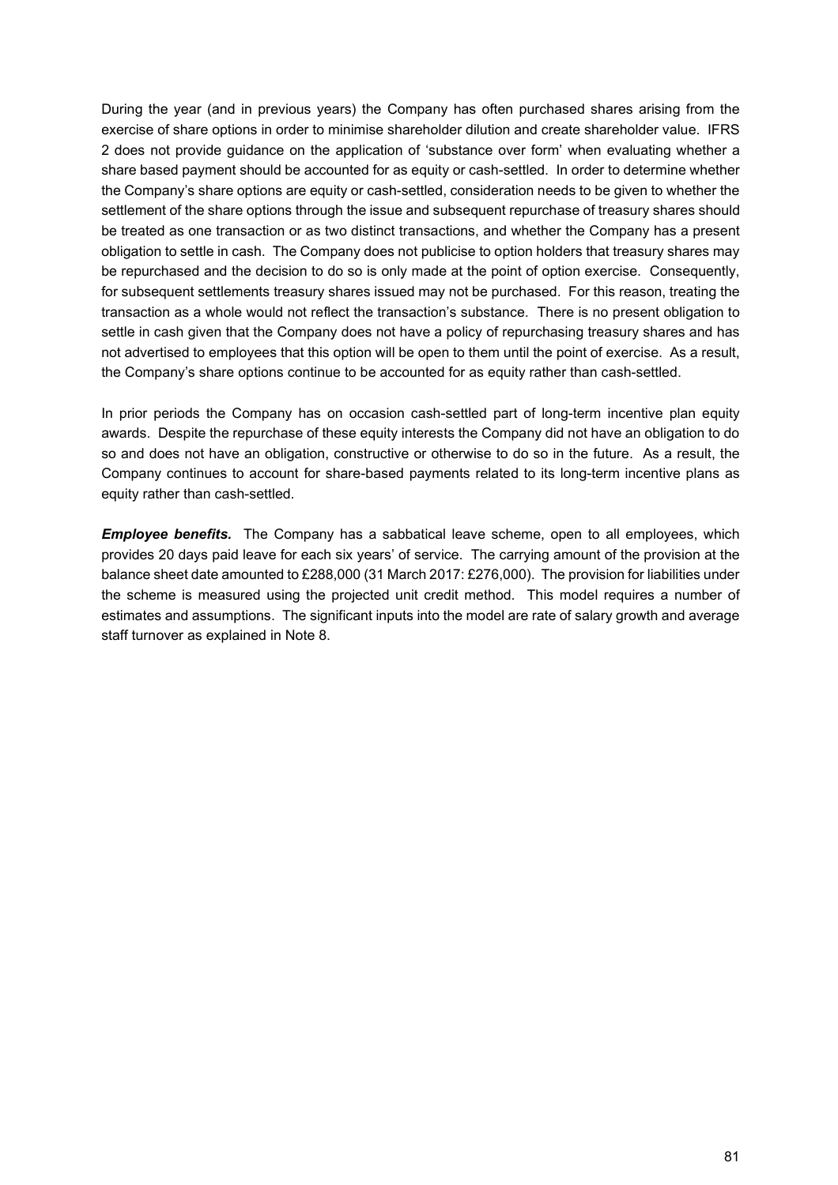During the year (and in previous years) the Company has often purchased shares arising from the exercise of share options in order to minimise shareholder dilution and create shareholder value. IFRS 2 does not provide guidance on the application of 'substance over form' when evaluating whether a share based payment should be accounted for as equity or cash-settled. In order to determine whether the Company's share options are equity or cash-settled, consideration needs to be given to whether the settlement of the share options through the issue and subsequent repurchase of treasury shares should be treated as one transaction or as two distinct transactions, and whether the Company has a present obligation to settle in cash. The Company does not publicise to option holders that treasury shares may be repurchased and the decision to do so is only made at the point of option exercise. Consequently, for subsequent settlements treasury shares issued may not be purchased. For this reason, treating the transaction as a whole would not reflect the transaction's substance. There is no present obligation to settle in cash given that the Company does not have a policy of repurchasing treasury shares and has not advertised to employees that this option will be open to them until the point of exercise. As a result, the Company's share options continue to be accounted for as equity rather than cash-settled.

In prior periods the Company has on occasion cash-settled part of long-term incentive plan equity awards. Despite the repurchase of these equity interests the Company did not have an obligation to do so and does not have an obligation, constructive or otherwise to do so in the future. As a result, the Company continues to account for share-based payments related to its long-term incentive plans as equity rather than cash-settled.

***Employee benefits.*** The Company has a sabbatical leave scheme, open to all employees, which provides 20 days paid leave for each six years' of service. The carrying amount of the provision at the balance sheet date amounted to £288,000 (31 March 2017: £276,000). The provision for liabilities under the scheme is measured using the projected unit credit method. This model requires a number of estimates and assumptions. The significant inputs into the model are rate of salary growth and average staff turnover as explained in Note 8.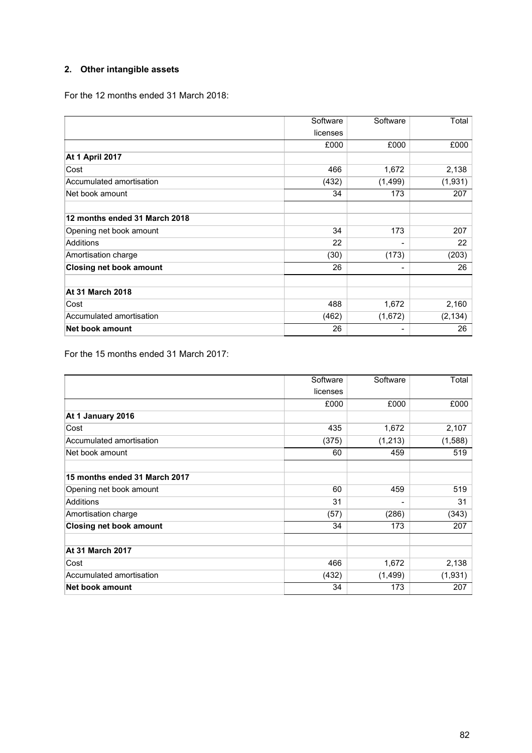## 2. Other intangible assets

For the 12 months ended 31 March 2018:

| | Software licenses | Software | Total |
|---|---|---|---|
| | £000 | £000 | £000 |
| **At 1 April 2017** | | | |
| Cost | 466 | 1,672 | 2,138 |
| Accumulated amortisation | (432) | (1,499) | (1,931) |
| Net book amount | 34 | 173 | 207 |
| | | | |
| **12 months ended 31 March 2018** | | | |
| Opening net book amount | 34 | 173 | 207 |
| Additions | 22 | - | 22 |
| Amortisation charge | (30) | (173) | (203) |
| **Closing net book amount** | 26 | - | 26 |
| | | | |
| **At 31 March 2018** | | | |
| Cost | 488 | 1,672 | 2,160 |
| Accumulated amortisation | (462) | (1,672) | (2,134) |
| **Net book amount** | 26 | - | 26 |

For the 15 months ended 31 March 2017:

| | Software licenses | Software | Total |
|---|---|---|---|
| | £000 | £000 | £000 |
| **At 1 January 2016** | | | |
| Cost | 435 | 1,672 | 2,107 |
| Accumulated amortisation | (375) | (1,213) | (1,588) |
| Net book amount | 60 | 459 | 519 |
| | | | |
| **15 months ended 31 March 2017** | | | |
| Opening net book amount | 60 | 459 | 519 |
| Additions | 31 | - | 31 |
| Amortisation charge | (57) | (286) | (343) |
| **Closing net book amount** | 34 | 173 | 207 |
| | | | |
| **At 31 March 2017** | | | |
| Cost | 466 | 1,672 | 2,138 |
| Accumulated amortisation | (432) | (1,499) | (1,931) |
| **Net book amount** | 34 | 173 | 207 |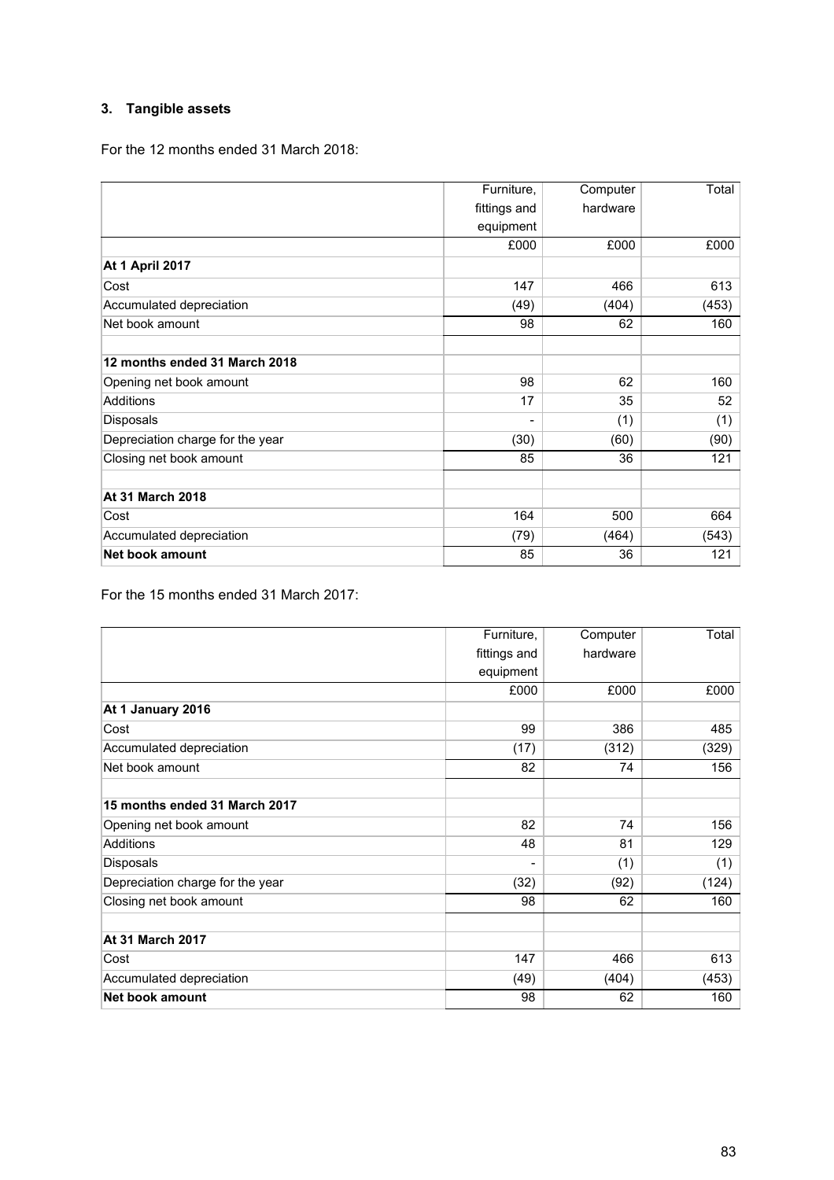### 3. Tangible assets

For the 12 months ended 31 March 2018:

| | Furniture, fittings and equipment | Computer hardware | Total |
|---|---|---|---|
| | £000 | £000 | £000 |
| **At 1 April 2017** | | | |
| Cost | 147 | 466 | 613 |
| Accumulated depreciation | (49) | (404) | (453) |
| Net book amount | 98 | 62 | 160 |
| | | | |
| **12 months ended 31 March 2018** | | | |
| Opening net book amount | 98 | 62 | 160 |
| Additions | 17 | 35 | 52 |
| Disposals | - | (1) | (1) |
| Depreciation charge for the year | (30) | (60) | (90) |
| Closing net book amount | 85 | 36 | 121 |
| | | | |
| **At 31 March 2018** | | | |
| Cost | 164 | 500 | 664 |
| Accumulated depreciation | (79) | (464) | (543) |
| **Net book amount** | 85 | 36 | 121 |

For the 15 months ended 31 March 2017:

| | Furniture, fittings and equipment | Computer hardware | Total |
|---|---|---|---|
| | £000 | £000 | £000 |
| **At 1 January 2016** | | | |
| Cost | 99 | 386 | 485 |
| Accumulated depreciation | (17) | (312) | (329) |
| Net book amount | 82 | 74 | 156 |
| | | | |
| **15 months ended 31 March 2017** | | | |
| Opening net book amount | 82 | 74 | 156 |
| Additions | 48 | 81 | 129 |
| Disposals | - | (1) | (1) |
| Depreciation charge for the year | (32) | (92) | (124) |
| Closing net book amount | 98 | 62 | 160 |
| | | | |
| **At 31 March 2017** | | | |
| Cost | 147 | 466 | 613 |
| Accumulated depreciation | (49) | (404) | (453) |
| **Net book amount** | 98 | 62 | 160 |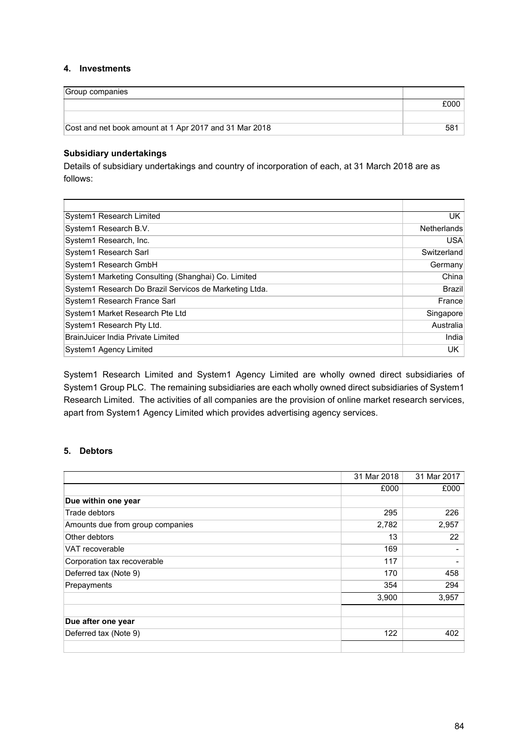#### 4. Investments

| Group companies | |
|---|---|
| | £000 |
| | |
| Cost and net book amount at 1 Apr 2017 and 31 Mar 2018 | 581 |

**Subsidiary undertakings**

Details of subsidiary undertakings and country of incorporation of each, at 31 March 2018 are as follows:

| | |
|---|---|
| System1 Research Limited | UK |
| System1 Research B.V. | Netherlands |
| System1 Research, Inc. | USA |
| System1 Research Sarl | Switzerland |
| System1 Research GmbH | Germany |
| System1 Marketing Consulting (Shanghai) Co. Limited | China |
| System1 Research Do Brazil Servicos de Marketing Ltda. | Brazil |
| System1 Research France Sarl | France |
| System1 Market Research Pte Ltd | Singapore |
| System1 Research Pty Ltd. | Australia |
| BrainJuicer India Private Limited | India |
| System1 Agency Limited | UK |

System1 Research Limited and System1 Agency Limited are wholly owned direct subsidiaries of System1 Group PLC. The remaining subsidiaries are each wholly owned direct subsidiaries of System1 Research Limited. The activities of all companies are the provision of online market research services, apart from System1 Agency Limited which provides advertising agency services.

#### 5. Debtors

| | 31 Mar 2018 | 31 Mar 2017 |
|---|---|---|
| | £000 | £000 |
| **Due within one year** | | |
| Trade debtors | 295 | 226 |
| Amounts due from group companies | 2,782 | 2,957 |
| Other debtors | 13 | 22 |
| VAT recoverable | 169 | - |
| Corporation tax recoverable | 117 | - |
| Deferred tax (Note 9) | 170 | 458 |
| Prepayments | 354 | 294 |
| | 3,900 | 3,957 |
| | | |
| **Due after one year** | | |
| Deferred tax (Note 9) | 122 | 402 |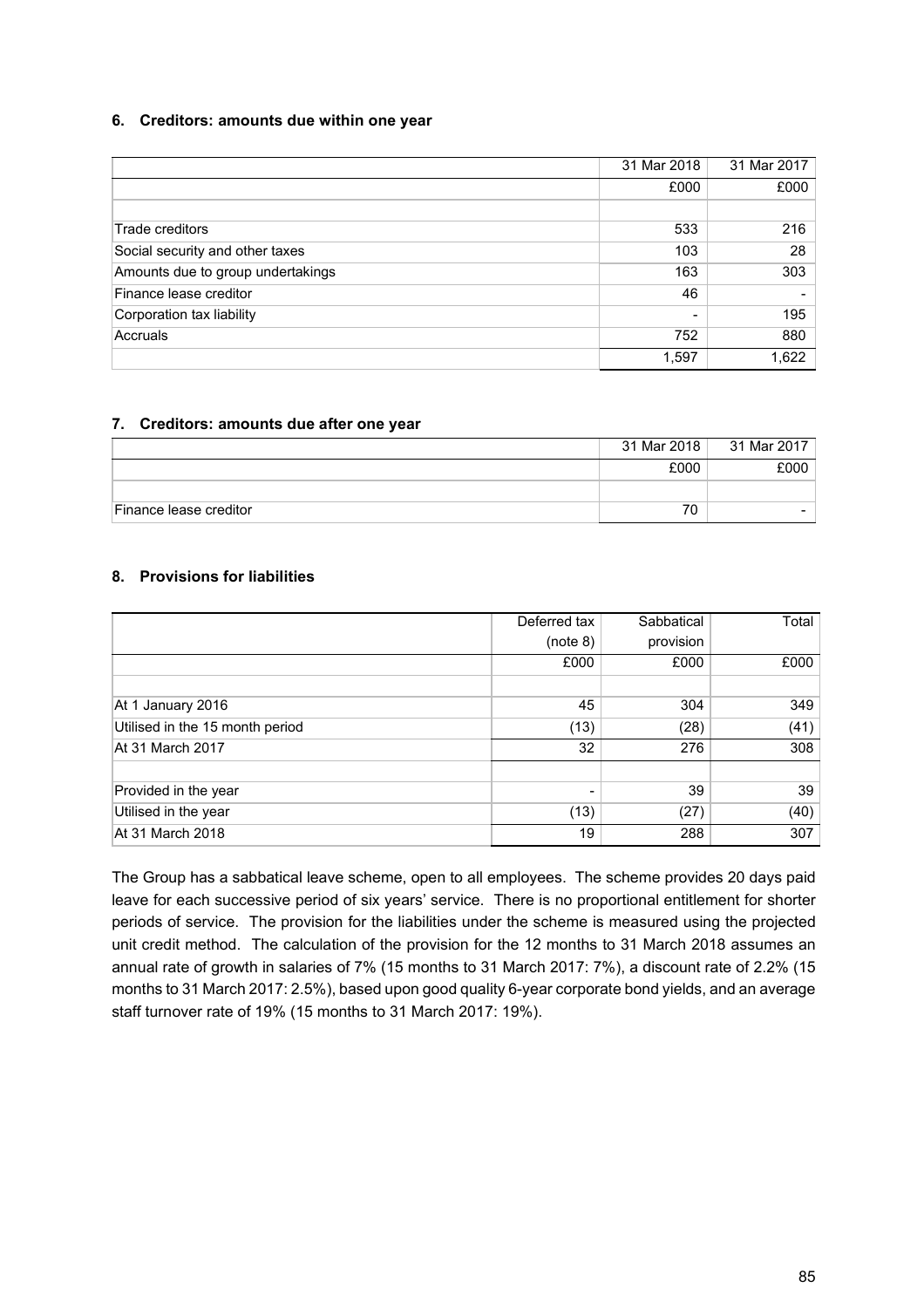### 6. Creditors: amounts due within one year

| | 31 Mar 2018 | 31 Mar 2017 |
|---|---|---|
| | £000 | £000 |
| | | |
| Trade creditors | 533 | 216 |
| Social security and other taxes | 103 | 28 |
| Amounts due to group undertakings | 163 | 303 |
| Finance lease creditor | 46 | - |
| Corporation tax liability | - | 195 |
| Accruals | 752 | 880 |
| | 1,597 | 1,622 |

### 7. Creditors: amounts due after one year

| | 31 Mar 2018 | 31 Mar 2017 |
|---|---|---|
| | £000 | £000 |
| | | |
| Finance lease creditor | 70 | - |

### 8. Provisions for liabilities

| | Deferred tax (note 8) | Sabbatical provision | Total |
|---|---|---|---|
| | £000 | £000 | £000 |
| | | | |
| At 1 January 2016 | 45 | 304 | 349 |
| Utilised in the 15 month period | (13) | (28) | (41) |
| At 31 March 2017 | 32 | 276 | 308 |
| | | | |
| Provided in the year | - | 39 | 39 |
| Utilised in the year | (13) | (27) | (40) |
| At 31 March 2018 | 19 | 288 | 307 |

The Group has a sabbatical leave scheme, open to all employees. The scheme provides 20 days paid leave for each successive period of six years' service. There is no proportional entitlement for shorter periods of service. The provision for the liabilities under the scheme is measured using the projected unit credit method. The calculation of the provision for the 12 months to 31 March 2018 assumes an annual rate of growth in salaries of 7% (15 months to 31 March 2017: 7%), a discount rate of 2.2% (15 months to 31 March 2017: 2.5%), based upon good quality 6-year corporate bond yields, and an average staff turnover rate of 19% (15 months to 31 March 2017: 19%).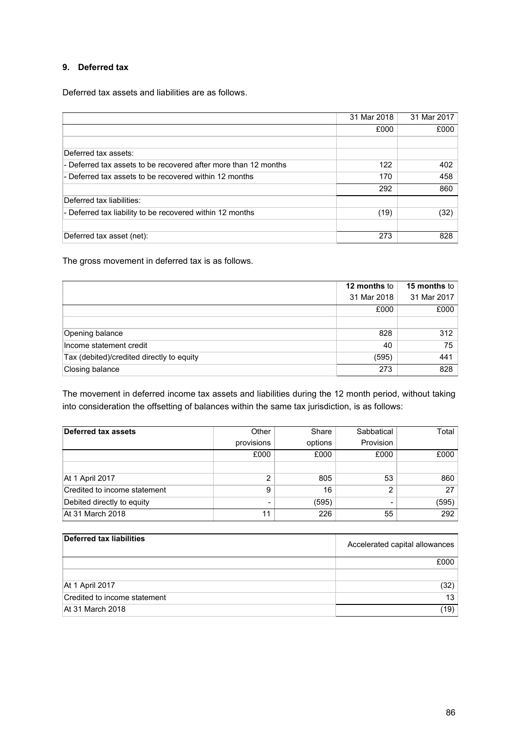## 9. Deferred tax

Deferred tax assets and liabilities are as follows.

| | 31 Mar 2018 | 31 Mar 2017 |
|---|---|---|
| | £000 | £000 |
| | | |
| Deferred tax assets: | | |
| - Deferred tax assets to be recovered after more than 12 months | 122 | 402 |
| - Deferred tax assets to be recovered within 12 months | 170 | 458 |
| | 292 | 860 |
| Deferred tax liabilities: | | |
| - Deferred tax liability to be recovered within 12 months | (19) | (32) |
| | | |
| Deferred tax asset (net): | 273 | 828 |

The gross movement in deferred tax is as follows.

| | **12 months** to 31 Mar 2018 | **15 months** to 31 Mar 2017 |
|---|---|---|
| | £000 | £000 |
| | | |
| Opening balance | 828 | 312 |
| Income statement credit | 40 | 75 |
| Tax (debited)/credited directly to equity | (595) | 441 |
| Closing balance | 273 | 828 |

The movement in deferred income tax assets and liabilities during the 12 month period, without taking into consideration the offsetting of balances within the same tax jurisdiction, is as follows:

| **Deferred tax assets** | Other provisions | Share options | Sabbatical Provision | Total |
|---|---|---|---|---|
| | £000 | £000 | £000 | £000 |
| | | | | |
| At 1 April 2017 | 2 | 805 | 53 | 860 |
| Credited to income statement | 9 | 16 | 2 | 27 |
| Debited directly to equity | - | (595) | - | (595) |
| At 31 March 2018 | 11 | 226 | 55 | 292 |

| **Deferred tax liabilities** | Accelerated capital allowances |
|---|---|
| | £000 |
| | |
| At 1 April 2017 | (32) |
| Credited to income statement | 13 |
| At 31 March 2018 | (19) |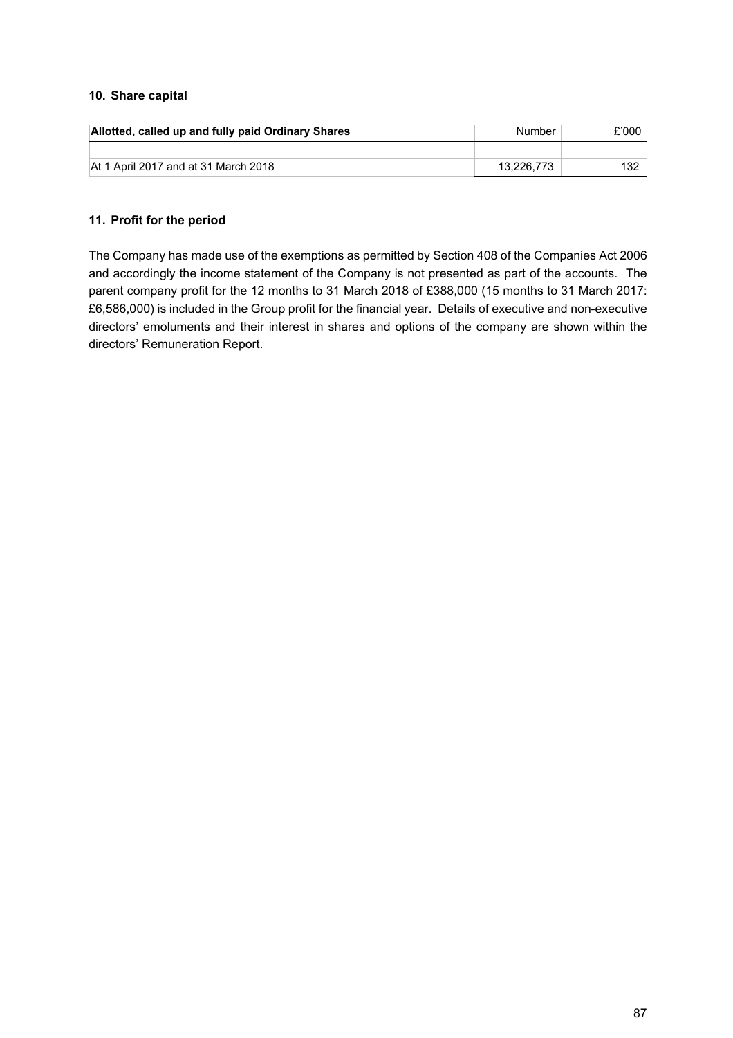## 10. Share capital

| Allotted, called up and fully paid Ordinary Shares | Number | £'000 |
|---|---|---|
| | | |
| At 1 April 2017 and at 31 March 2018 | 13,226,773 | 132 |

## 11. Profit for the period

The Company has made use of the exemptions as permitted by Section 408 of the Companies Act 2006 and accordingly the income statement of the Company is not presented as part of the accounts. The parent company profit for the 12 months to 31 March 2018 of £388,000 (15 months to 31 March 2017: £6,586,000) is included in the Group profit for the financial year. Details of executive and non-executive directors' emoluments and their interest in shares and options of the company are shown within the directors' Remuneration Report.